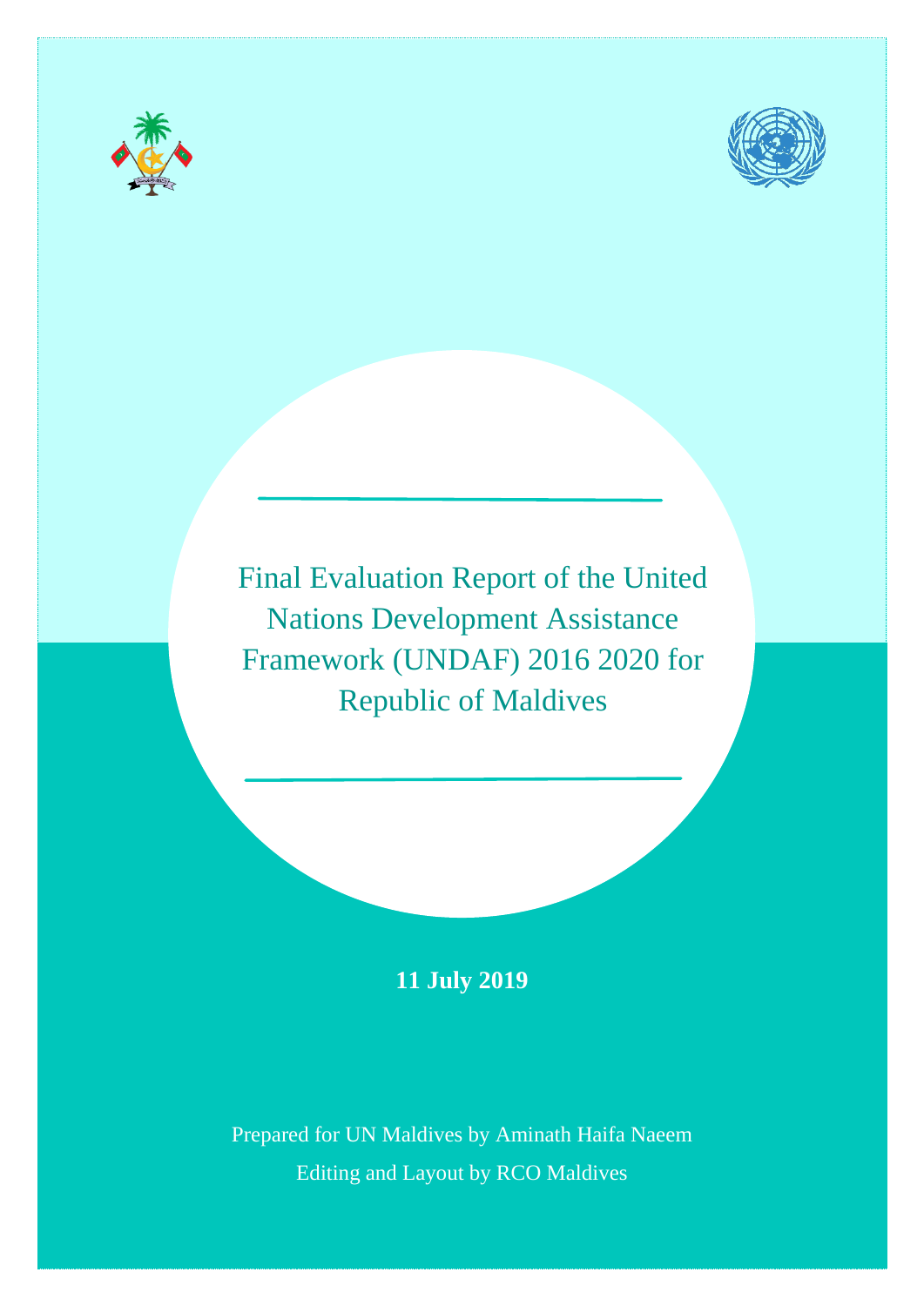# Final Evaluation Report of the United Nations Development Assistance Framework (UNDAF) 2016 2020 for Republic of Maldives

**11 July 2019**

Prepared for UN Maldives by Aminath Haifa Naeem

Editing and Layout by RCO Maldives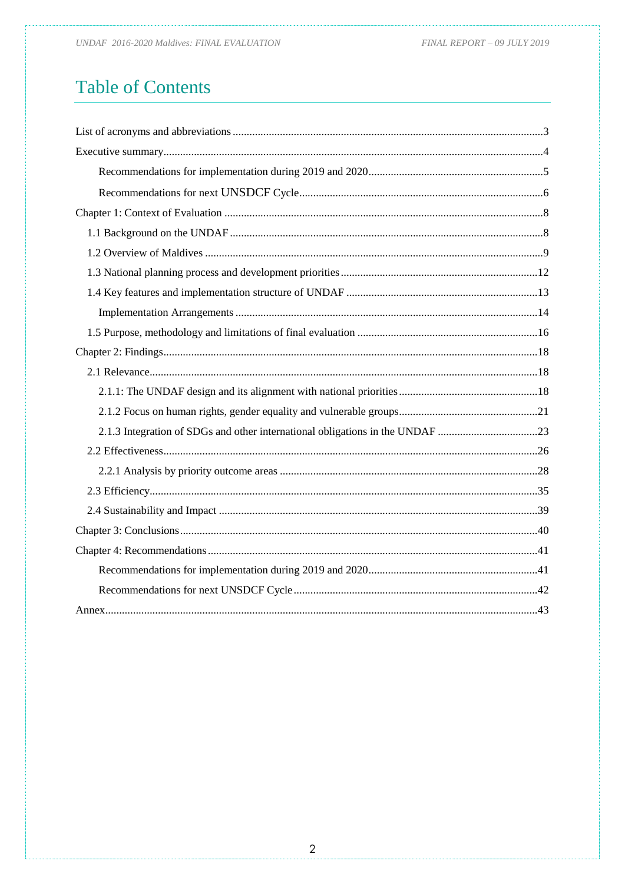# Table of Contents

List of acronyms and abbreviations ........................................................................................................3

Executive summary........................................................................................................................................4

- Recommendations for implementation during 2019 and 2020...............................................................5
- Recommendations for next UNSDCF Cycle..........................................................................................6

Chapter 1: Context of Evaluation ..................................................................................................................8

- 1.1 Background on the UNDAF ..............................................................................................................8
- 1.2 Overview of Maldives .......................................................................................................................9
- 1.3 National planning process and development priorities .....................................................................12
- 1.4 Key features and implementation structure of UNDAF ....................................................................13
  - Implementation Arrangements ..........................................................................................................14
- 1.5 Purpose, methodology and limitations of final evaluation ..................................................................16

Chapter 2: Findings.......................................................................................................................................18

- 2.1 Relevance...........................................................................................................................................18
  - 2.1.1: The UNDAF design and its alignment with national priorities ..................................................18
  - 2.1.2 Focus on human rights, gender equality and vulnerable groups..................................................21
  - 2.1.3 Integration of SDGs and other international obligations in the UNDAF ....................................23
- 2.2 Effectiveness.......................................................................................................................................26
  - 2.2.1 Analysis by priority outcome areas ............................................................................................28
- 2.3 Efficiency............................................................................................................................................35
- 2.4 Sustainability and Impact ..................................................................................................................39

Chapter 3: Conclusions.................................................................................................................................40

Chapter 4: Recommendations.......................................................................................................................41

- Recommendations for implementation during 2019 and 2020.............................................................41
- Recommendations for next UNSDCF Cycle.........................................................................................42

Annex............................................................................................................................................................43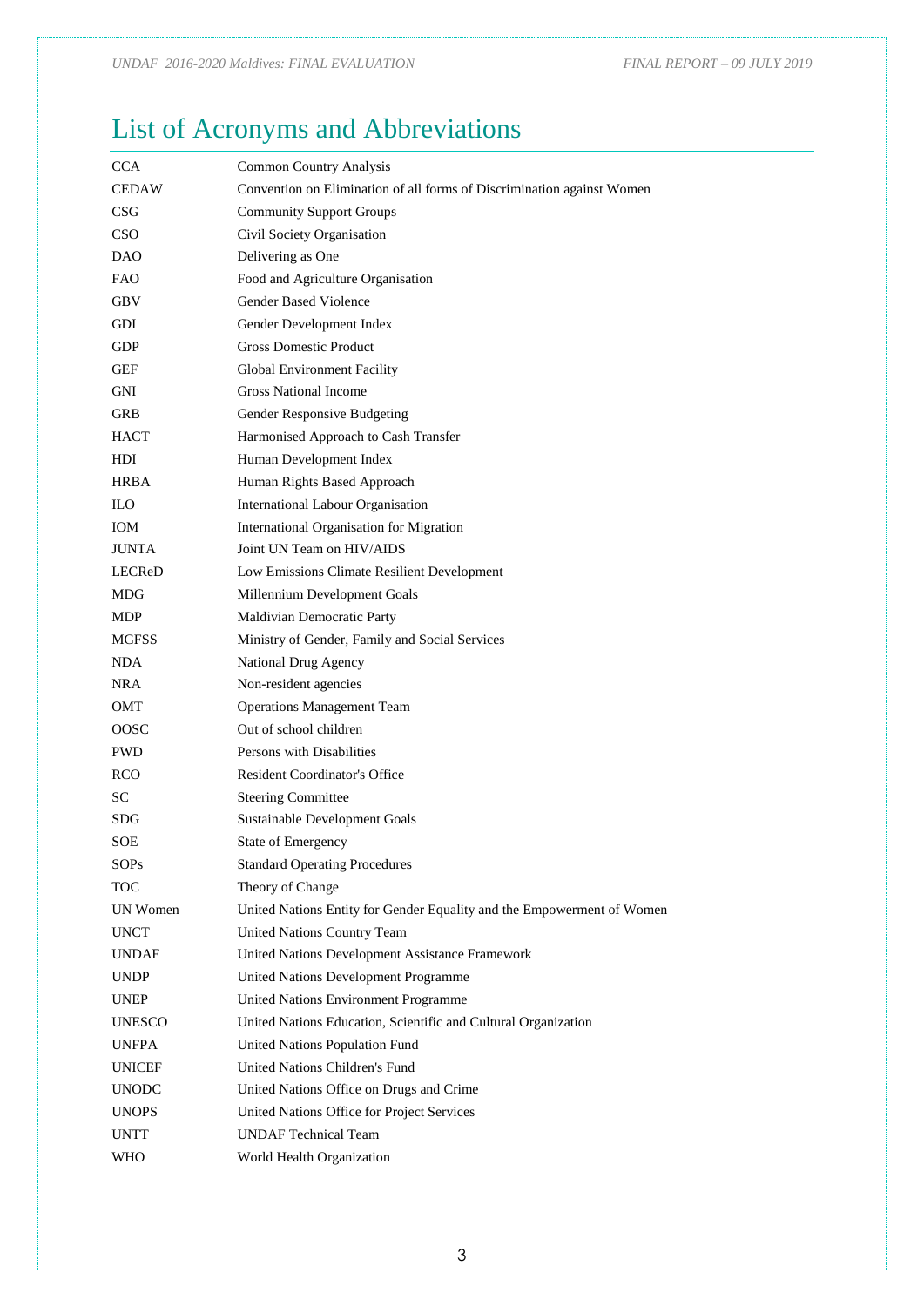# List of Acronyms and Abbreviations

| | |
|---|---|
| CCA | Common Country Analysis |
| CEDAW | Convention on Elimination of all forms of Discrimination against Women |
| CSG | Community Support Groups |
| CSO | Civil Society Organisation |
| DAO | Delivering as One |
| FAO | Food and Agriculture Organisation |
| GBV | Gender Based Violence |
| GDI | Gender Development Index |
| GDP | Gross Domestic Product |
| GEF | Global Environment Facility |
| GNI | Gross National Income |
| GRB | Gender Responsive Budgeting |
| HACT | Harmonised Approach to Cash Transfer |
| HDI | Human Development Index |
| HRBA | Human Rights Based Approach |
| ILO | International Labour Organisation |
| IOM | International Organisation for Migration |
| JUNTA | Joint UN Team on HIV/AIDS |
| LECReD | Low Emissions Climate Resilient Development |
| MDG | Millennium Development Goals |
| MDP | Maldivian Democratic Party |
| MGFSS | Ministry of Gender, Family and Social Services |
| NDA | National Drug Agency |
| NRA | Non-resident agencies |
| OMT | Operations Management Team |
| OOSC | Out of school children |
| PWD | Persons with Disabilities |
| RCO | Resident Coordinator's Office |
| SC | Steering Committee |
| SDG | Sustainable Development Goals |
| SOE | State of Emergency |
| SOPs | Standard Operating Procedures |
| TOC | Theory of Change |
| UN Women | United Nations Entity for Gender Equality and the Empowerment of Women |
| UNCT | United Nations Country Team |
| UNDAF | United Nations Development Assistance Framework |
| UNDP | United Nations Development Programme |
| UNEP | United Nations Environment Programme |
| UNESCO | United Nations Education, Scientific and Cultural Organization |
| UNFPA | United Nations Population Fund |
| UNICEF | United Nations Children's Fund |
| UNODC | United Nations Office on Drugs and Crime |
| UNOPS | United Nations Office for Project Services |
| UNTT | UNDAF Technical Team |
| WHO | World Health Organization |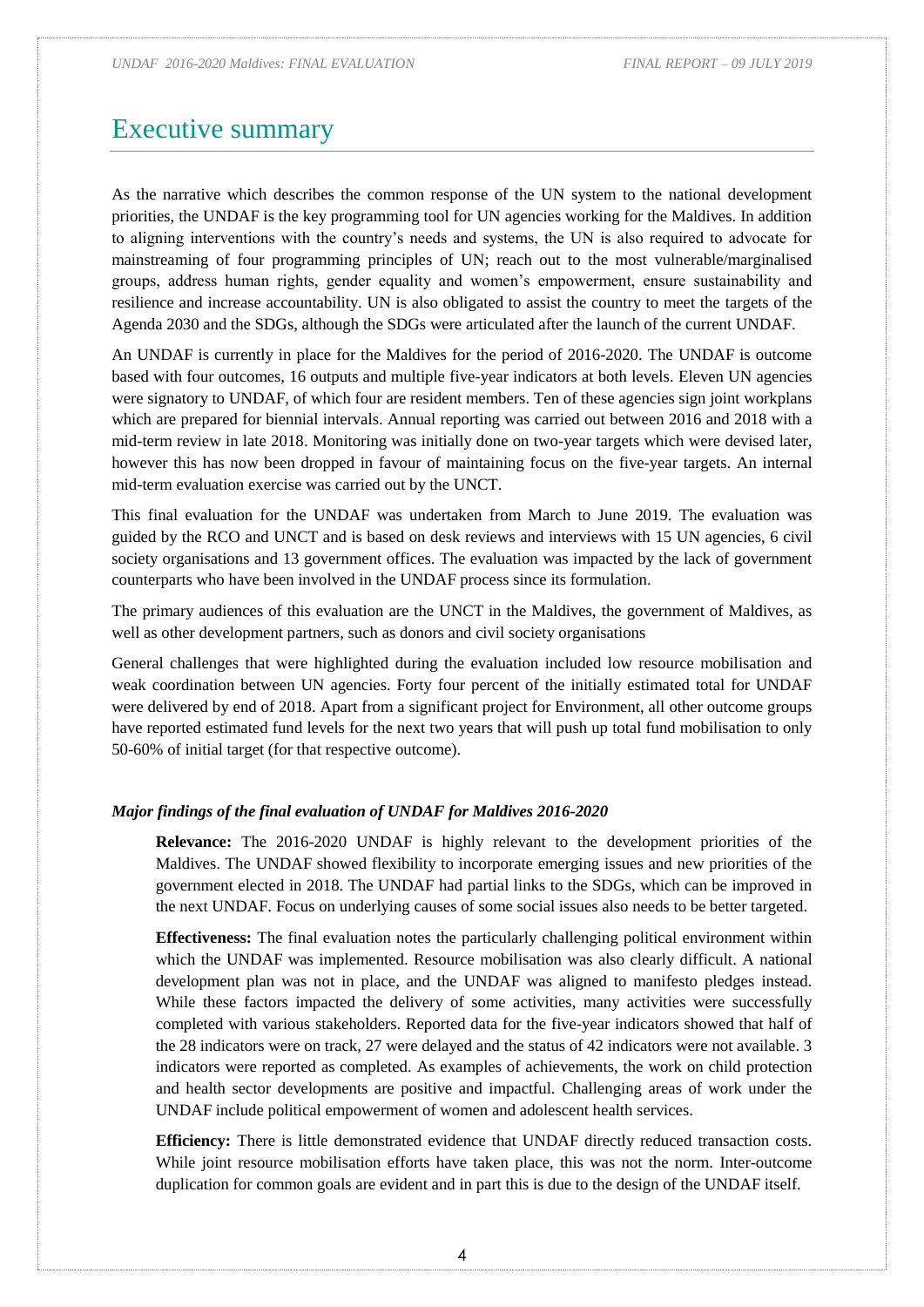# Executive summary

As the narrative which describes the common response of the UN system to the national development priorities, the UNDAF is the key programming tool for UN agencies working for the Maldives. In addition to aligning interventions with the country's needs and systems, the UN is also required to advocate for mainstreaming of four programming principles of UN; reach out to the most vulnerable/marginalised groups, address human rights, gender equality and women's empowerment, ensure sustainability and resilience and increase accountability. UN is also obligated to assist the country to meet the targets of the Agenda 2030 and the SDGs, although the SDGs were articulated after the launch of the current UNDAF.

An UNDAF is currently in place for the Maldives for the period of 2016-2020. The UNDAF is outcome based with four outcomes, 16 outputs and multiple five-year indicators at both levels. Eleven UN agencies were signatory to UNDAF, of which four are resident members. Ten of these agencies sign joint workplans which are prepared for biennial intervals. Annual reporting was carried out between 2016 and 2018 with a mid-term review in late 2018. Monitoring was initially done on two-year targets which were devised later, however this has now been dropped in favour of maintaining focus on the five-year targets. An internal mid-term evaluation exercise was carried out by the UNCT.

This final evaluation for the UNDAF was undertaken from March to June 2019. The evaluation was guided by the RCO and UNCT and is based on desk reviews and interviews with 15 UN agencies, 6 civil society organisations and 13 government offices. The evaluation was impacted by the lack of government counterparts who have been involved in the UNDAF process since its formulation.

The primary audiences of this evaluation are the UNCT in the Maldives, the government of Maldives, as well as other development partners, such as donors and civil society organisations

General challenges that were highlighted during the evaluation included low resource mobilisation and weak coordination between UN agencies. Forty four percent of the initially estimated total for UNDAF were delivered by end of 2018. Apart from a significant project for Environment, all other outcome groups have reported estimated fund levels for the next two years that will push up total fund mobilisation to only 50-60% of initial target (for that respective outcome).

***Major findings of the final evaluation of UNDAF for Maldives 2016-2020***

**Relevance:** The 2016-2020 UNDAF is highly relevant to the development priorities of the Maldives. The UNDAF showed flexibility to incorporate emerging issues and new priorities of the government elected in 2018. The UNDAF had partial links to the SDGs, which can be improved in the next UNDAF. Focus on underlying causes of some social issues also needs to be better targeted.

**Effectiveness:** The final evaluation notes the particularly challenging political environment within which the UNDAF was implemented. Resource mobilisation was also clearly difficult. A national development plan was not in place, and the UNDAF was aligned to manifesto pledges instead. While these factors impacted the delivery of some activities, many activities were successfully completed with various stakeholders. Reported data for the five-year indicators showed that half of the 28 indicators were on track, 27 were delayed and the status of 42 indicators were not available. 3 indicators were reported as completed. As examples of achievements, the work on child protection and health sector developments are positive and impactful. Challenging areas of work under the UNDAF include political empowerment of women and adolescent health services.

**Efficiency:** There is little demonstrated evidence that UNDAF directly reduced transaction costs. While joint resource mobilisation efforts have taken place, this was not the norm. Inter-outcome duplication for common goals are evident and in part this is due to the design of the UNDAF itself.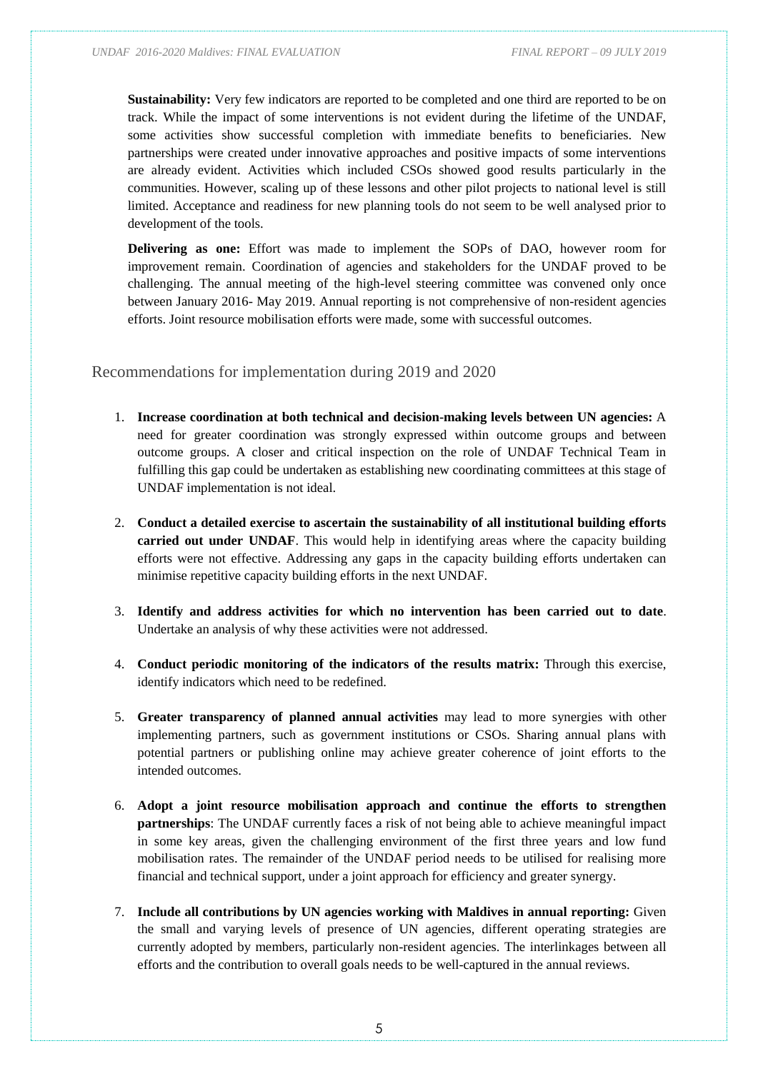**Sustainability:** Very few indicators are reported to be completed and one third are reported to be on track. While the impact of some interventions is not evident during the lifetime of the UNDAF, some activities show successful completion with immediate benefits to beneficiaries. New partnerships were created under innovative approaches and positive impacts of some interventions are already evident. Activities which included CSOs showed good results particularly in the communities. However, scaling up of these lessons and other pilot projects to national level is still limited. Acceptance and readiness for new planning tools do not seem to be well analysed prior to development of the tools.

**Delivering as one:** Effort was made to implement the SOPs of DAO, however room for improvement remain. Coordination of agencies and stakeholders for the UNDAF proved to be challenging. The annual meeting of the high-level steering committee was convened only once between January 2016- May 2019. Annual reporting is not comprehensive of non-resident agencies efforts. Joint resource mobilisation efforts were made, some with successful outcomes.

## Recommendations for implementation during 2019 and 2020

1. **Increase coordination at both technical and decision-making levels between UN agencies:** A need for greater coordination was strongly expressed within outcome groups and between outcome groups. A closer and critical inspection on the role of UNDAF Technical Team in fulfilling this gap could be undertaken as establishing new coordinating committees at this stage of UNDAF implementation is not ideal.

2. **Conduct a detailed exercise to ascertain the sustainability of all institutional building efforts carried out under UNDAF**. This would help in identifying areas where the capacity building efforts were not effective. Addressing any gaps in the capacity building efforts undertaken can minimise repetitive capacity building efforts in the next UNDAF.

3. **Identify and address activities for which no intervention has been carried out to date**. Undertake an analysis of why these activities were not addressed.

4. **Conduct periodic monitoring of the indicators of the results matrix:** Through this exercise, identify indicators which need to be redefined.

5. **Greater transparency of planned annual activities** may lead to more synergies with other implementing partners, such as government institutions or CSOs. Sharing annual plans with potential partners or publishing online may achieve greater coherence of joint efforts to the intended outcomes.

6. **Adopt a joint resource mobilisation approach and continue the efforts to strengthen partnerships**: The UNDAF currently faces a risk of not being able to achieve meaningful impact in some key areas, given the challenging environment of the first three years and low fund mobilisation rates. The remainder of the UNDAF period needs to be utilised for realising more financial and technical support, under a joint approach for efficiency and greater synergy.

7. **Include all contributions by UN agencies working with Maldives in annual reporting:** Given the small and varying levels of presence of UN agencies, different operating strategies are currently adopted by members, particularly non-resident agencies. The interlinkages between all efforts and the contribution to overall goals needs to be well-captured in the annual reviews.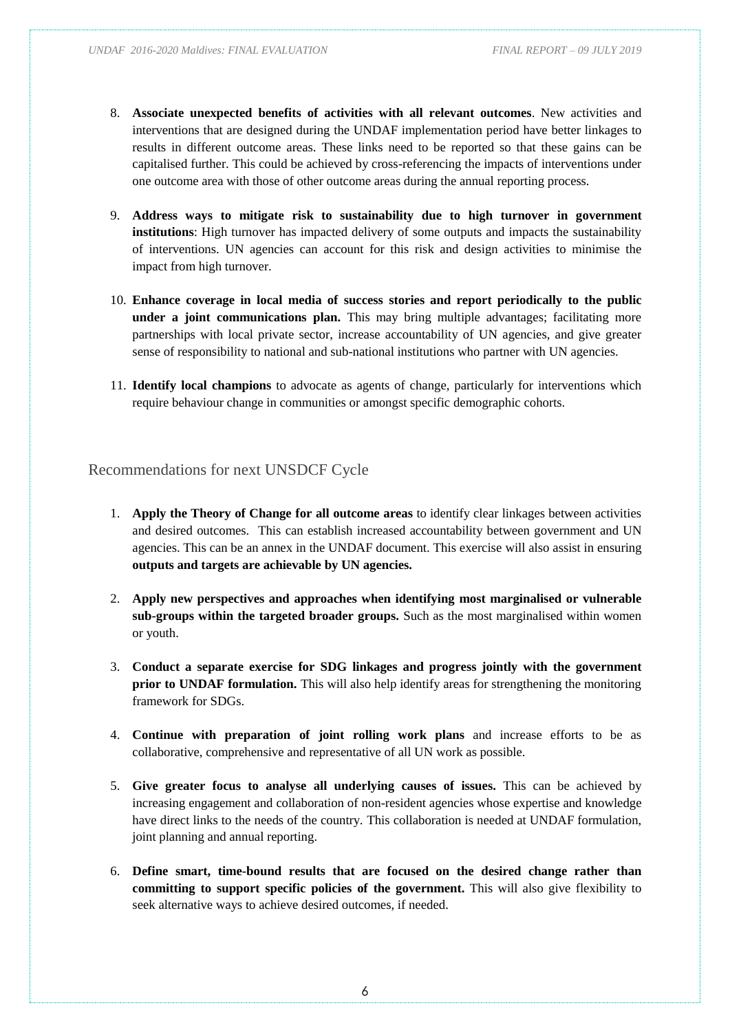8. **Associate unexpected benefits of activities with all relevant outcomes**. New activities and interventions that are designed during the UNDAF implementation period have better linkages to results in different outcome areas. These links need to be reported so that these gains can be capitalised further. This could be achieved by cross-referencing the impacts of interventions under one outcome area with those of other outcome areas during the annual reporting process.

9. **Address ways to mitigate risk to sustainability due to high turnover in government institutions**: High turnover has impacted delivery of some outputs and impacts the sustainability of interventions. UN agencies can account for this risk and design activities to minimise the impact from high turnover.

10. **Enhance coverage in local media of success stories and report periodically to the public under a joint communications plan.** This may bring multiple advantages; facilitating more partnerships with local private sector, increase accountability of UN agencies, and give greater sense of responsibility to national and sub-national institutions who partner with UN agencies.

11. **Identify local champions** to advocate as agents of change, particularly for interventions which require behaviour change in communities or amongst specific demographic cohorts.

## Recommendations for next UNSDCF Cycle

1. **Apply the Theory of Change for all outcome areas** to identify clear linkages between activities and desired outcomes. This can establish increased accountability between government and UN agencies. This can be an annex in the UNDAF document. This exercise will also assist in ensuring **outputs and targets are achievable by UN agencies.**

2. **Apply new perspectives and approaches when identifying most marginalised or vulnerable sub-groups within the targeted broader groups.** Such as the most marginalised within women or youth.

3. **Conduct a separate exercise for SDG linkages and progress jointly with the government prior to UNDAF formulation.** This will also help identify areas for strengthening the monitoring framework for SDGs.

4. **Continue with preparation of joint rolling work plans** and increase efforts to be as collaborative, comprehensive and representative of all UN work as possible.

5. **Give greater focus to analyse all underlying causes of issues.** This can be achieved by increasing engagement and collaboration of non-resident agencies whose expertise and knowledge have direct links to the needs of the country. This collaboration is needed at UNDAF formulation, joint planning and annual reporting.

6. **Define smart, time-bound results that are focused on the desired change rather than committing to support specific policies of the government.** This will also give flexibility to seek alternative ways to achieve desired outcomes, if needed.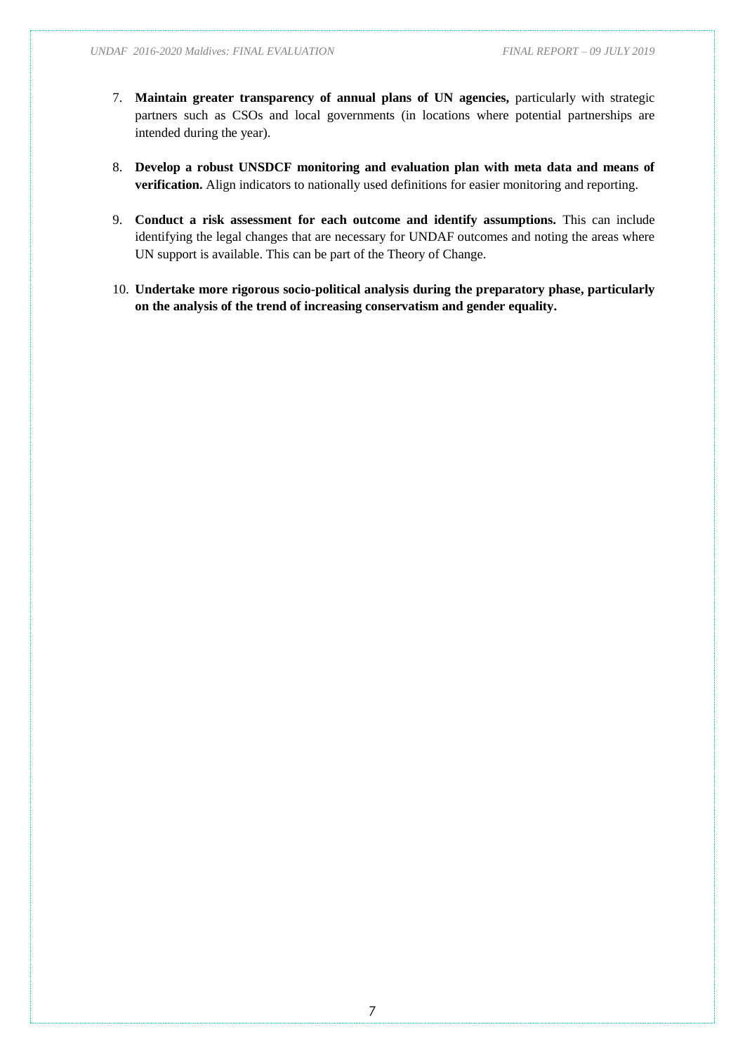7. **Maintain greater transparency of annual plans of UN agencies,** particularly with strategic partners such as CSOs and local governments (in locations where potential partnerships are intended during the year).

8. **Develop a robust UNSDCF monitoring and evaluation plan with meta data and means of verification.** Align indicators to nationally used definitions for easier monitoring and reporting.

9. **Conduct a risk assessment for each outcome and identify assumptions.** This can include identifying the legal changes that are necessary for UNDAF outcomes and noting the areas where UN support is available. This can be part of the Theory of Change.

10. **Undertake more rigorous socio-political analysis during the preparatory phase, particularly on the analysis of the trend of increasing conservatism and gender equality.**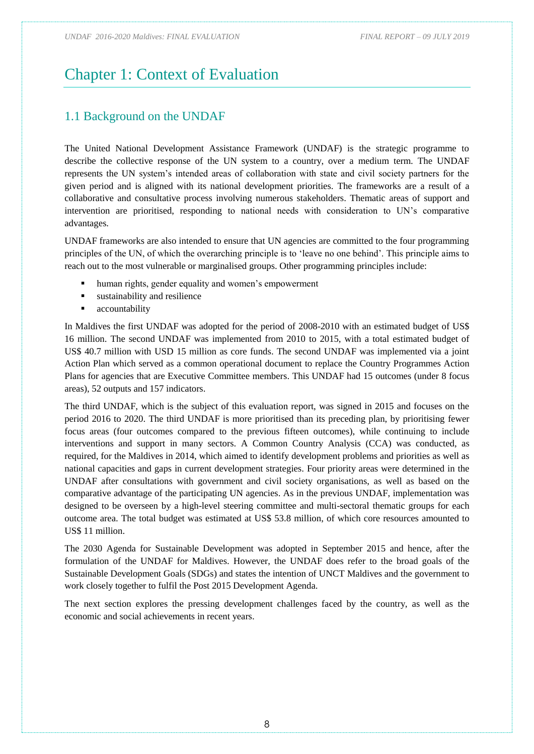# Chapter 1: Context of Evaluation

## 1.1 Background on the UNDAF

The United National Development Assistance Framework (UNDAF) is the strategic programme to describe the collective response of the UN system to a country, over a medium term. The UNDAF represents the UN system's intended areas of collaboration with state and civil society partners for the given period and is aligned with its national development priorities. The frameworks are a result of a collaborative and consultative process involving numerous stakeholders. Thematic areas of support and intervention are prioritised, responding to national needs with consideration to UN's comparative advantages.

UNDAF frameworks are also intended to ensure that UN agencies are committed to the four programming principles of the UN, of which the overarching principle is to 'leave no one behind'. This principle aims to reach out to the most vulnerable or marginalised groups. Other programming principles include:

- human rights, gender equality and women's empowerment
- sustainability and resilience
- accountability

In Maldives the first UNDAF was adopted for the period of 2008-2010 with an estimated budget of US$ 16 million. The second UNDAF was implemented from 2010 to 2015, with a total estimated budget of US$ 40.7 million with USD 15 million as core funds. The second UNDAF was implemented via a joint Action Plan which served as a common operational document to replace the Country Programmes Action Plans for agencies that are Executive Committee members. This UNDAF had 15 outcomes (under 8 focus areas), 52 outputs and 157 indicators.

The third UNDAF, which is the subject of this evaluation report, was signed in 2015 and focuses on the period 2016 to 2020. The third UNDAF is more prioritised than its preceding plan, by prioritising fewer focus areas (four outcomes compared to the previous fifteen outcomes), while continuing to include interventions and support in many sectors. A Common Country Analysis (CCA) was conducted, as required, for the Maldives in 2014, which aimed to identify development problems and priorities as well as national capacities and gaps in current development strategies. Four priority areas were determined in the UNDAF after consultations with government and civil society organisations, as well as based on the comparative advantage of the participating UN agencies. As in the previous UNDAF, implementation was designed to be overseen by a high-level steering committee and multi-sectoral thematic groups for each outcome area. The total budget was estimated at US$ 53.8 million, of which core resources amounted to US$ 11 million.

The 2030 Agenda for Sustainable Development was adopted in September 2015 and hence, after the formulation of the UNDAF for Maldives. However, the UNDAF does refer to the broad goals of the Sustainable Development Goals (SDGs) and states the intention of UNCT Maldives and the government to work closely together to fulfil the Post 2015 Development Agenda.

The next section explores the pressing development challenges faced by the country, as well as the economic and social achievements in recent years.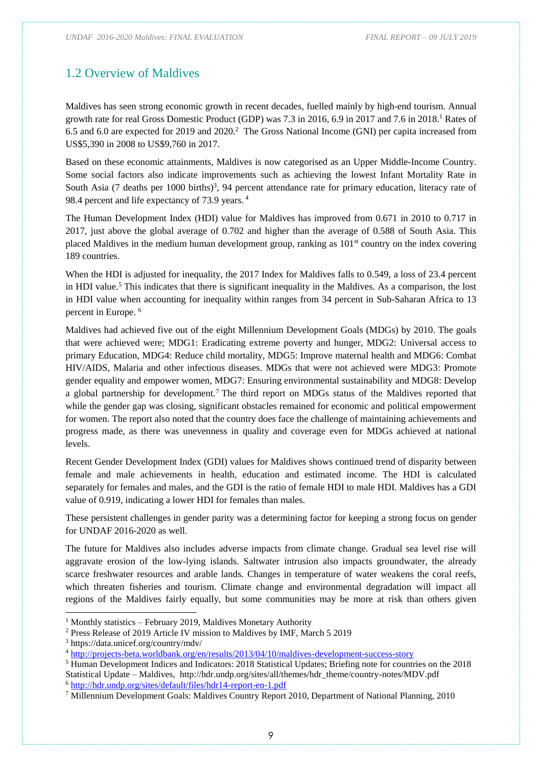## 1.2 Overview of Maldives

Maldives has seen strong economic growth in recent decades, fuelled mainly by high-end tourism. Annual growth rate for real Gross Domestic Product (GDP) was 7.3 in 2016, 6.9 in 2017 and 7.6 in 2018.[1] Rates of 6.5 and 6.0 are expected for 2019 and 2020.[2] The Gross National Income (GNI) per capita increased from US$5,390 in 2008 to US$9,760 in 2017.

Based on these economic attainments, Maldives is now categorised as an Upper Middle-Income Country. Some social factors also indicate improvements such as achieving the lowest Infant Mortality Rate in South Asia (7 deaths per 1000 births)[3], 94 percent attendance rate for primary education, literacy rate of 98.4 percent and life expectancy of 73.9 years.[4]

The Human Development Index (HDI) value for Maldives has improved from 0.671 in 2010 to 0.717 in 2017, just above the global average of 0.702 and higher than the average of 0.588 of South Asia. This placed Maldives in the medium human development group, ranking as 101st country on the index covering 189 countries.

When the HDI is adjusted for inequality, the 2017 Index for Maldives falls to 0.549, a loss of 23.4 percent in HDI value.[5] This indicates that there is significant inequality in the Maldives. As a comparison, the lost in HDI value when accounting for inequality within ranges from 34 percent in Sub-Saharan Africa to 13 percent in Europe.[6]

Maldives had achieved five out of the eight Millennium Development Goals (MDGs) by 2010. The goals that were achieved were; MDG1: Eradicating extreme poverty and hunger, MDG2: Universal access to primary Education, MDG4: Reduce child mortality, MDG5: Improve maternal health and MDG6: Combat HIV/AIDS, Malaria and other infectious diseases. MDGs that were not achieved were MDG3: Promote gender equality and empower women, MDG7: Ensuring environmental sustainability and MDG8: Develop a global partnership for development.[7] The third report on MDGs status of the Maldives reported that while the gender gap was closing, significant obstacles remained for economic and political empowerment for women. The report also noted that the country does face the challenge of maintaining achievements and progress made, as there was unevenness in quality and coverage even for MDGs achieved at national levels.

Recent Gender Development Index (GDI) values for Maldives shows continued trend of disparity between female and male achievements in health, education and estimated income. The HDI is calculated separately for females and males, and the GDI is the ratio of female HDI to male HDI. Maldives has a GDI value of 0.919, indicating a lower HDI for females than males.

These persistent challenges in gender parity was a determining factor for keeping a strong focus on gender for UNDAF 2016-2020 as well.

The future for Maldives also includes adverse impacts from climate change. Gradual sea level rise will aggravate erosion of the low-lying islands. Saltwater intrusion also impacts groundwater, the already scarce freshwater resources and arable lands. Changes in temperature of water weakens the coral reefs, which threaten fisheries and tourism. Climate change and environmental degradation will impact all regions of the Maldives fairly equally, but some communities may be more at risk than others given

---

[1] Monthly statistics – February 2019, Maldives Monetary Authority

[2] Press Release of 2019 Article IV mission to Maldives by IMF, March 5 2019

[3] https://data.unicef.org/country/mdv/

[4] http://projects-beta.worldbank.org/en/results/2013/04/10/maldives-development-success-story

[5] Human Development Indices and Indicators: 2018 Statistical Updates; Briefing note for countries on the 2018 Statistical Update – Maldives, http://hdr.undp.org/sites/all/themes/hdr_theme/country-notes/MDV.pdf

[6] http://hdr.undp.org/sites/default/files/hdr14-report-en-1.pdf

[7] Millennium Development Goals: Maldives Country Report 2010, Department of National Planning, 2010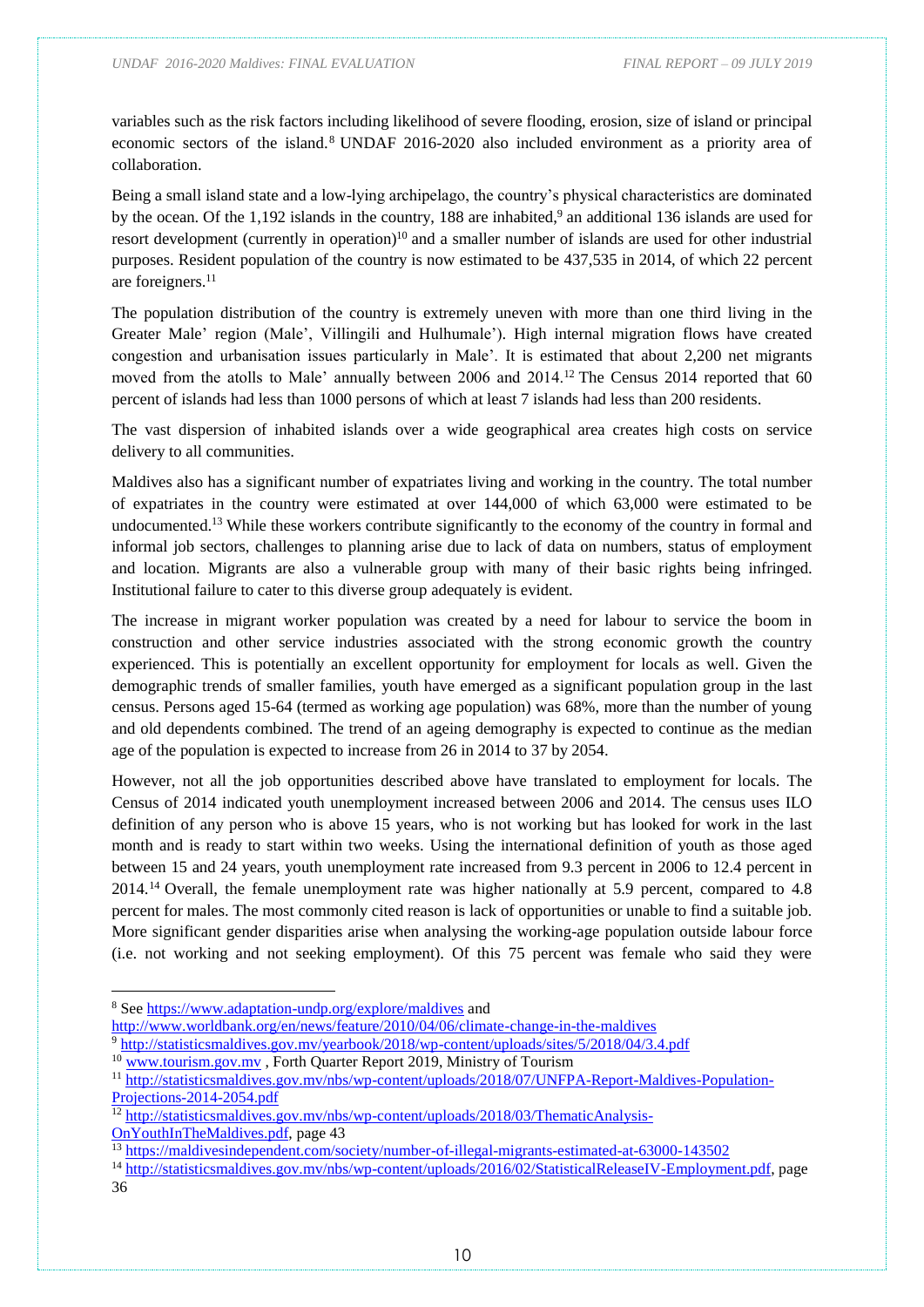variables such as the risk factors including likelihood of severe flooding, erosion, size of island or principal economic sectors of the island.[8] UNDAF 2016-2020 also included environment as a priority area of collaboration.

Being a small island state and a low-lying archipelago, the country's physical characteristics are dominated by the ocean. Of the 1,192 islands in the country, 188 are inhabited,[9] an additional 136 islands are used for resort development (currently in operation)[10] and a smaller number of islands are used for other industrial purposes. Resident population of the country is now estimated to be 437,535 in 2014, of which 22 percent are foreigners.[11]

The population distribution of the country is extremely uneven with more than one third living in the Greater Male' region (Male', Villingili and Hulhumale'). High internal migration flows have created congestion and urbanisation issues particularly in Male'. It is estimated that about 2,200 net migrants moved from the atolls to Male' annually between 2006 and 2014.[12] The Census 2014 reported that 60 percent of islands had less than 1000 persons of which at least 7 islands had less than 200 residents.

The vast dispersion of inhabited islands over a wide geographical area creates high costs on service delivery to all communities.

Maldives also has a significant number of expatriates living and working in the country. The total number of expatriates in the country were estimated at over 144,000 of which 63,000 were estimated to be undocumented.[13] While these workers contribute significantly to the economy of the country in formal and informal job sectors, challenges to planning arise due to lack of data on numbers, status of employment and location. Migrants are also a vulnerable group with many of their basic rights being infringed. Institutional failure to cater to this diverse group adequately is evident.

The increase in migrant worker population was created by a need for labour to service the boom in construction and other service industries associated with the strong economic growth the country experienced. This is potentially an excellent opportunity for employment for locals as well. Given the demographic trends of smaller families, youth have emerged as a significant population group in the last census. Persons aged 15-64 (termed as working age population) was 68%, more than the number of young and old dependents combined. The trend of an ageing demography is expected to continue as the median age of the population is expected to increase from 26 in 2014 to 37 by 2054.

However, not all the job opportunities described above have translated to employment for locals. The Census of 2014 indicated youth unemployment increased between 2006 and 2014. The census uses ILO definition of any person who is above 15 years, who is not working but has looked for work in the last month and is ready to start within two weeks. Using the international definition of youth as those aged between 15 and 24 years, youth unemployment rate increased from 9.3 percent in 2006 to 12.4 percent in 2014.[14] Overall, the female unemployment rate was higher nationally at 5.9 percent, compared to 4.8 percent for males. The most commonly cited reason is lack of opportunities or unable to find a suitable job. More significant gender disparities arise when analysing the working-age population outside labour force (i.e. not working and not seeking employment). Of this 75 percent was female who said they were

---

[8] See https://www.adaptation-undp.org/explore/maldives and http://www.worldbank.org/en/news/feature/2010/04/06/climate-change-in-the-maldives

[9] http://statisticsmaldives.gov.mv/yearbook/2018/wp-content/uploads/sites/5/2018/04/3.4.pdf

[10] www.tourism.gov.mv , Forth Quarter Report 2019, Ministry of Tourism

[11] http://statisticsmaldives.gov.mv/nbs/wp-content/uploads/2018/07/UNFPA-Report-Maldives-Population-Projections-2014-2054.pdf

[12] http://statisticsmaldives.gov.mv/nbs/wp-content/uploads/2018/03/ThematicAnalysis-OnYouthInTheMaldives.pdf, page 43

[13] https://maldivesindependent.com/society/number-of-illegal-migrants-estimated-at-63000-143502

[14] http://statisticsmaldives.gov.mv/nbs/wp-content/uploads/2016/02/StatisticalReleaseIV-Employment.pdf, page 36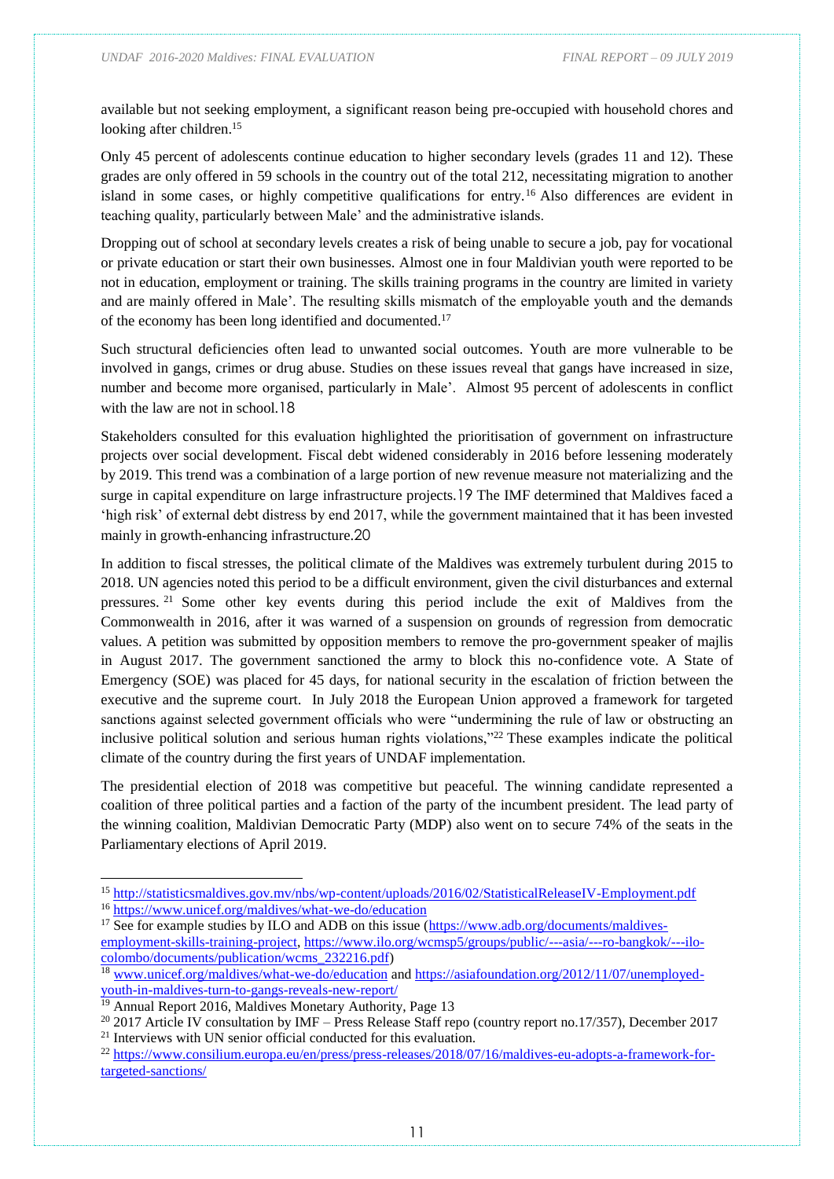available but not seeking employment, a significant reason being pre-occupied with household chores and looking after children.[15]

Only 45 percent of adolescents continue education to higher secondary levels (grades 11 and 12). These grades are only offered in 59 schools in the country out of the total 212, necessitating migration to another island in some cases, or highly competitive qualifications for entry.[16] Also differences are evident in teaching quality, particularly between Male' and the administrative islands.

Dropping out of school at secondary levels creates a risk of being unable to secure a job, pay for vocational or private education or start their own businesses. Almost one in four Maldivian youth were reported to be not in education, employment or training. The skills training programs in the country are limited in variety and are mainly offered in Male'. The resulting skills mismatch of the employable youth and the demands of the economy has been long identified and documented.[17]

Such structural deficiencies often lead to unwanted social outcomes. Youth are more vulnerable to be involved in gangs, crimes or drug abuse. Studies on these issues reveal that gangs have increased in size, number and become more organised, particularly in Male'. Almost 95 percent of adolescents in conflict with the law are not in school.[18]

Stakeholders consulted for this evaluation highlighted the prioritisation of government on infrastructure projects over social development. Fiscal debt widened considerably in 2016 before lessening moderately by 2019. This trend was a combination of a large portion of new revenue measure not materializing and the surge in capital expenditure on large infrastructure projects.[19] The IMF determined that Maldives faced a 'high risk' of external debt distress by end 2017, while the government maintained that it has been invested mainly in growth-enhancing infrastructure.[20]

In addition to fiscal stresses, the political climate of the Maldives was extremely turbulent during 2015 to 2018. UN agencies noted this period to be a difficult environment, given the civil disturbances and external pressures.[21] Some other key events during this period include the exit of Maldives from the Commonwealth in 2016, after it was warned of a suspension on grounds of regression from democratic values. A petition was submitted by opposition members to remove the pro-government speaker of majlis in August 2017. The government sanctioned the army to block this no-confidence vote. A State of Emergency (SOE) was placed for 45 days, for national security in the escalation of friction between the executive and the supreme court. In July 2018 the European Union approved a framework for targeted sanctions against selected government officials who were "undermining the rule of law or obstructing an inclusive political solution and serious human rights violations,"[22] These examples indicate the political climate of the country during the first years of UNDAF implementation.

The presidential election of 2018 was competitive but peaceful. The winning candidate represented a coalition of three political parties and a faction of the party of the incumbent president. The lead party of the winning coalition, Maldivian Democratic Party (MDP) also went on to secure 74% of the seats in the Parliamentary elections of April 2019.

---

[15] http://statisticsmaldives.gov.mv/nbs/wp-content/uploads/2016/02/StatisticalReleaseIV-Employment.pdf

[16] https://www.unicef.org/maldives/what-we-do/education

[17] See for example studies by ILO and ADB on this issue (https://www.adb.org/documents/maldives-employment-skills-training-project, https://www.ilo.org/wcmsp5/groups/public/---asia/---ro-bangkok/---ilo-colombo/documents/publication/wcms_232216.pdf)

[18] www.unicef.org/maldives/what-we-do/education and https://asiafoundation.org/2012/11/07/unemployed-youth-in-maldives-turn-to-gangs-reveals-new-report/

[19] Annual Report 2016, Maldives Monetary Authority, Page 13

[20] 2017 Article IV consultation by IMF – Press Release Staff repo (country report no.17/357), December 2017

[21] Interviews with UN senior official conducted for this evaluation.

[22] https://www.consilium.europa.eu/en/press/press-releases/2018/07/16/maldives-eu-adopts-a-framework-for-targeted-sanctions/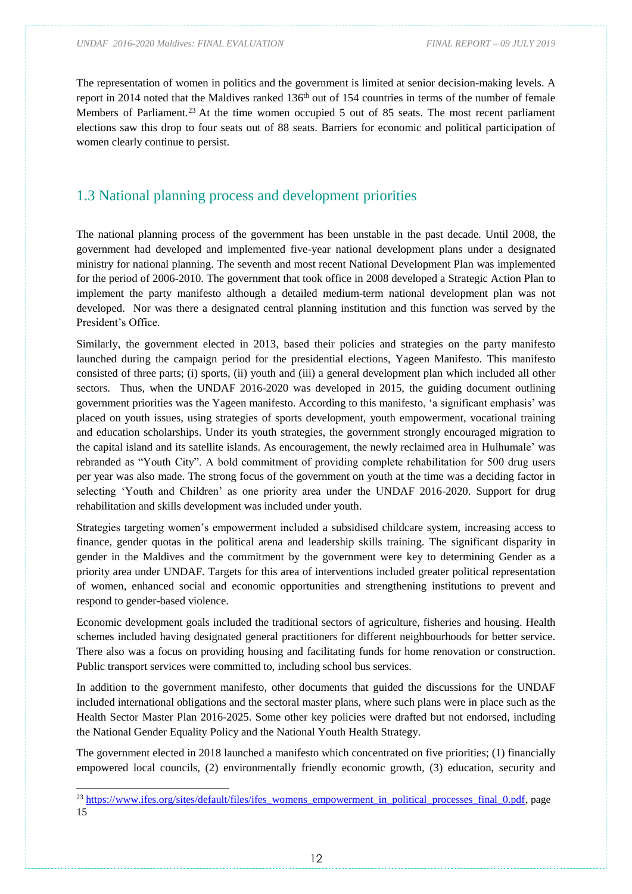The representation of women in politics and the government is limited at senior decision-making levels. A report in 2014 noted that the Maldives ranked 136th out of 154 countries in terms of the number of female Members of Parliament.[23] At the time women occupied 5 out of 85 seats. The most recent parliament elections saw this drop to four seats out of 88 seats. Barriers for economic and political participation of women clearly continue to persist.

## 1.3 National planning process and development priorities

The national planning process of the government has been unstable in the past decade. Until 2008, the government had developed and implemented five-year national development plans under a designated ministry for national planning. The seventh and most recent National Development Plan was implemented for the period of 2006-2010. The government that took office in 2008 developed a Strategic Action Plan to implement the party manifesto although a detailed medium-term national development plan was not developed. Nor was there a designated central planning institution and this function was served by the President's Office.

Similarly, the government elected in 2013, based their policies and strategies on the party manifesto launched during the campaign period for the presidential elections, Yageen Manifesto. This manifesto consisted of three parts; (i) sports, (ii) youth and (iii) a general development plan which included all other sectors. Thus, when the UNDAF 2016-2020 was developed in 2015, the guiding document outlining government priorities was the Yageen manifesto. According to this manifesto, 'a significant emphasis' was placed on youth issues, using strategies of sports development, youth empowerment, vocational training and education scholarships. Under its youth strategies, the government strongly encouraged migration to the capital island and its satellite islands. As encouragement, the newly reclaimed area in Hulhumale' was rebranded as "Youth City". A bold commitment of providing complete rehabilitation for 500 drug users per year was also made. The strong focus of the government on youth at the time was a deciding factor in selecting 'Youth and Children' as one priority area under the UNDAF 2016-2020. Support for drug rehabilitation and skills development was included under youth.

Strategies targeting women's empowerment included a subsidised childcare system, increasing access to finance, gender quotas in the political arena and leadership skills training. The significant disparity in gender in the Maldives and the commitment by the government were key to determining Gender as a priority area under UNDAF. Targets for this area of interventions included greater political representation of women, enhanced social and economic opportunities and strengthening institutions to prevent and respond to gender-based violence.

Economic development goals included the traditional sectors of agriculture, fisheries and housing. Health schemes included having designated general practitioners for different neighbourhoods for better service. There also was a focus on providing housing and facilitating funds for home renovation or construction. Public transport services were committed to, including school bus services.

In addition to the government manifesto, other documents that guided the discussions for the UNDAF included international obligations and the sectoral master plans, where such plans were in place such as the Health Sector Master Plan 2016-2025. Some other key policies were drafted but not endorsed, including the National Gender Equality Policy and the National Youth Health Strategy.

The government elected in 2018 launched a manifesto which concentrated on five priorities; (1) financially empowered local councils, (2) environmentally friendly economic growth, (3) education, security and

[23] https://www.ifes.org/sites/default/files/ifes_womens_empowerment_in_political_processes_final_0.pdf, page 15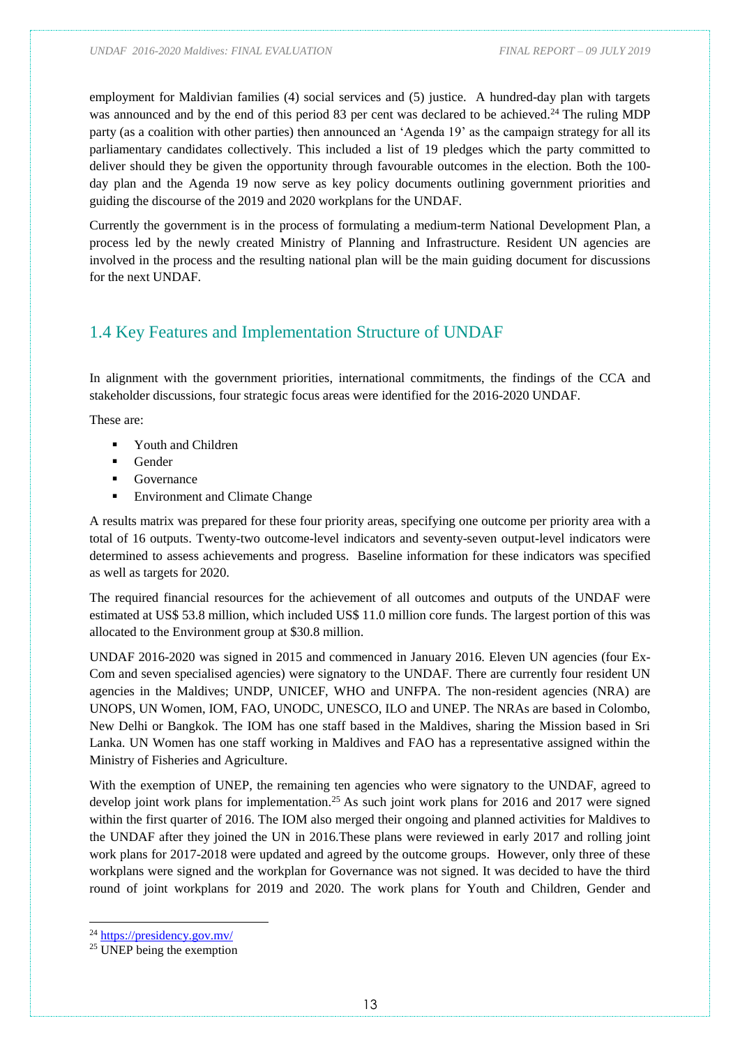employment for Maldivian families (4) social services and (5) justice. A hundred-day plan with targets was announced and by the end of this period 83 per cent was declared to be achieved.[24] The ruling MDP party (as a coalition with other parties) then announced an 'Agenda 19' as the campaign strategy for all its parliamentary candidates collectively. This included a list of 19 pledges which the party committed to deliver should they be given the opportunity through favourable outcomes in the election. Both the 100-day plan and the Agenda 19 now serve as key policy documents outlining government priorities and guiding the discourse of the 2019 and 2020 workplans for the UNDAF.

Currently the government is in the process of formulating a medium-term National Development Plan, a process led by the newly created Ministry of Planning and Infrastructure. Resident UN agencies are involved in the process and the resulting national plan will be the main guiding document for discussions for the next UNDAF.

## 1.4 Key Features and Implementation Structure of UNDAF

In alignment with the government priorities, international commitments, the findings of the CCA and stakeholder discussions, four strategic focus areas were identified for the 2016-2020 UNDAF.

These are:

- Youth and Children
- Gender
- Governance
- Environment and Climate Change

A results matrix was prepared for these four priority areas, specifying one outcome per priority area with a total of 16 outputs. Twenty-two outcome-level indicators and seventy-seven output-level indicators were determined to assess achievements and progress. Baseline information for these indicators was specified as well as targets for 2020.

The required financial resources for the achievement of all outcomes and outputs of the UNDAF were estimated at US$ 53.8 million, which included US$ 11.0 million core funds. The largest portion of this was allocated to the Environment group at $30.8 million.

UNDAF 2016-2020 was signed in 2015 and commenced in January 2016. Eleven UN agencies (four Ex-Com and seven specialised agencies) were signatory to the UNDAF. There are currently four resident UN agencies in the Maldives; UNDP, UNICEF, WHO and UNFPA. The non-resident agencies (NRA) are UNOPS, UN Women, IOM, FAO, UNODC, UNESCO, ILO and UNEP. The NRAs are based in Colombo, New Delhi or Bangkok. The IOM has one staff based in the Maldives, sharing the Mission based in Sri Lanka. UN Women has one staff working in Maldives and FAO has a representative assigned within the Ministry of Fisheries and Agriculture.

With the exemption of UNEP, the remaining ten agencies who were signatory to the UNDAF, agreed to develop joint work plans for implementation.[25] As such joint work plans for 2016 and 2017 were signed within the first quarter of 2016. The IOM also merged their ongoing and planned activities for Maldives to the UNDAF after they joined the UN in 2016.These plans were reviewed in early 2017 and rolling joint work plans for 2017-2018 were updated and agreed by the outcome groups. However, only three of these workplans were signed and the workplan for Governance was not signed. It was decided to have the third round of joint workplans for 2019 and 2020. The work plans for Youth and Children, Gender and

[24] https://presidency.gov.mv/

[25] UNEP being the exemption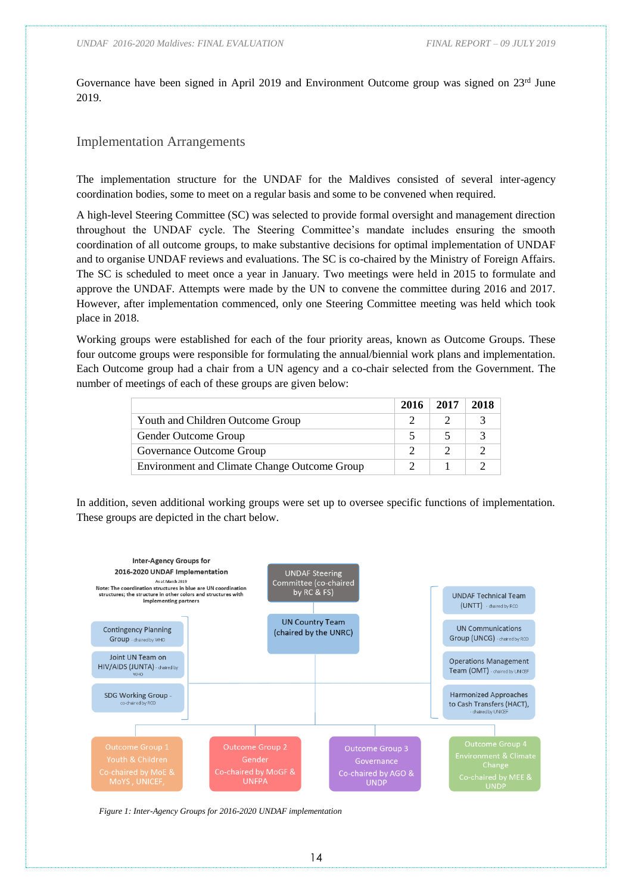Governance have been signed in April 2019 and Environment Outcome group was signed on 23rd June 2019.

## Implementation Arrangements

The implementation structure for the UNDAF for the Maldives consisted of several inter-agency coordination bodies, some to meet on a regular basis and some to be convened when required.

A high-level Steering Committee (SC) was selected to provide formal oversight and management direction throughout the UNDAF cycle. The Steering Committee's mandate includes ensuring the smooth coordination of all outcome groups, to make substantive decisions for optimal implementation of UNDAF and to organise UNDAF reviews and evaluations. The SC is co-chaired by the Ministry of Foreign Affairs. The SC is scheduled to meet once a year in January. Two meetings were held in 2015 to formulate and approve the UNDAF. Attempts were made by the UN to convene the committee during 2016 and 2017. However, after implementation commenced, only one Steering Committee meeting was held which took place in 2018.

Working groups were established for each of the four priority areas, known as Outcome Groups. These four outcome groups were responsible for formulating the annual/biennial work plans and implementation. Each Outcome group had a chair from a UN agency and a co-chair selected from the Government. The number of meetings of each of these groups are given below:

| | 2016 | 2017 | 2018 |
|---|---|---|---|
| Youth and Children Outcome Group | 2 | 2 | 3 |
| Gender Outcome Group | 5 | 5 | 3 |
| Governance Outcome Group | 2 | 2 | 2 |
| Environment and Climate Change Outcome Group | 2 | 1 | 2 |

In addition, seven additional working groups were set up to oversee specific functions of implementation. These groups are depicted in the chart below.

**Inter-Agency Groups for 2016-2020 UNDAF Implementation**

As at March 2019

Note: The coordination structures in blue are UN coordination structures; the structure in other colors and structures with implementing partners

- UNDAF Steering Committee (co-chaired by RC & FS)
- UN Country Team (chaired by the UNRC)
- Contingency Planning Group - chaired by WHO
- Joint UN Team on HIV/AIDS (JUNTA) - chaired by WHO
- SDG Working Group - co-chaired by RCO
- UNDAF Technical Team (UNTT) - chaired by RCO
- UN Communications Group (UNCG) - chaired by RCO
- Operations Management Team (OMT) - chaired by UNICEF
- Harmonized Approaches to Cash Transfers (HACT), - chaired by UNICEF
- Outcome Group 1 Youth & Children Co-chaired by MoE & MoYS, UNICEF,
- Outcome Group 2 Gender Co-chaired by MoGF & UNFPA
- Outcome Group 3 Governance Co-chaired by AGO & UNDP
- Outcome Group 4 Environment & Climate Change Co-chaired by MEE & UNDP

*Figure 1: Inter-Agency Groups for 2016-2020 UNDAF implementation*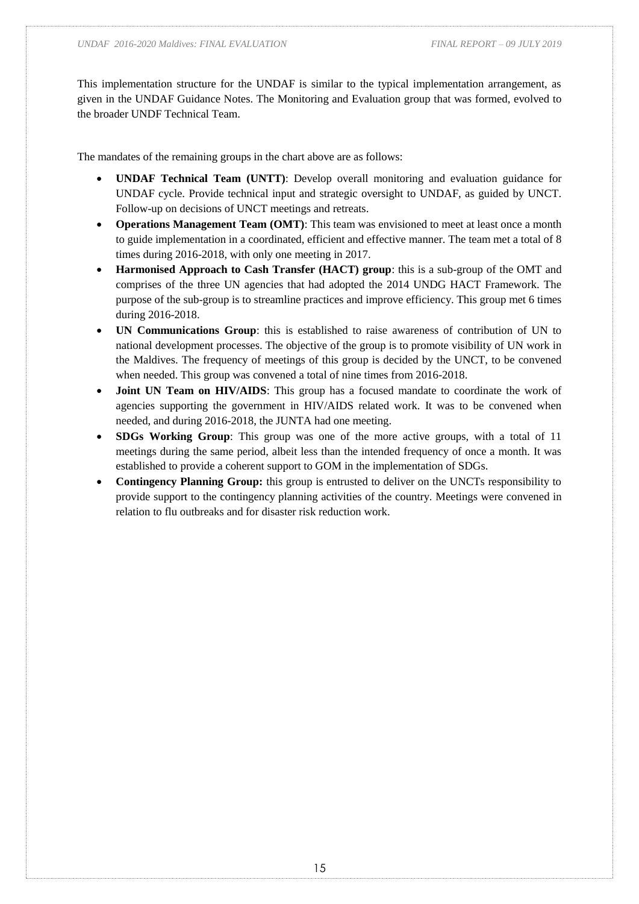This implementation structure for the UNDAF is similar to the typical implementation arrangement, as given in the UNDAF Guidance Notes. The Monitoring and Evaluation group that was formed, evolved to the broader UNDF Technical Team.

The mandates of the remaining groups in the chart above are as follows:

- **UNDAF Technical Team (UNTT)**: Develop overall monitoring and evaluation guidance for UNDAF cycle. Provide technical input and strategic oversight to UNDAF, as guided by UNCT. Follow-up on decisions of UNCT meetings and retreats.
- **Operations Management Team (OMT)**: This team was envisioned to meet at least once a month to guide implementation in a coordinated, efficient and effective manner. The team met a total of 8 times during 2016-2018, with only one meeting in 2017.
- **Harmonised Approach to Cash Transfer (HACT) group**: this is a sub-group of the OMT and comprises of the three UN agencies that had adopted the 2014 UNDG HACT Framework. The purpose of the sub-group is to streamline practices and improve efficiency. This group met 6 times during 2016-2018.
- **UN Communications Group**: this is established to raise awareness of contribution of UN to national development processes. The objective of the group is to promote visibility of UN work in the Maldives. The frequency of meetings of this group is decided by the UNCT, to be convened when needed. This group was convened a total of nine times from 2016-2018.
- **Joint UN Team on HIV/AIDS**: This group has a focused mandate to coordinate the work of agencies supporting the government in HIV/AIDS related work. It was to be convened when needed, and during 2016-2018, the JUNTA had one meeting.
- **SDGs Working Group**: This group was one of the more active groups, with a total of 11 meetings during the same period, albeit less than the intended frequency of once a month. It was established to provide a coherent support to GOM in the implementation of SDGs.
- **Contingency Planning Group:** this group is entrusted to deliver on the UNCTs responsibility to provide support to the contingency planning activities of the country. Meetings were convened in relation to flu outbreaks and for disaster risk reduction work.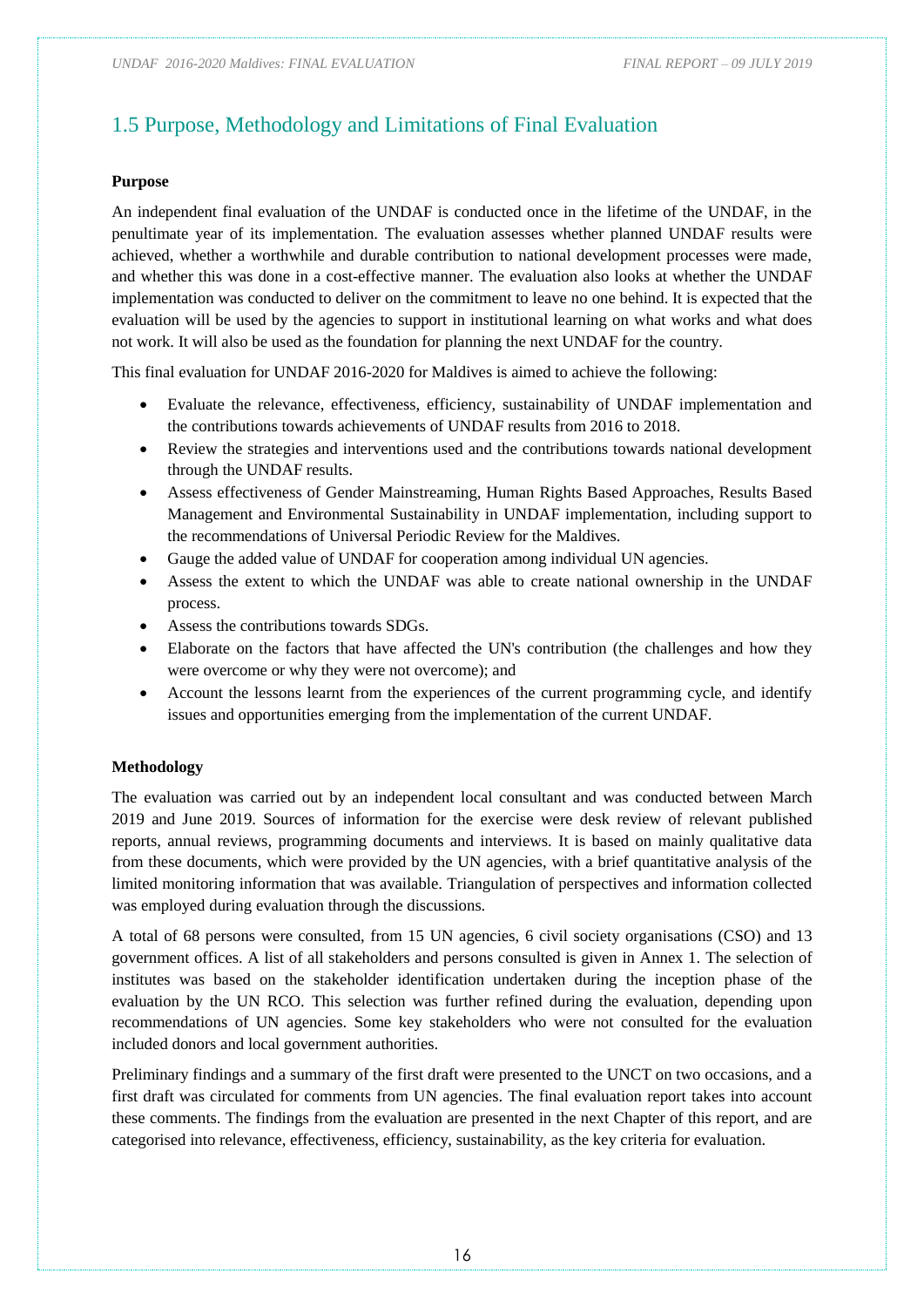## 1.5 Purpose, Methodology and Limitations of Final Evaluation

**Purpose**

An independent final evaluation of the UNDAF is conducted once in the lifetime of the UNDAF, in the penultimate year of its implementation. The evaluation assesses whether planned UNDAF results were achieved, whether a worthwhile and durable contribution to national development processes were made, and whether this was done in a cost-effective manner. The evaluation also looks at whether the UNDAF implementation was conducted to deliver on the commitment to leave no one behind. It is expected that the evaluation will be used by the agencies to support in institutional learning on what works and what does not work. It will also be used as the foundation for planning the next UNDAF for the country.

This final evaluation for UNDAF 2016-2020 for Maldives is aimed to achieve the following:

- Evaluate the relevance, effectiveness, efficiency, sustainability of UNDAF implementation and the contributions towards achievements of UNDAF results from 2016 to 2018.
- Review the strategies and interventions used and the contributions towards national development through the UNDAF results.
- Assess effectiveness of Gender Mainstreaming, Human Rights Based Approaches, Results Based Management and Environmental Sustainability in UNDAF implementation, including support to the recommendations of Universal Periodic Review for the Maldives.
- Gauge the added value of UNDAF for cooperation among individual UN agencies.
- Assess the extent to which the UNDAF was able to create national ownership in the UNDAF process.
- Assess the contributions towards SDGs.
- Elaborate on the factors that have affected the UN's contribution (the challenges and how they were overcome or why they were not overcome); and
- Account the lessons learnt from the experiences of the current programming cycle, and identify issues and opportunities emerging from the implementation of the current UNDAF.

**Methodology**

The evaluation was carried out by an independent local consultant and was conducted between March 2019 and June 2019. Sources of information for the exercise were desk review of relevant published reports, annual reviews, programming documents and interviews. It is based on mainly qualitative data from these documents, which were provided by the UN agencies, with a brief quantitative analysis of the limited monitoring information that was available. Triangulation of perspectives and information collected was employed during evaluation through the discussions.

A total of 68 persons were consulted, from 15 UN agencies, 6 civil society organisations (CSO) and 13 government offices. A list of all stakeholders and persons consulted is given in Annex 1. The selection of institutes was based on the stakeholder identification undertaken during the inception phase of the evaluation by the UN RCO. This selection was further refined during the evaluation, depending upon recommendations of UN agencies. Some key stakeholders who were not consulted for the evaluation included donors and local government authorities.

Preliminary findings and a summary of the first draft were presented to the UNCT on two occasions, and a first draft was circulated for comments from UN agencies. The final evaluation report takes into account these comments. The findings from the evaluation are presented in the next Chapter of this report, and are categorised into relevance, effectiveness, efficiency, sustainability, as the key criteria for evaluation.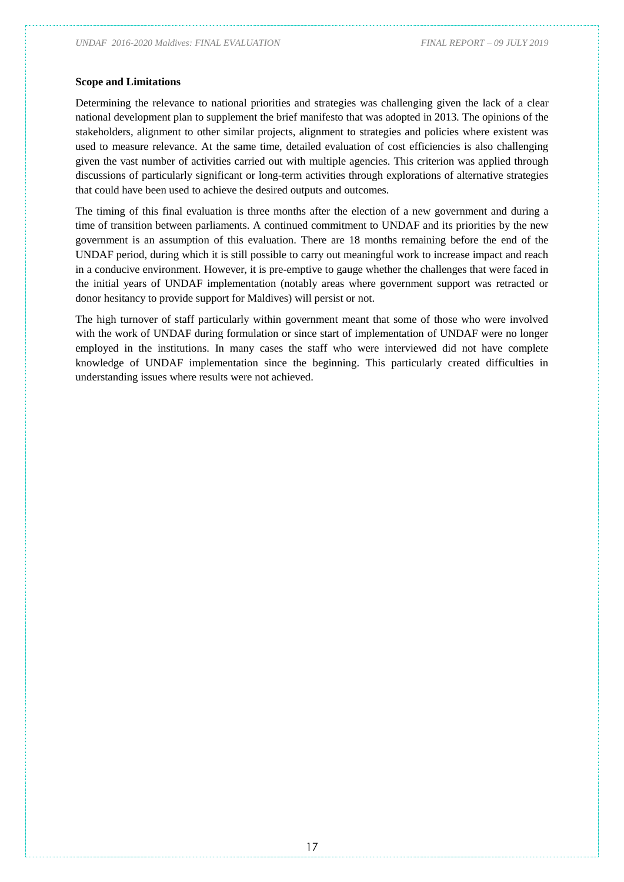**Scope and Limitations**

Determining the relevance to national priorities and strategies was challenging given the lack of a clear national development plan to supplement the brief manifesto that was adopted in 2013. The opinions of the stakeholders, alignment to other similar projects, alignment to strategies and policies where existent was used to measure relevance. At the same time, detailed evaluation of cost efficiencies is also challenging given the vast number of activities carried out with multiple agencies. This criterion was applied through discussions of particularly significant or long-term activities through explorations of alternative strategies that could have been used to achieve the desired outputs and outcomes.

The timing of this final evaluation is three months after the election of a new government and during a time of transition between parliaments. A continued commitment to UNDAF and its priorities by the new government is an assumption of this evaluation. There are 18 months remaining before the end of the UNDAF period, during which it is still possible to carry out meaningful work to increase impact and reach in a conducive environment. However, it is pre-emptive to gauge whether the challenges that were faced in the initial years of UNDAF implementation (notably areas where government support was retracted or donor hesitancy to provide support for Maldives) will persist or not.

The high turnover of staff particularly within government meant that some of those who were involved with the work of UNDAF during formulation or since start of implementation of UNDAF were no longer employed in the institutions. In many cases the staff who were interviewed did not have complete knowledge of UNDAF implementation since the beginning. This particularly created difficulties in understanding issues where results were not achieved.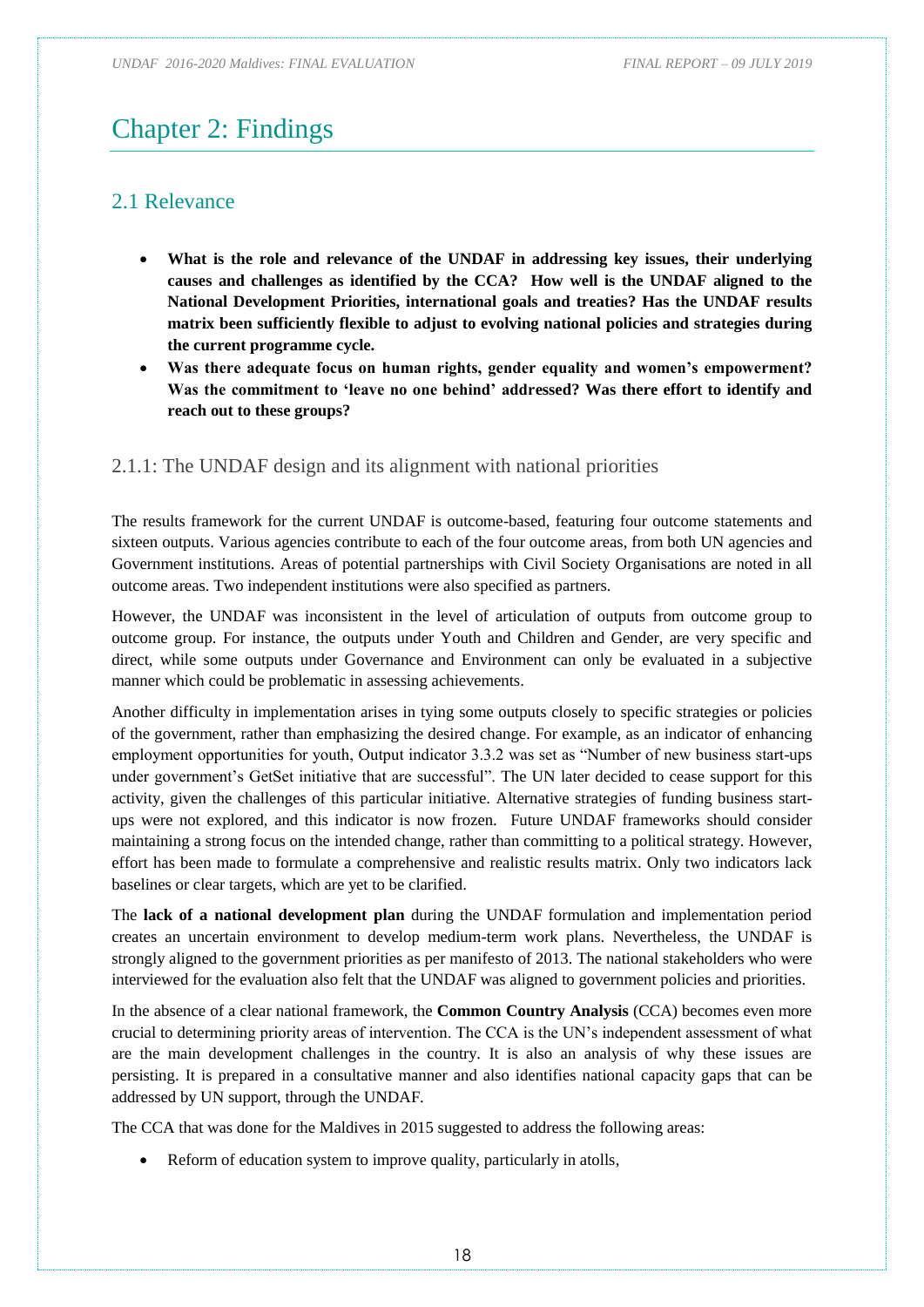# Chapter 2: Findings

## 2.1 Relevance

- **What is the role and relevance of the UNDAF in addressing key issues, their underlying causes and challenges as identified by the CCA? How well is the UNDAF aligned to the National Development Priorities, international goals and treaties? Has the UNDAF results matrix been sufficiently flexible to adjust to evolving national policies and strategies during the current programme cycle.**
- **Was there adequate focus on human rights, gender equality and women's empowerment? Was the commitment to 'leave no one behind' addressed? Was there effort to identify and reach out to these groups?**

### 2.1.1: The UNDAF design and its alignment with national priorities

The results framework for the current UNDAF is outcome-based, featuring four outcome statements and sixteen outputs. Various agencies contribute to each of the four outcome areas, from both UN agencies and Government institutions. Areas of potential partnerships with Civil Society Organisations are noted in all outcome areas. Two independent institutions were also specified as partners.

However, the UNDAF was inconsistent in the level of articulation of outputs from outcome group to outcome group. For instance, the outputs under Youth and Children and Gender, are very specific and direct, while some outputs under Governance and Environment can only be evaluated in a subjective manner which could be problematic in assessing achievements.

Another difficulty in implementation arises in tying some outputs closely to specific strategies or policies of the government, rather than emphasizing the desired change. For example, as an indicator of enhancing employment opportunities for youth, Output indicator 3.3.2 was set as "Number of new business start-ups under government's GetSet initiative that are successful". The UN later decided to cease support for this activity, given the challenges of this particular initiative. Alternative strategies of funding business start-ups were not explored, and this indicator is now frozen. Future UNDAF frameworks should consider maintaining a strong focus on the intended change, rather than committing to a political strategy. However, effort has been made to formulate a comprehensive and realistic results matrix. Only two indicators lack baselines or clear targets, which are yet to be clarified.

The **lack of a national development plan** during the UNDAF formulation and implementation period creates an uncertain environment to develop medium-term work plans. Nevertheless, the UNDAF is strongly aligned to the government priorities as per manifesto of 2013. The national stakeholders who were interviewed for the evaluation also felt that the UNDAF was aligned to government policies and priorities.

In the absence of a clear national framework, the **Common Country Analysis** (CCA) becomes even more crucial to determining priority areas of intervention. The CCA is the UN's independent assessment of what are the main development challenges in the country. It is also an analysis of why these issues are persisting. It is prepared in a consultative manner and also identifies national capacity gaps that can be addressed by UN support, through the UNDAF.

The CCA that was done for the Maldives in 2015 suggested to address the following areas:

- Reform of education system to improve quality, particularly in atolls,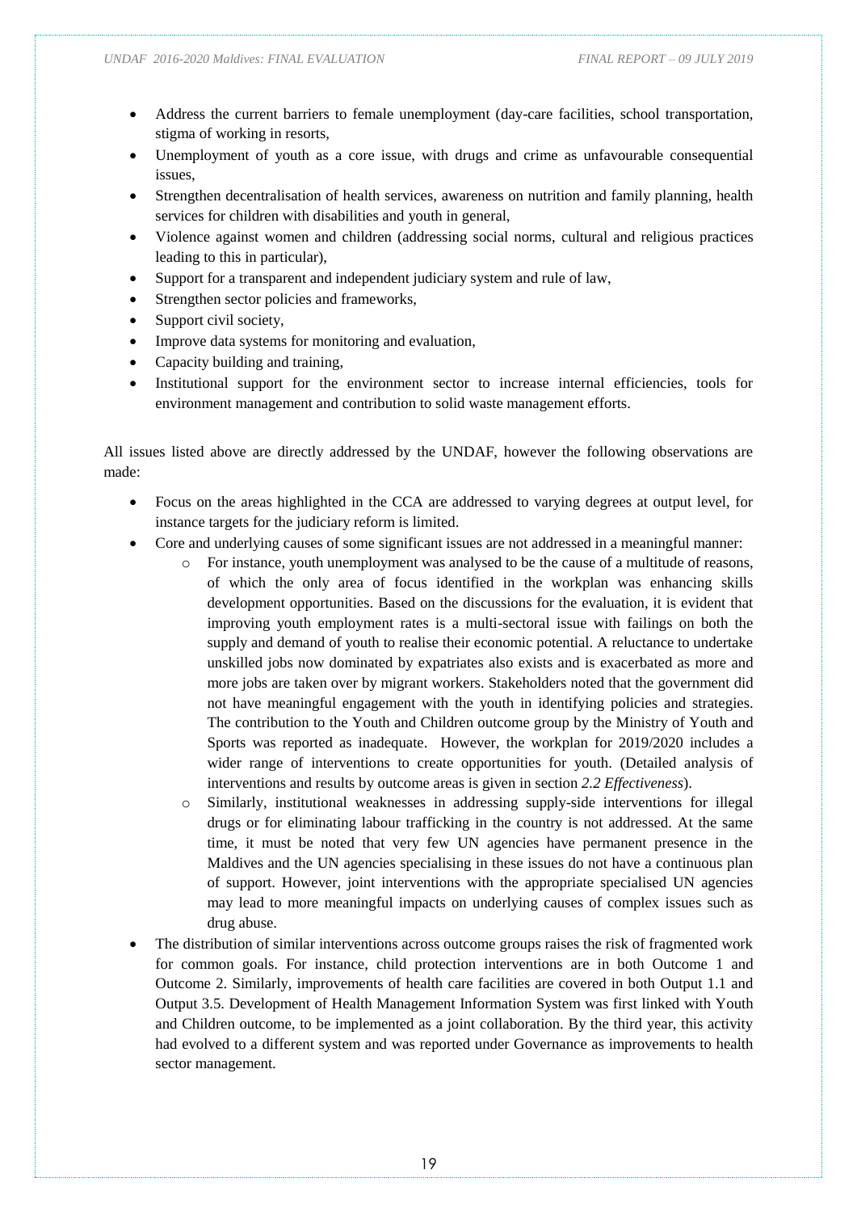- Address the current barriers to female unemployment (day-care facilities, school transportation, stigma of working in resorts,
- Unemployment of youth as a core issue, with drugs and crime as unfavourable consequential issues,
- Strengthen decentralisation of health services, awareness on nutrition and family planning, health services for children with disabilities and youth in general,
- Violence against women and children (addressing social norms, cultural and religious practices leading to this in particular),
- Support for a transparent and independent judiciary system and rule of law,
- Strengthen sector policies and frameworks,
- Support civil society,
- Improve data systems for monitoring and evaluation,
- Capacity building and training,
- Institutional support for the environment sector to increase internal efficiencies, tools for environment management and contribution to solid waste management efforts.

All issues listed above are directly addressed by the UNDAF, however the following observations are made:

- Focus on the areas highlighted in the CCA are addressed to varying degrees at output level, for instance targets for the judiciary reform is limited.
- Core and underlying causes of some significant issues are not addressed in a meaningful manner:
    - For instance, youth unemployment was analysed to be the cause of a multitude of reasons, of which the only area of focus identified in the workplan was enhancing skills development opportunities. Based on the discussions for the evaluation, it is evident that improving youth employment rates is a multi-sectoral issue with failings on both the supply and demand of youth to realise their economic potential. A reluctance to undertake unskilled jobs now dominated by expatriates also exists and is exacerbated as more and more jobs are taken over by migrant workers. Stakeholders noted that the government did not have meaningful engagement with the youth in identifying policies and strategies. The contribution to the Youth and Children outcome group by the Ministry of Youth and Sports was reported as inadequate. However, the workplan for 2019/2020 includes a wider range of interventions to create opportunities for youth. (Detailed analysis of interventions and results by outcome areas is given in section *2.2 Effectiveness*).
    - Similarly, institutional weaknesses in addressing supply-side interventions for illegal drugs or for eliminating labour trafficking in the country is not addressed. At the same time, it must be noted that very few UN agencies have permanent presence in the Maldives and the UN agencies specialising in these issues do not have a continuous plan of support. However, joint interventions with the appropriate specialised UN agencies may lead to more meaningful impacts on underlying causes of complex issues such as drug abuse.
- The distribution of similar interventions across outcome groups raises the risk of fragmented work for common goals. For instance, child protection interventions are in both Outcome 1 and Outcome 2. Similarly, improvements of health care facilities are covered in both Output 1.1 and Output 3.5. Development of Health Management Information System was first linked with Youth and Children outcome, to be implemented as a joint collaboration. By the third year, this activity had evolved to a different system and was reported under Governance as improvements to health sector management.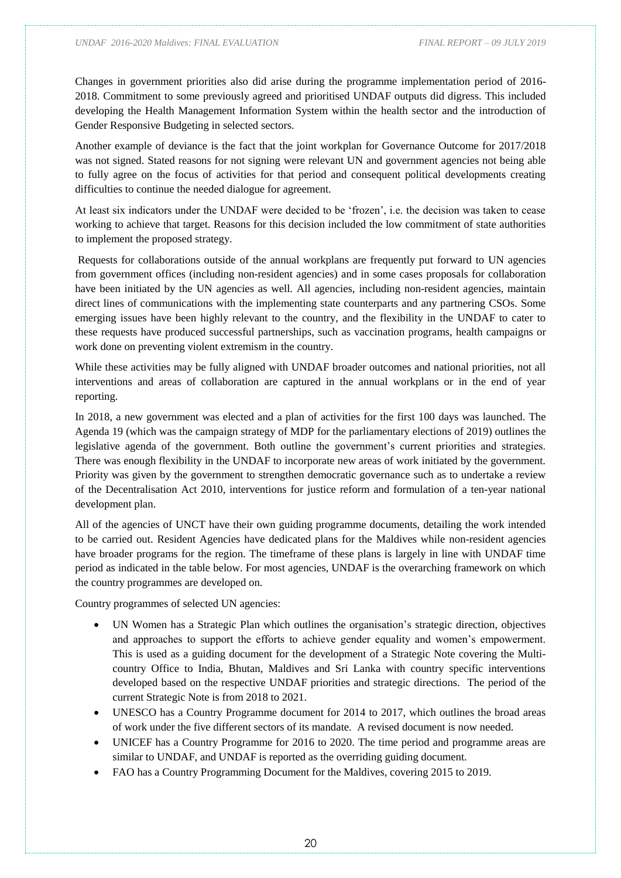Changes in government priorities also did arise during the programme implementation period of 2016-2018. Commitment to some previously agreed and prioritised UNDAF outputs did digress. This included developing the Health Management Information System within the health sector and the introduction of Gender Responsive Budgeting in selected sectors.

Another example of deviance is the fact that the joint workplan for Governance Outcome for 2017/2018 was not signed. Stated reasons for not signing were relevant UN and government agencies not being able to fully agree on the focus of activities for that period and consequent political developments creating difficulties to continue the needed dialogue for agreement.

At least six indicators under the UNDAF were decided to be 'frozen', i.e. the decision was taken to cease working to achieve that target. Reasons for this decision included the low commitment of state authorities to implement the proposed strategy.

Requests for collaborations outside of the annual workplans are frequently put forward to UN agencies from government offices (including non-resident agencies) and in some cases proposals for collaboration have been initiated by the UN agencies as well. All agencies, including non-resident agencies, maintain direct lines of communications with the implementing state counterparts and any partnering CSOs. Some emerging issues have been highly relevant to the country, and the flexibility in the UNDAF to cater to these requests have produced successful partnerships, such as vaccination programs, health campaigns or work done on preventing violent extremism in the country.

While these activities may be fully aligned with UNDAF broader outcomes and national priorities, not all interventions and areas of collaboration are captured in the annual workplans or in the end of year reporting.

In 2018, a new government was elected and a plan of activities for the first 100 days was launched. The Agenda 19 (which was the campaign strategy of MDP for the parliamentary elections of 2019) outlines the legislative agenda of the government. Both outline the government's current priorities and strategies. There was enough flexibility in the UNDAF to incorporate new areas of work initiated by the government. Priority was given by the government to strengthen democratic governance such as to undertake a review of the Decentralisation Act 2010, interventions for justice reform and formulation of a ten-year national development plan.

All of the agencies of UNCT have their own guiding programme documents, detailing the work intended to be carried out. Resident Agencies have dedicated plans for the Maldives while non-resident agencies have broader programs for the region. The timeframe of these plans is largely in line with UNDAF time period as indicated in the table below. For most agencies, UNDAF is the overarching framework on which the country programmes are developed on.

Country programmes of selected UN agencies:

- UN Women has a Strategic Plan which outlines the organisation's strategic direction, objectives and approaches to support the efforts to achieve gender equality and women's empowerment. This is used as a guiding document for the development of a Strategic Note covering the Multi-country Office to India, Bhutan, Maldives and Sri Lanka with country specific interventions developed based on the respective UNDAF priorities and strategic directions. The period of the current Strategic Note is from 2018 to 2021.
- UNESCO has a Country Programme document for 2014 to 2017, which outlines the broad areas of work under the five different sectors of its mandate. A revised document is now needed.
- UNICEF has a Country Programme for 2016 to 2020. The time period and programme areas are similar to UNDAF, and UNDAF is reported as the overriding guiding document.
- FAO has a Country Programming Document for the Maldives, covering 2015 to 2019.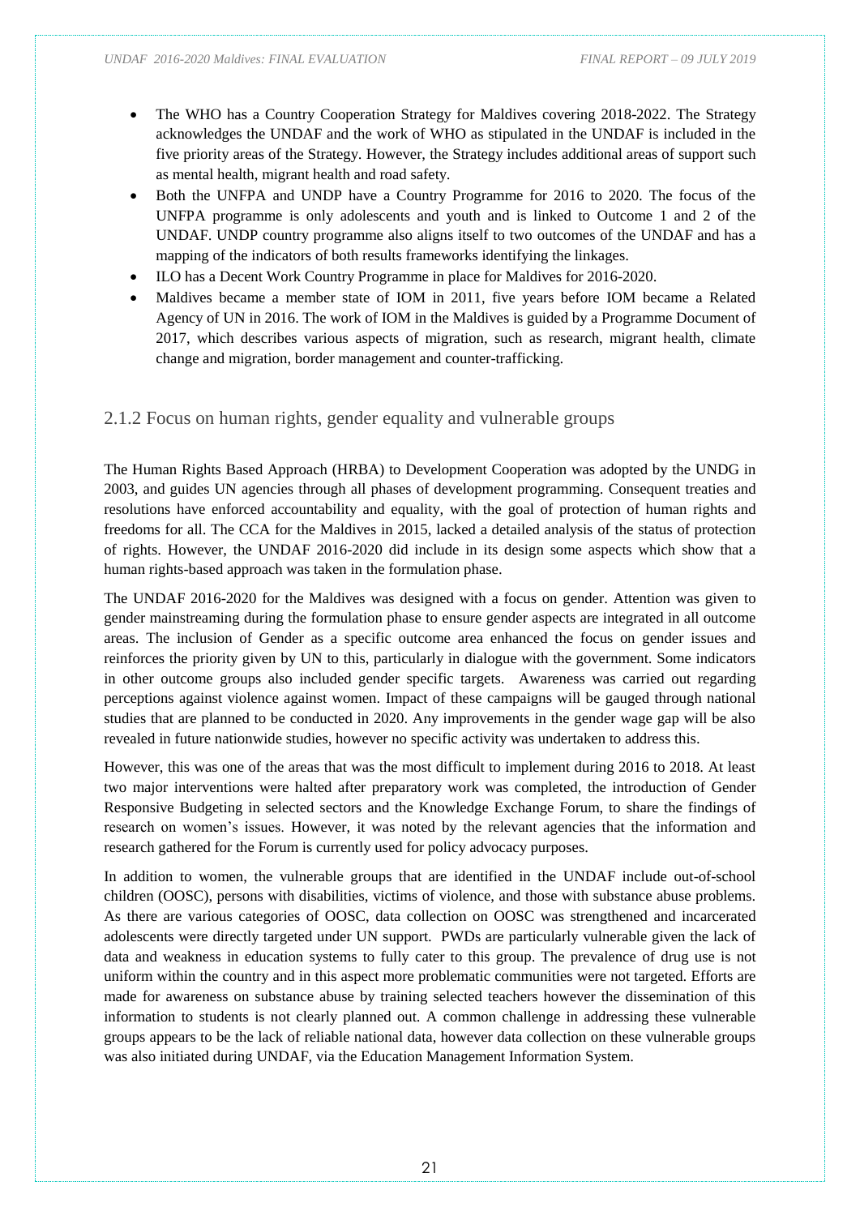- The WHO has a Country Cooperation Strategy for Maldives covering 2018-2022. The Strategy acknowledges the UNDAF and the work of WHO as stipulated in the UNDAF is included in the five priority areas of the Strategy. However, the Strategy includes additional areas of support such as mental health, migrant health and road safety.
- Both the UNFPA and UNDP have a Country Programme for 2016 to 2020. The focus of the UNFPA programme is only adolescents and youth and is linked to Outcome 1 and 2 of the UNDAF. UNDP country programme also aligns itself to two outcomes of the UNDAF and has a mapping of the indicators of both results frameworks identifying the linkages.
- ILO has a Decent Work Country Programme in place for Maldives for 2016-2020.
- Maldives became a member state of IOM in 2011, five years before IOM became a Related Agency of UN in 2016. The work of IOM in the Maldives is guided by a Programme Document of 2017, which describes various aspects of migration, such as research, migrant health, climate change and migration, border management and counter-trafficking.

### 2.1.2 Focus on human rights, gender equality and vulnerable groups

The Human Rights Based Approach (HRBA) to Development Cooperation was adopted by the UNDG in 2003, and guides UN agencies through all phases of development programming. Consequent treaties and resolutions have enforced accountability and equality, with the goal of protection of human rights and freedoms for all. The CCA for the Maldives in 2015, lacked a detailed analysis of the status of protection of rights. However, the UNDAF 2016-2020 did include in its design some aspects which show that a human rights-based approach was taken in the formulation phase.

The UNDAF 2016-2020 for the Maldives was designed with a focus on gender. Attention was given to gender mainstreaming during the formulation phase to ensure gender aspects are integrated in all outcome areas. The inclusion of Gender as a specific outcome area enhanced the focus on gender issues and reinforces the priority given by UN to this, particularly in dialogue with the government. Some indicators in other outcome groups also included gender specific targets. Awareness was carried out regarding perceptions against violence against women. Impact of these campaigns will be gauged through national studies that are planned to be conducted in 2020. Any improvements in the gender wage gap will be also revealed in future nationwide studies, however no specific activity was undertaken to address this.

However, this was one of the areas that was the most difficult to implement during 2016 to 2018. At least two major interventions were halted after preparatory work was completed, the introduction of Gender Responsive Budgeting in selected sectors and the Knowledge Exchange Forum, to share the findings of research on women's issues. However, it was noted by the relevant agencies that the information and research gathered for the Forum is currently used for policy advocacy purposes.

In addition to women, the vulnerable groups that are identified in the UNDAF include out-of-school children (OOSC), persons with disabilities, victims of violence, and those with substance abuse problems. As there are various categories of OOSC, data collection on OOSC was strengthened and incarcerated adolescents were directly targeted under UN support. PWDs are particularly vulnerable given the lack of data and weakness in education systems to fully cater to this group. The prevalence of drug use is not uniform within the country and in this aspect more problematic communities were not targeted. Efforts are made for awareness on substance abuse by training selected teachers however the dissemination of this information to students is not clearly planned out. A common challenge in addressing these vulnerable groups appears to be the lack of reliable national data, however data collection on these vulnerable groups was also initiated during UNDAF, via the Education Management Information System.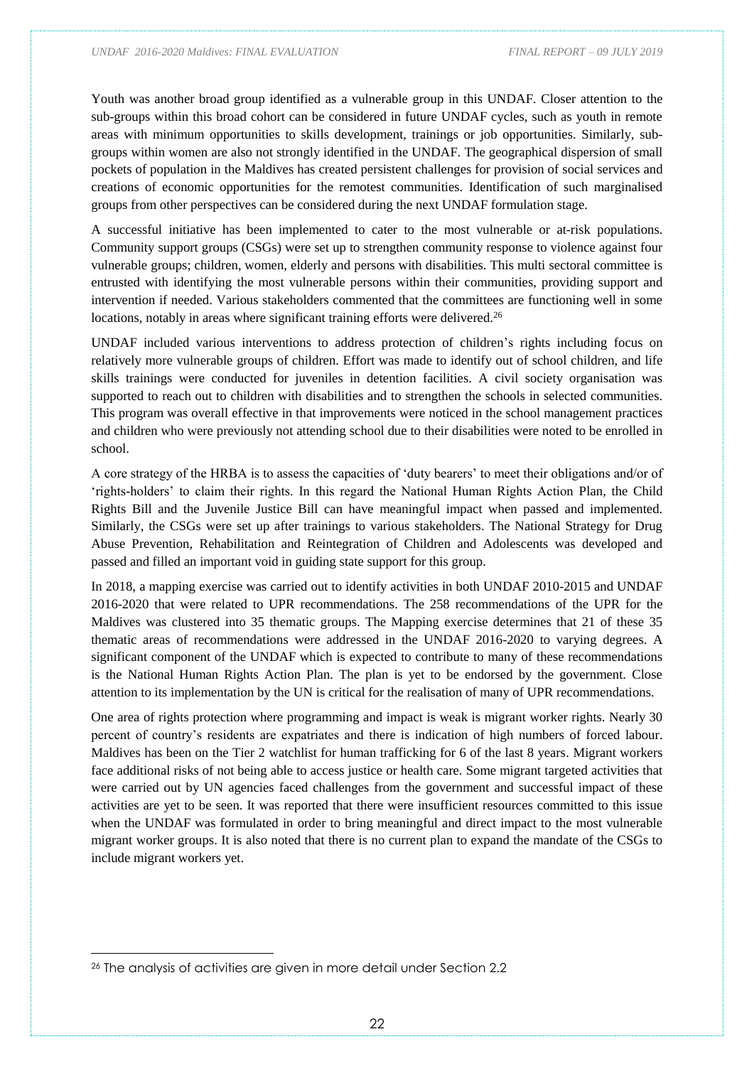Youth was another broad group identified as a vulnerable group in this UNDAF. Closer attention to the sub-groups within this broad cohort can be considered in future UNDAF cycles, such as youth in remote areas with minimum opportunities to skills development, trainings or job opportunities. Similarly, sub-groups within women are also not strongly identified in the UNDAF. The geographical dispersion of small pockets of population in the Maldives has created persistent challenges for provision of social services and creations of economic opportunities for the remotest communities. Identification of such marginalised groups from other perspectives can be considered during the next UNDAF formulation stage.

A successful initiative has been implemented to cater to the most vulnerable or at-risk populations. Community support groups (CSGs) were set up to strengthen community response to violence against four vulnerable groups; children, women, elderly and persons with disabilities. This multi sectoral committee is entrusted with identifying the most vulnerable persons within their communities, providing support and intervention if needed. Various stakeholders commented that the committees are functioning well in some locations, notably in areas where significant training efforts were delivered.[26]

UNDAF included various interventions to address protection of children's rights including focus on relatively more vulnerable groups of children. Effort was made to identify out of school children, and life skills trainings were conducted for juveniles in detention facilities. A civil society organisation was supported to reach out to children with disabilities and to strengthen the schools in selected communities. This program was overall effective in that improvements were noticed in the school management practices and children who were previously not attending school due to their disabilities were noted to be enrolled in school.

A core strategy of the HRBA is to assess the capacities of 'duty bearers' to meet their obligations and/or of 'rights-holders' to claim their rights. In this regard the National Human Rights Action Plan, the Child Rights Bill and the Juvenile Justice Bill can have meaningful impact when passed and implemented. Similarly, the CSGs were set up after trainings to various stakeholders. The National Strategy for Drug Abuse Prevention, Rehabilitation and Reintegration of Children and Adolescents was developed and passed and filled an important void in guiding state support for this group.

In 2018, a mapping exercise was carried out to identify activities in both UNDAF 2010-2015 and UNDAF 2016-2020 that were related to UPR recommendations. The 258 recommendations of the UPR for the Maldives was clustered into 35 thematic groups. The Mapping exercise determines that 21 of these 35 thematic areas of recommendations were addressed in the UNDAF 2016-2020 to varying degrees. A significant component of the UNDAF which is expected to contribute to many of these recommendations is the National Human Rights Action Plan. The plan is yet to be endorsed by the government. Close attention to its implementation by the UN is critical for the realisation of many of UPR recommendations.

One area of rights protection where programming and impact is weak is migrant worker rights. Nearly 30 percent of country's residents are expatriates and there is indication of high numbers of forced labour. Maldives has been on the Tier 2 watchlist for human trafficking for 6 of the last 8 years. Migrant workers face additional risks of not being able to access justice or health care. Some migrant targeted activities that were carried out by UN agencies faced challenges from the government and successful impact of these activities are yet to be seen. It was reported that there were insufficient resources committed to this issue when the UNDAF was formulated in order to bring meaningful and direct impact to the most vulnerable migrant worker groups. It is also noted that there is no current plan to expand the mandate of the CSGs to include migrant workers yet.

[26] The analysis of activities are given in more detail under Section 2.2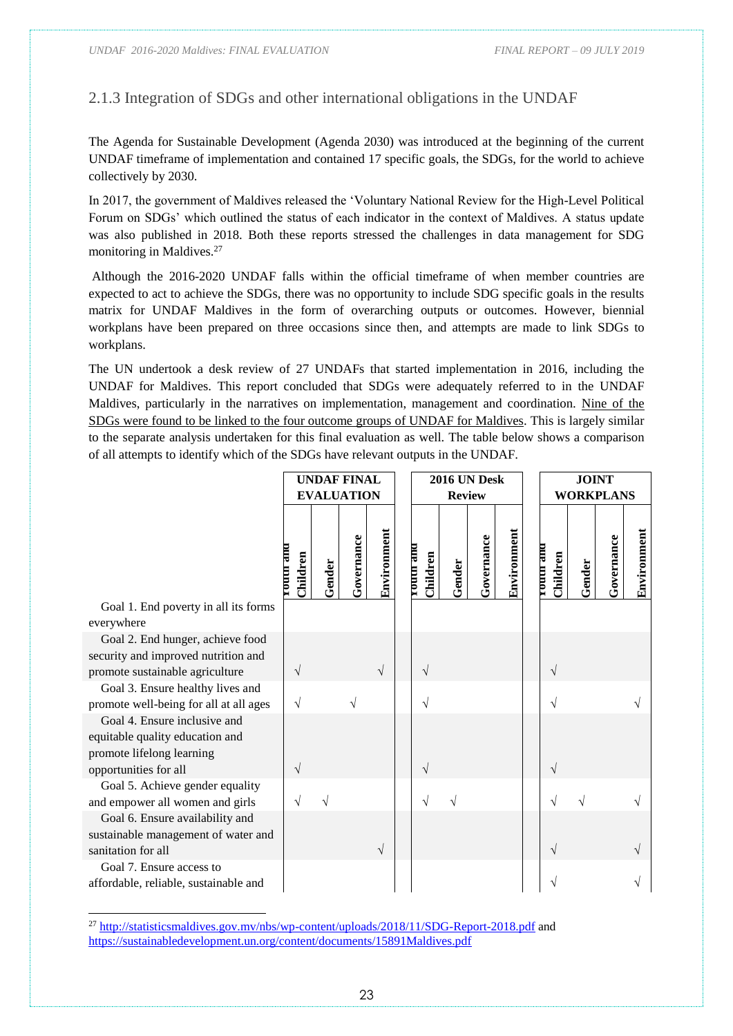### 2.1.3 Integration of SDGs and other international obligations in the UNDAF

The Agenda for Sustainable Development (Agenda 2030) was introduced at the beginning of the current UNDAF timeframe of implementation and contained 17 specific goals, the SDGs, for the world to achieve collectively by 2030.

In 2017, the government of Maldives released the 'Voluntary National Review for the High-Level Political Forum on SDGs' which outlined the status of each indicator in the context of Maldives. A status update was also published in 2018. Both these reports stressed the challenges in data management for SDG monitoring in Maldives.[27]

Although the 2016-2020 UNDAF falls within the official timeframe of when member countries are expected to act to achieve the SDGs, there was no opportunity to include SDG specific goals in the results matrix for UNDAF Maldives in the form of overarching outputs or outcomes. However, biennial workplans have been prepared on three occasions since then, and attempts are made to link SDGs to workplans.

The UN undertook a desk review of 27 UNDAFs that started implementation in 2016, including the UNDAF for Maldives. This report concluded that SDGs were adequately referred to in the UNDAF Maldives, particularly in the narratives on implementation, management and coordination. Nine of the SDGs were found to be linked to the four outcome groups of UNDAF for Maldives. This is largely similar to the separate analysis undertaken for this final evaluation as well. The table below shows a comparison of all attempts to identify which of the SDGs have relevant outputs in the UNDAF.

| | UNDAF FINAL EVALUATION | | | | 2016 UN Desk Review | | | | JOINT WORKPLANS | | | |
|---|---|---|---|---|---|---|---|---|---|---|---|---|
| | Youth and Children | Gender | Governance | Environment | Youth and Children | Gender | Governance | Environment | Youth and Children | Gender | Governance | Environment |
| Goal 1. End poverty in all its forms everywhere | | | | | | | | | | | | |
| Goal 2. End hunger, achieve food security and improved nutrition and promote sustainable agriculture | √ | | | √ | √ | | | | √ | | | |
| Goal 3. Ensure healthy lives and promote well-being for all at all ages | √ | | √ | | √ | | | | √ | | | √ |
| Goal 4. Ensure inclusive and equitable quality education and promote lifelong learning opportunities for all | √ | | | | √ | | | | √ | | | |
| Goal 5. Achieve gender equality and empower all women and girls | √ | √ | | | √ | √ | | | √ | √ | | √ |
| Goal 6. Ensure availability and sustainable management of water and sanitation for all | | | | √ | | | | | √ | | | √ |
| Goal 7. Ensure access to affordable, reliable, sustainable and | | | | | | | | | √ | | | √ |

[27] http://statisticsmaldives.gov.mv/nbs/wp-content/uploads/2018/11/SDG-Report-2018.pdf and https://sustainabledevelopment.un.org/content/documents/15891Maldives.pdf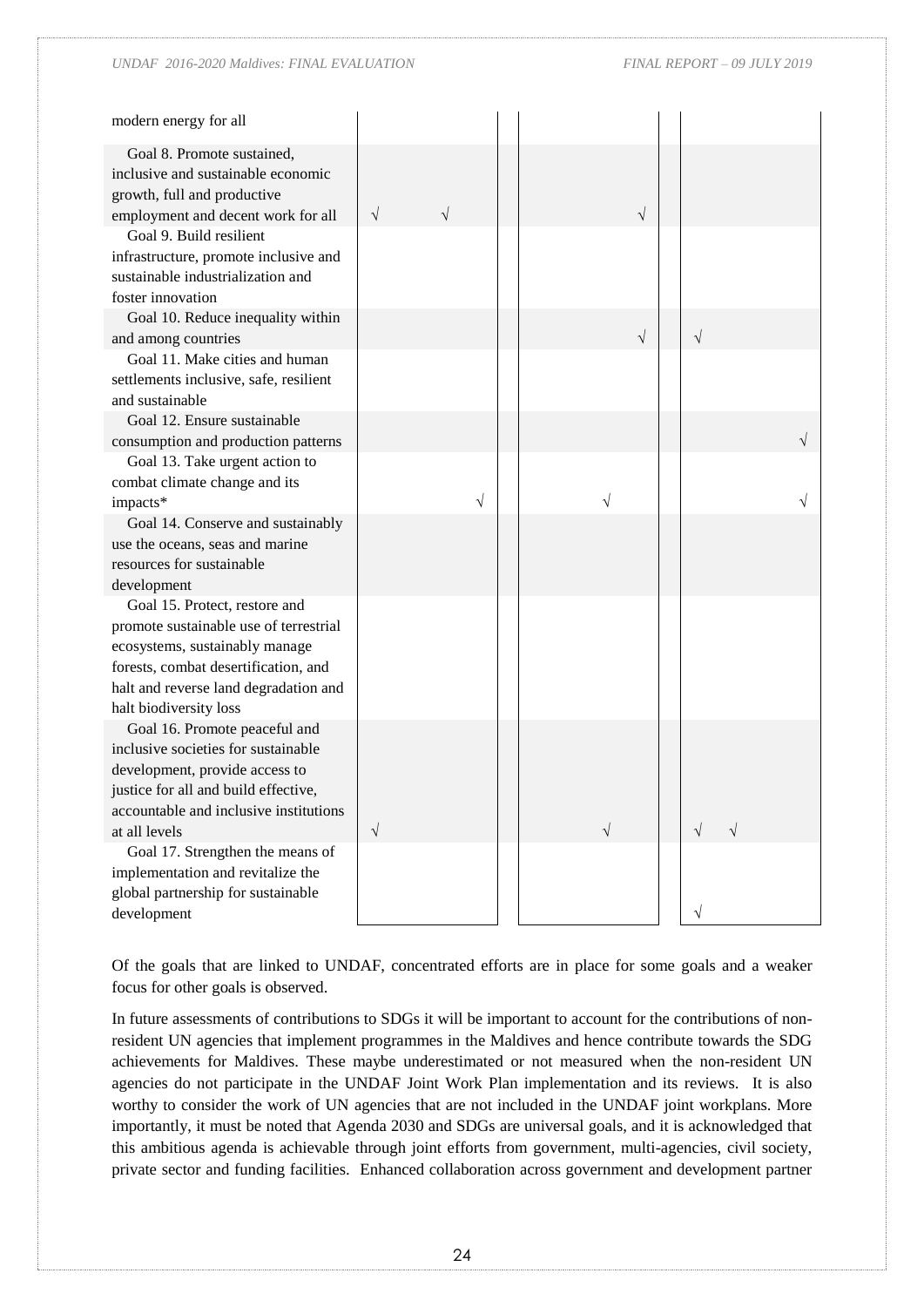| | | | | | | | | | | | | |
|---|---|---|---|---|---|---|---|---|---|---|---|---|
| modern energy for all | | | | | | | | | | | | |
| Goal 8. Promote sustained, inclusive and sustainable economic growth, full and productive employment and decent work for all | √ | | √ | | | | | √ | | | | |
| Goal 9. Build resilient infrastructure, promote inclusive and sustainable industrialization and foster innovation | | | | | | | | | | | | |
| Goal 10. Reduce inequality within and among countries | | | | | | | | √ | √ | | | |
| Goal 11. Make cities and human settlements inclusive, safe, resilient and sustainable | | | | | | | | | | | | |
| Goal 12. Ensure sustainable consumption and production patterns | | | | | | | | | | | | √ |
| Goal 13. Take urgent action to combat climate change and its impacts* | | | | √ | | | √ | | | | | √ |
| Goal 14. Conserve and sustainably use the oceans, seas and marine resources for sustainable development | | | | | | | | | | | | |
| Goal 15. Protect, restore and promote sustainable use of terrestrial ecosystems, sustainably manage forests, combat desertification, and halt and reverse land degradation and halt biodiversity loss | | | | | | | | | | | | |
| Goal 16. Promote peaceful and inclusive societies for sustainable development, provide access to justice for all and build effective, accountable and inclusive institutions at all levels | √ | | | | | | √ | | √ | √ | | |
| Goal 17. Strengthen the means of implementation and revitalize the global partnership for sustainable development | | | | | | | | | √ | | | |

Of the goals that are linked to UNDAF, concentrated efforts are in place for some goals and a weaker focus for other goals is observed.

In future assessments of contributions to SDGs it will be important to account for the contributions of non-resident UN agencies that implement programmes in the Maldives and hence contribute towards the SDG achievements for Maldives. These maybe underestimated or not measured when the non-resident UN agencies do not participate in the UNDAF Joint Work Plan implementation and its reviews. It is also worthy to consider the work of UN agencies that are not included in the UNDAF joint workplans. More importantly, it must be noted that Agenda 2030 and SDGs are universal goals, and it is acknowledged that this ambitious agenda is achievable through joint efforts from government, multi-agencies, civil society, private sector and funding facilities. Enhanced collaboration across government and development partner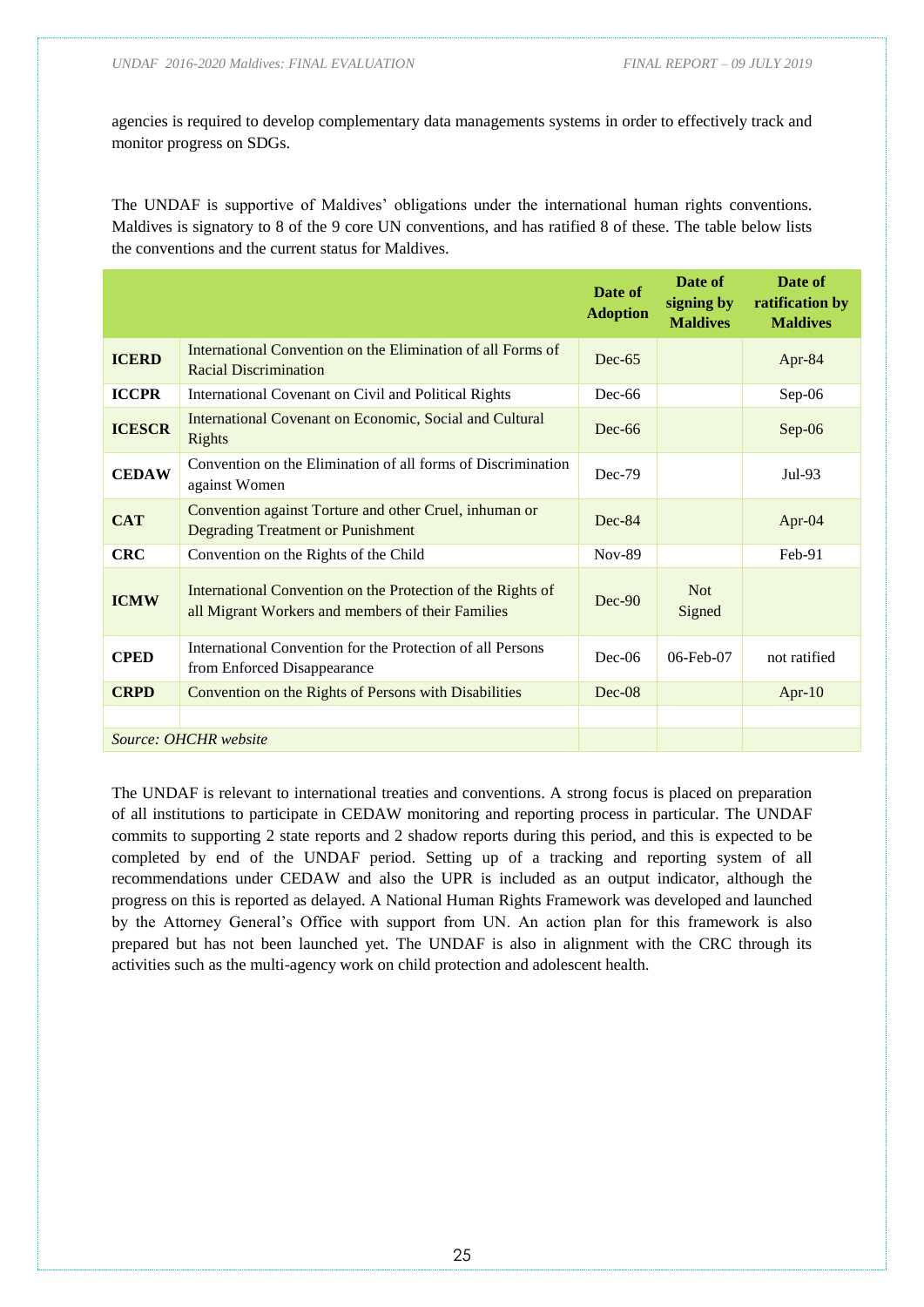agencies is required to develop complementary data managements systems in order to effectively track and monitor progress on SDGs.

The UNDAF is supportive of Maldives' obligations under the international human rights conventions. Maldives is signatory to 8 of the 9 core UN conventions, and has ratified 8 of these. The table below lists the conventions and the current status for Maldives.

| | | Date of Adoption | Date of signing by Maldives | Date of ratification by Maldives |
|---|---|---|---|---|
| **ICERD** | International Convention on the Elimination of all Forms of Racial Discrimination | Dec-65 | | Apr-84 |
| **ICCPR** | International Covenant on Civil and Political Rights | Dec-66 | | Sep-06 |
| **ICESCR** | International Covenant on Economic, Social and Cultural Rights | Dec-66 | | Sep-06 |
| **CEDAW** | Convention on the Elimination of all forms of Discrimination against Women | Dec-79 | | Jul-93 |
| **CAT** | Convention against Torture and other Cruel, inhuman or Degrading Treatment or Punishment | Dec-84 | | Apr-04 |
| **CRC** | Convention on the Rights of the Child | Nov-89 | | Feb-91 |
| **ICMW** | International Convention on the Protection of the Rights of all Migrant Workers and members of their Families | Dec-90 | Not Signed | |
| **CPED** | International Convention for the Protection of all Persons from Enforced Disappearance | Dec-06 | 06-Feb-07 | not ratified |
| **CRPD** | Convention on the Rights of Persons with Disabilities | Dec-08 | | Apr-10 |
| | | | | |
| *Source: OHCHR website* | | | | |

The UNDAF is relevant to international treaties and conventions. A strong focus is placed on preparation of all institutions to participate in CEDAW monitoring and reporting process in particular. The UNDAF commits to supporting 2 state reports and 2 shadow reports during this period, and this is expected to be completed by end of the UNDAF period. Setting up of a tracking and reporting system of all recommendations under CEDAW and also the UPR is included as an output indicator, although the progress on this is reported as delayed. A National Human Rights Framework was developed and launched by the Attorney General's Office with support from UN. An action plan for this framework is also prepared but has not been launched yet. The UNDAF is also in alignment with the CRC through its activities such as the multi-agency work on child protection and adolescent health.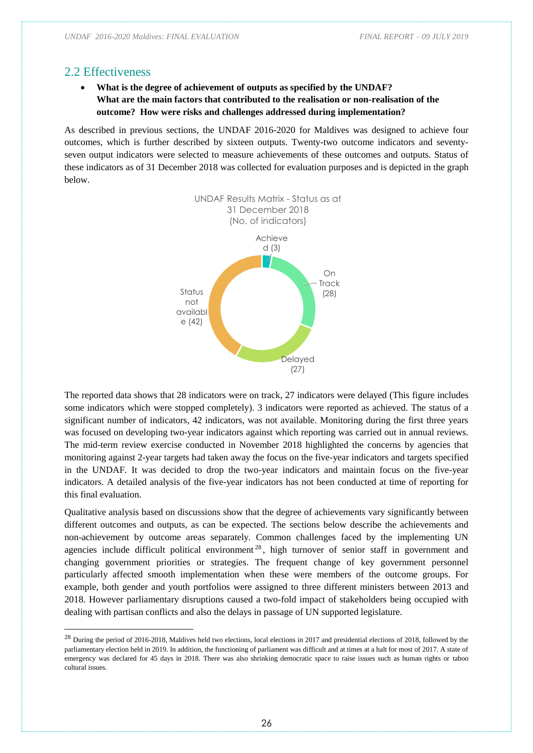## 2.2 Effectiveness

- **What is the degree of achievement of outputs as specified by the UNDAF? What are the main factors that contributed to the realisation or non-realisation of the outcome? How were risks and challenges addressed during implementation?**

As described in previous sections, the UNDAF 2016-2020 for Maldives was designed to achieve four outcomes, which is further described by sixteen outputs. Twenty-two outcome indicators and seventy-seven output indicators were selected to measure achievements of these outcomes and outputs. Status of these indicators as of 31 December 2018 was collected for evaluation purposes and is depicted in the graph below.

UNDAF Results Matrix - Status as at 31 December 2018 (No. of indicators)

Achieved (3)
On Track (28)
Delayed (27)
Status not available (42)

The reported data shows that 28 indicators were on track, 27 indicators were delayed (This figure includes some indicators which were stopped completely). 3 indicators were reported as achieved. The status of a significant number of indicators, 42 indicators, was not available. Monitoring during the first three years was focused on developing two-year indicators against which reporting was carried out in annual reviews. The mid-term review exercise conducted in November 2018 highlighted the concerns by agencies that monitoring against 2-year targets had taken away the focus on the five-year indicators and targets specified in the UNDAF. It was decided to drop the two-year indicators and maintain focus on the five-year indicators. A detailed analysis of the five-year indicators has not been conducted at time of reporting for this final evaluation.

Qualitative analysis based on discussions show that the degree of achievements vary significantly between different outcomes and outputs, as can be expected. The sections below describe the achievements and non-achievement by outcome areas separately. Common challenges faced by the implementing UN agencies include difficult political environment[28], high turnover of senior staff in government and changing government priorities or strategies. The frequent change of key government personnel particularly affected smooth implementation when these were members of the outcome groups. For example, both gender and youth portfolios were assigned to three different ministers between 2013 and 2018. However parliamentary disruptions caused a two-fold impact of stakeholders being occupied with dealing with partisan conflicts and also the delays in passage of UN supported legislature.

[28] During the period of 2016-2018, Maldives held two elections, local elections in 2017 and presidential elections of 2018, followed by the parliamentary election held in 2019. In addition, the functioning of parliament was difficult and at times at a halt for most of 2017. A state of emergency was declared for 45 days in 2018. There was also shrinking democratic space to raise issues such as human rights or taboo cultural issues.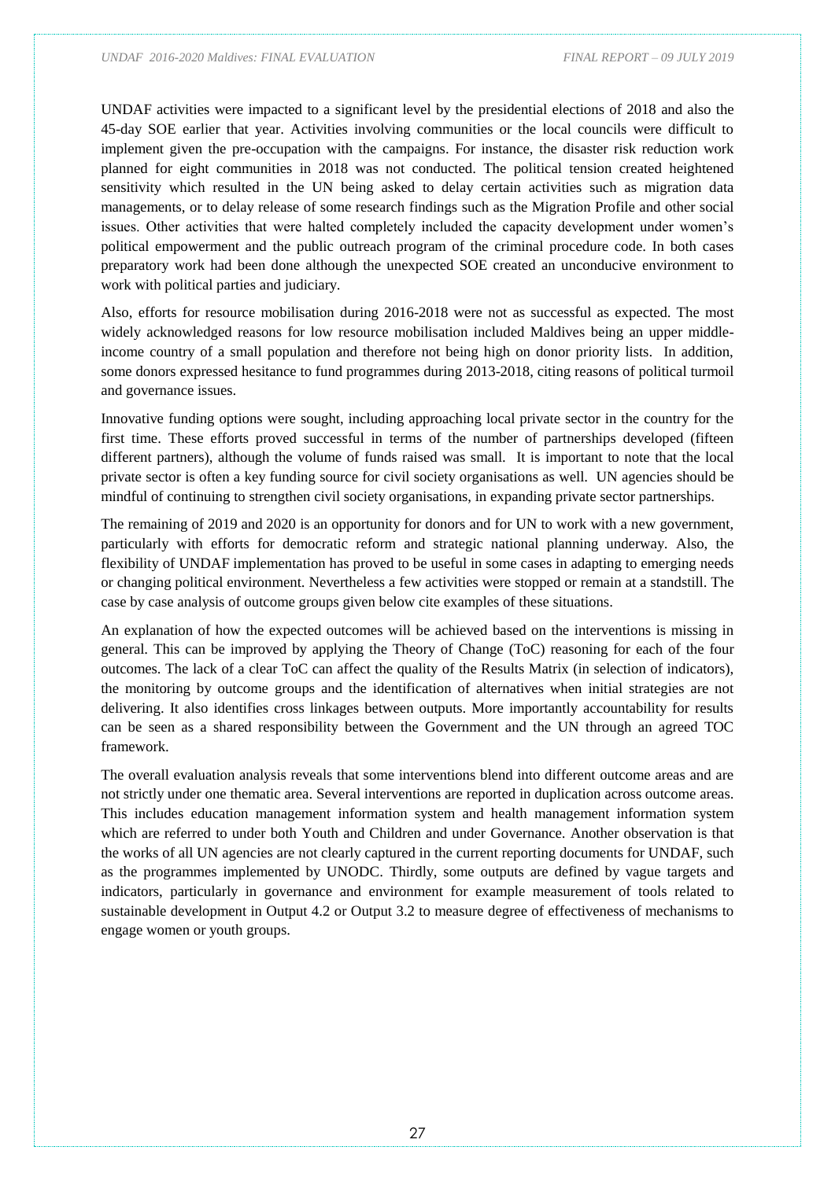UNDAF activities were impacted to a significant level by the presidential elections of 2018 and also the 45-day SOE earlier that year. Activities involving communities or the local councils were difficult to implement given the pre-occupation with the campaigns. For instance, the disaster risk reduction work planned for eight communities in 2018 was not conducted. The political tension created heightened sensitivity which resulted in the UN being asked to delay certain activities such as migration data managements, or to delay release of some research findings such as the Migration Profile and other social issues. Other activities that were halted completely included the capacity development under women's political empowerment and the public outreach program of the criminal procedure code. In both cases preparatory work had been done although the unexpected SOE created an unconducive environment to work with political parties and judiciary.

Also, efforts for resource mobilisation during 2016-2018 were not as successful as expected. The most widely acknowledged reasons for low resource mobilisation included Maldives being an upper middle-income country of a small population and therefore not being high on donor priority lists. In addition, some donors expressed hesitance to fund programmes during 2013-2018, citing reasons of political turmoil and governance issues.

Innovative funding options were sought, including approaching local private sector in the country for the first time. These efforts proved successful in terms of the number of partnerships developed (fifteen different partners), although the volume of funds raised was small. It is important to note that the local private sector is often a key funding source for civil society organisations as well. UN agencies should be mindful of continuing to strengthen civil society organisations, in expanding private sector partnerships.

The remaining of 2019 and 2020 is an opportunity for donors and for UN to work with a new government, particularly with efforts for democratic reform and strategic national planning underway. Also, the flexibility of UNDAF implementation has proved to be useful in some cases in adapting to emerging needs or changing political environment. Nevertheless a few activities were stopped or remain at a standstill. The case by case analysis of outcome groups given below cite examples of these situations.

An explanation of how the expected outcomes will be achieved based on the interventions is missing in general. This can be improved by applying the Theory of Change (ToC) reasoning for each of the four outcomes. The lack of a clear ToC can affect the quality of the Results Matrix (in selection of indicators), the monitoring by outcome groups and the identification of alternatives when initial strategies are not delivering. It also identifies cross linkages between outputs. More importantly accountability for results can be seen as a shared responsibility between the Government and the UN through an agreed TOC framework.

The overall evaluation analysis reveals that some interventions blend into different outcome areas and are not strictly under one thematic area. Several interventions are reported in duplication across outcome areas. This includes education management information system and health management information system which are referred to under both Youth and Children and under Governance. Another observation is that the works of all UN agencies are not clearly captured in the current reporting documents for UNDAF, such as the programmes implemented by UNODC. Thirdly, some outputs are defined by vague targets and indicators, particularly in governance and environment for example measurement of tools related to sustainable development in Output 4.2 or Output 3.2 to measure degree of effectiveness of mechanisms to engage women or youth groups.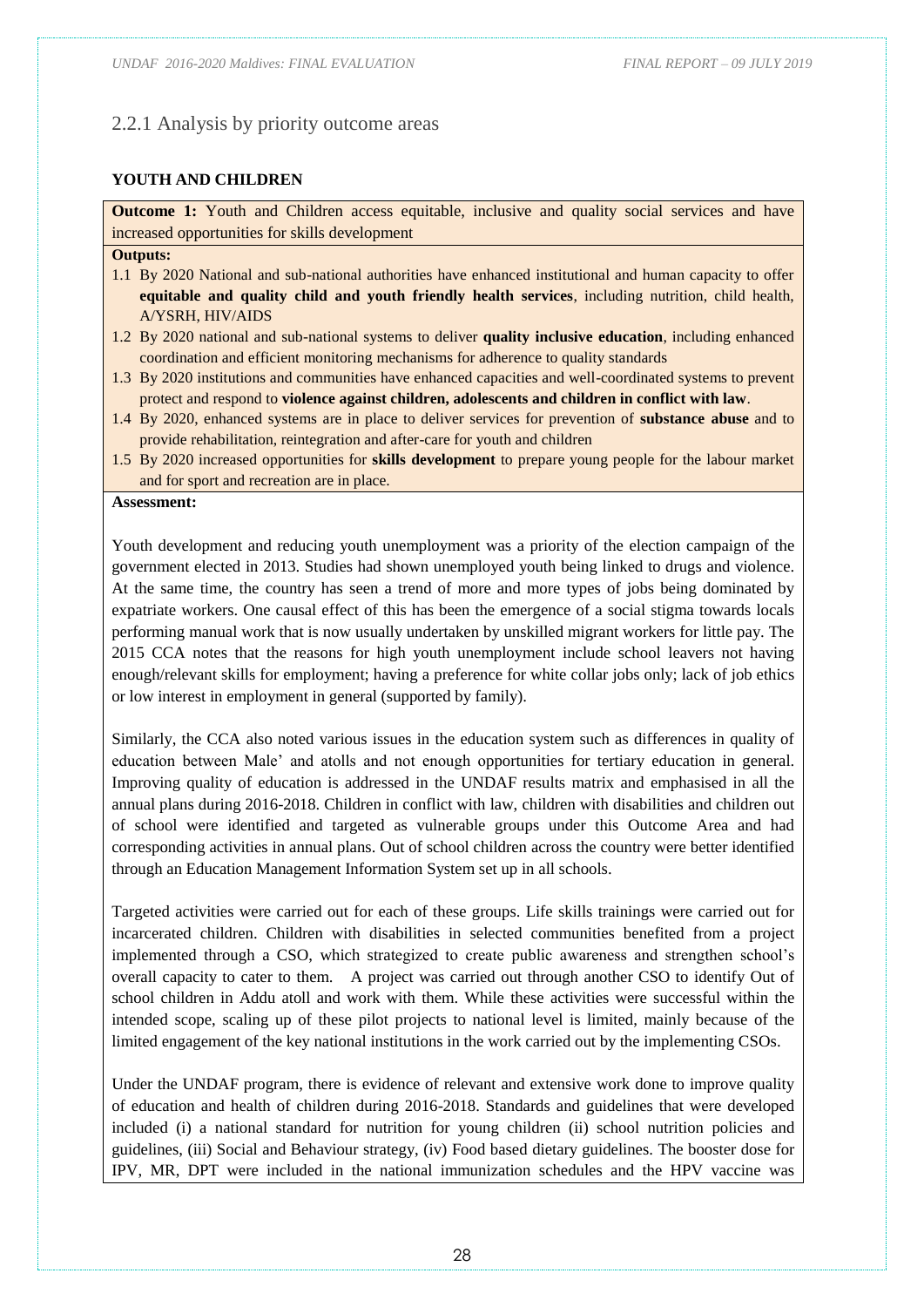### 2.2.1 Analysis by priority outcome areas

**YOUTH AND CHILDREN**

**Outcome 1:** Youth and Children access equitable, inclusive and quality social services and have increased opportunities for skills development

**Outputs:**

1.1 By 2020 National and sub-national authorities have enhanced institutional and human capacity to offer **equitable and quality child and youth friendly health services**, including nutrition, child health, A/YSRH, HIV/AIDS
1.2 By 2020 national and sub-national systems to deliver **quality inclusive education**, including enhanced coordination and efficient monitoring mechanisms for adherence to quality standards
1.3 By 2020 institutions and communities have enhanced capacities and well-coordinated systems to prevent protect and respond to **violence against children, adolescents and children in conflict with law**.
1.4 By 2020, enhanced systems are in place to deliver services for prevention of **substance abuse** and to provide rehabilitation, reintegration and after-care for youth and children
1.5 By 2020 increased opportunities for **skills development** to prepare young people for the labour market and for sport and recreation are in place.

**Assessment:**

Youth development and reducing youth unemployment was a priority of the election campaign of the government elected in 2013. Studies had shown unemployed youth being linked to drugs and violence. At the same time, the country has seen a trend of more and more types of jobs being dominated by expatriate workers. One causal effect of this has been the emergence of a social stigma towards locals performing manual work that is now usually undertaken by unskilled migrant workers for little pay. The 2015 CCA notes that the reasons for high youth unemployment include school leavers not having enough/relevant skills for employment; having a preference for white collar jobs only; lack of job ethics or low interest in employment in general (supported by family).

Similarly, the CCA also noted various issues in the education system such as differences in quality of education between Male' and atolls and not enough opportunities for tertiary education in general. Improving quality of education is addressed in the UNDAF results matrix and emphasised in all the annual plans during 2016-2018. Children in conflict with law, children with disabilities and children out of school were identified and targeted as vulnerable groups under this Outcome Area and had corresponding activities in annual plans. Out of school children across the country were better identified through an Education Management Information System set up in all schools.

Targeted activities were carried out for each of these groups. Life skills trainings were carried out for incarcerated children. Children with disabilities in selected communities benefited from a project implemented through a CSO, which strategized to create public awareness and strengthen school's overall capacity to cater to them. A project was carried out through another CSO to identify Out of school children in Addu atoll and work with them. While these activities were successful within the intended scope, scaling up of these pilot projects to national level is limited, mainly because of the limited engagement of the key national institutions in the work carried out by the implementing CSOs.

Under the UNDAF program, there is evidence of relevant and extensive work done to improve quality of education and health of children during 2016-2018. Standards and guidelines that were developed included (i) a national standard for nutrition for young children (ii) school nutrition policies and guidelines, (iii) Social and Behaviour strategy, (iv) Food based dietary guidelines. The booster dose for IPV, MR, DPT were included in the national immunization schedules and the HPV vaccine was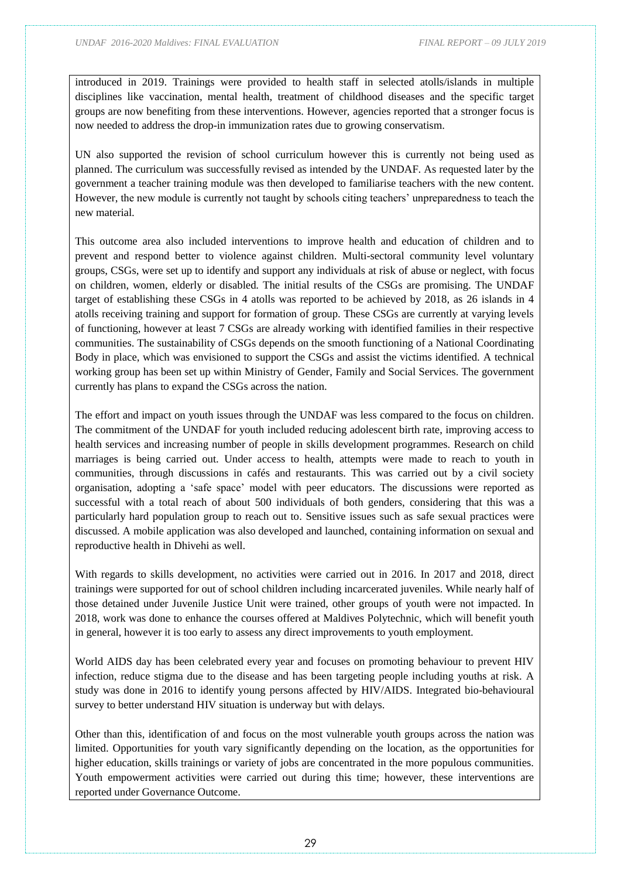introduced in 2019. Trainings were provided to health staff in selected atolls/islands in multiple disciplines like vaccination, mental health, treatment of childhood diseases and the specific target groups are now benefiting from these interventions. However, agencies reported that a stronger focus is now needed to address the drop-in immunization rates due to growing conservatism.

UN also supported the revision of school curriculum however this is currently not being used as planned. The curriculum was successfully revised as intended by the UNDAF. As requested later by the government a teacher training module was then developed to familiarise teachers with the new content. However, the new module is currently not taught by schools citing teachers' unpreparedness to teach the new material.

This outcome area also included interventions to improve health and education of children and to prevent and respond better to violence against children. Multi-sectoral community level voluntary groups, CSGs, were set up to identify and support any individuals at risk of abuse or neglect, with focus on children, women, elderly or disabled. The initial results of the CSGs are promising. The UNDAF target of establishing these CSGs in 4 atolls was reported to be achieved by 2018, as 26 islands in 4 atolls receiving training and support for formation of group. These CSGs are currently at varying levels of functioning, however at least 7 CSGs are already working with identified families in their respective communities. The sustainability of CSGs depends on the smooth functioning of a National Coordinating Body in place, which was envisioned to support the CSGs and assist the victims identified. A technical working group has been set up within Ministry of Gender, Family and Social Services. The government currently has plans to expand the CSGs across the nation.

The effort and impact on youth issues through the UNDAF was less compared to the focus on children. The commitment of the UNDAF for youth included reducing adolescent birth rate, improving access to health services and increasing number of people in skills development programmes. Research on child marriages is being carried out. Under access to health, attempts were made to reach to youth in communities, through discussions in cafés and restaurants. This was carried out by a civil society organisation, adopting a 'safe space' model with peer educators. The discussions were reported as successful with a total reach of about 500 individuals of both genders, considering that this was a particularly hard population group to reach out to. Sensitive issues such as safe sexual practices were discussed. A mobile application was also developed and launched, containing information on sexual and reproductive health in Dhivehi as well.

With regards to skills development, no activities were carried out in 2016. In 2017 and 2018, direct trainings were supported for out of school children including incarcerated juveniles. While nearly half of those detained under Juvenile Justice Unit were trained, other groups of youth were not impacted. In 2018, work was done to enhance the courses offered at Maldives Polytechnic, which will benefit youth in general, however it is too early to assess any direct improvements to youth employment.

World AIDS day has been celebrated every year and focuses on promoting behaviour to prevent HIV infection, reduce stigma due to the disease and has been targeting people including youths at risk. A study was done in 2016 to identify young persons affected by HIV/AIDS. Integrated bio-behavioural survey to better understand HIV situation is underway but with delays.

Other than this, identification of and focus on the most vulnerable youth groups across the nation was limited. Opportunities for youth vary significantly depending on the location, as the opportunities for higher education, skills trainings or variety of jobs are concentrated in the more populous communities. Youth empowerment activities were carried out during this time; however, these interventions are reported under Governance Outcome.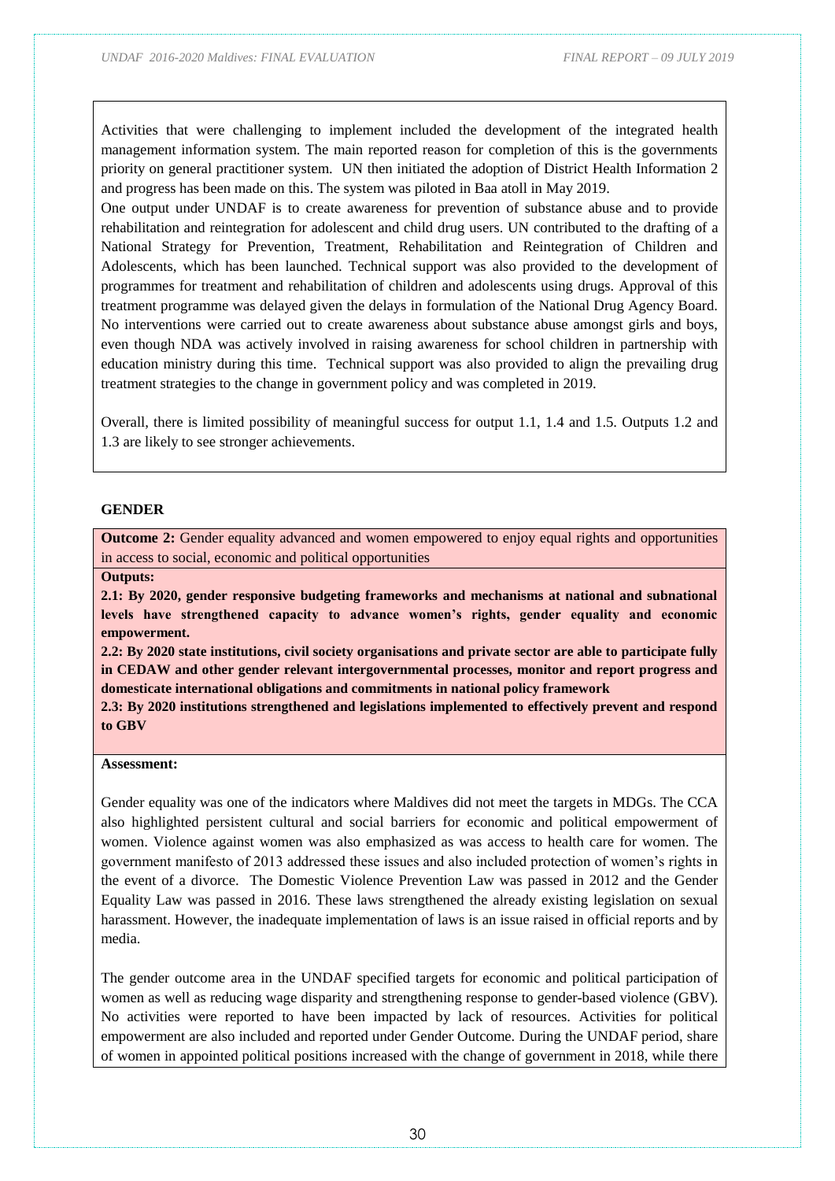Activities that were challenging to implement included the development of the integrated health management information system. The main reported reason for completion of this is the governments priority on general practitioner system. UN then initiated the adoption of District Health Information 2 and progress has been made on this. The system was piloted in Baa atoll in May 2019.

One output under UNDAF is to create awareness for prevention of substance abuse and to provide rehabilitation and reintegration for adolescent and child drug users. UN contributed to the drafting of a National Strategy for Prevention, Treatment, Rehabilitation and Reintegration of Children and Adolescents, which has been launched. Technical support was also provided to the development of programmes for treatment and rehabilitation of children and adolescents using drugs. Approval of this treatment programme was delayed given the delays in formulation of the National Drug Agency Board. No interventions were carried out to create awareness about substance abuse amongst girls and boys, even though NDA was actively involved in raising awareness for school children in partnership with education ministry during this time. Technical support was also provided to align the prevailing drug treatment strategies to the change in government policy and was completed in 2019.

Overall, there is limited possibility of meaningful success for output 1.1, 1.4 and 1.5. Outputs 1.2 and 1.3 are likely to see stronger achievements.

**GENDER**

**Outcome 2:** Gender equality advanced and women empowered to enjoy equal rights and opportunities in access to social, economic and political opportunities

**Outputs:**

**2.1: By 2020, gender responsive budgeting frameworks and mechanisms at national and subnational levels have strengthened capacity to advance women's rights, gender equality and economic empowerment.**

**2.2: By 2020 state institutions, civil society organisations and private sector are able to participate fully in CEDAW and other gender relevant intergovernmental processes, monitor and report progress and domesticate international obligations and commitments in national policy framework**

**2.3: By 2020 institutions strengthened and legislations implemented to effectively prevent and respond to GBV**

**Assessment:**

Gender equality was one of the indicators where Maldives did not meet the targets in MDGs. The CCA also highlighted persistent cultural and social barriers for economic and political empowerment of women. Violence against women was also emphasized as was access to health care for women. The government manifesto of 2013 addressed these issues and also included protection of women's rights in the event of a divorce. The Domestic Violence Prevention Law was passed in 2012 and the Gender Equality Law was passed in 2016. These laws strengthened the already existing legislation on sexual harassment. However, the inadequate implementation of laws is an issue raised in official reports and by media.

The gender outcome area in the UNDAF specified targets for economic and political participation of women as well as reducing wage disparity and strengthening response to gender-based violence (GBV). No activities were reported to have been impacted by lack of resources. Activities for political empowerment are also included and reported under Gender Outcome. During the UNDAF period, share of women in appointed political positions increased with the change of government in 2018, while there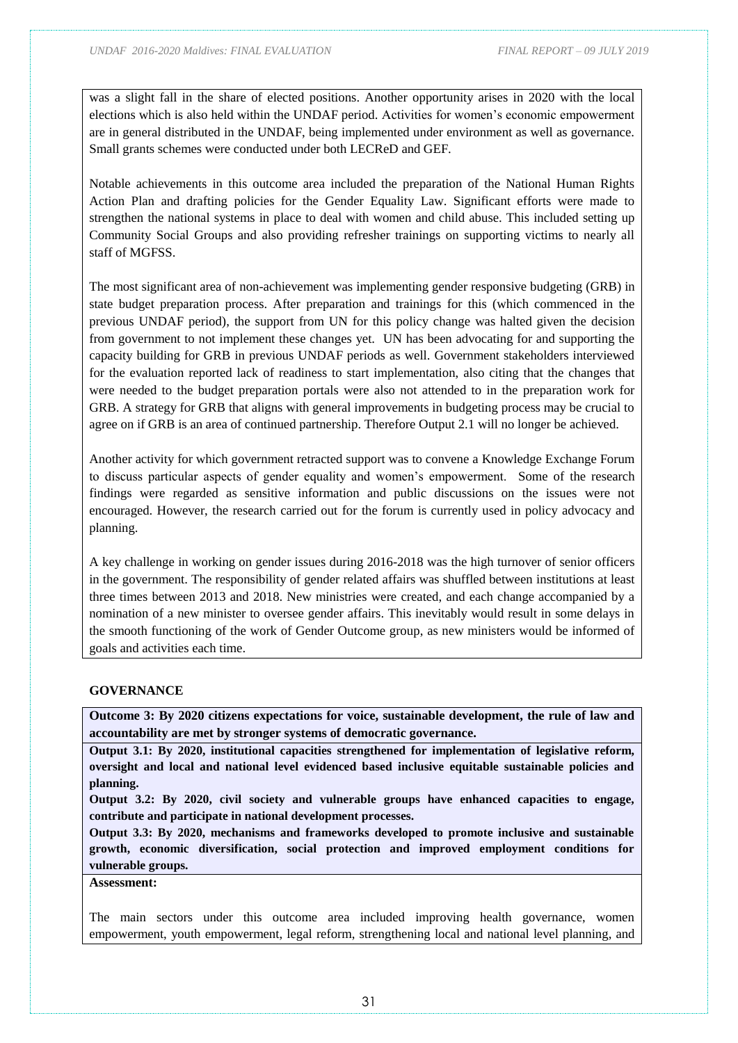was a slight fall in the share of elected positions. Another opportunity arises in 2020 with the local elections which is also held within the UNDAF period. Activities for women's economic empowerment are in general distributed in the UNDAF, being implemented under environment as well as governance. Small grants schemes were conducted under both LECReD and GEF.

Notable achievements in this outcome area included the preparation of the National Human Rights Action Plan and drafting policies for the Gender Equality Law. Significant efforts were made to strengthen the national systems in place to deal with women and child abuse. This included setting up Community Social Groups and also providing refresher trainings on supporting victims to nearly all staff of MGFSS.

The most significant area of non-achievement was implementing gender responsive budgeting (GRB) in state budget preparation process. After preparation and trainings for this (which commenced in the previous UNDAF period), the support from UN for this policy change was halted given the decision from government to not implement these changes yet. UN has been advocating for and supporting the capacity building for GRB in previous UNDAF periods as well. Government stakeholders interviewed for the evaluation reported lack of readiness to start implementation, also citing that the changes that were needed to the budget preparation portals were also not attended to in the preparation work for GRB. A strategy for GRB that aligns with general improvements in budgeting process may be crucial to agree on if GRB is an area of continued partnership. Therefore Output 2.1 will no longer be achieved.

Another activity for which government retracted support was to convene a Knowledge Exchange Forum to discuss particular aspects of gender equality and women's empowerment. Some of the research findings were regarded as sensitive information and public discussions on the issues were not encouraged. However, the research carried out for the forum is currently used in policy advocacy and planning.

A key challenge in working on gender issues during 2016-2018 was the high turnover of senior officers in the government. The responsibility of gender related affairs was shuffled between institutions at least three times between 2013 and 2018. New ministries were created, and each change accompanied by a nomination of a new minister to oversee gender affairs. This inevitably would result in some delays in the smooth functioning of the work of Gender Outcome group, as new ministers would be informed of goals and activities each time.

**GOVERNANCE**

**Outcome 3: By 2020 citizens expectations for voice, sustainable development, the rule of law and accountability are met by stronger systems of democratic governance.**

**Output 3.1: By 2020, institutional capacities strengthened for implementation of legislative reform, oversight and local and national level evidenced based inclusive equitable sustainable policies and planning.**

**Output 3.2: By 2020, civil society and vulnerable groups have enhanced capacities to engage, contribute and participate in national development processes.**

**Output 3.3: By 2020, mechanisms and frameworks developed to promote inclusive and sustainable growth, economic diversification, social protection and improved employment conditions for vulnerable groups.**

**Assessment:**

The main sectors under this outcome area included improving health governance, women empowerment, youth empowerment, legal reform, strengthening local and national level planning, and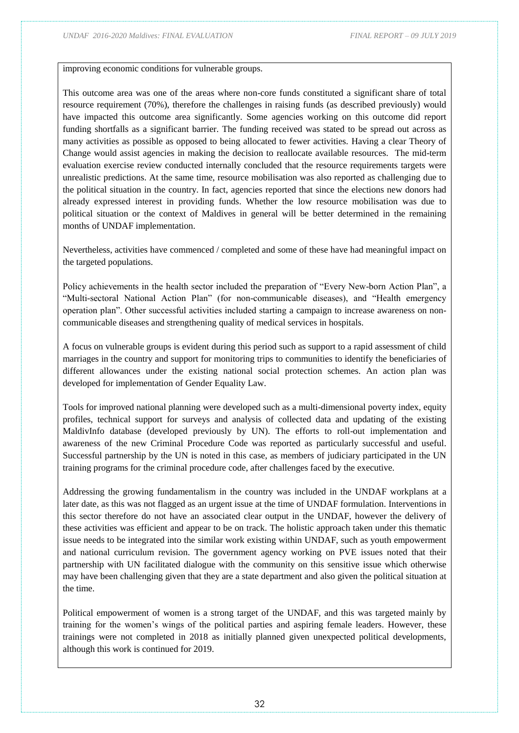improving economic conditions for vulnerable groups.

This outcome area was one of the areas where non-core funds constituted a significant share of total resource requirement (70%), therefore the challenges in raising funds (as described previously) would have impacted this outcome area significantly. Some agencies working on this outcome did report funding shortfalls as a significant barrier. The funding received was stated to be spread out across as many activities as possible as opposed to being allocated to fewer activities. Having a clear Theory of Change would assist agencies in making the decision to reallocate available resources. The mid-term evaluation exercise review conducted internally concluded that the resource requirements targets were unrealistic predictions. At the same time, resource mobilisation was also reported as challenging due to the political situation in the country. In fact, agencies reported that since the elections new donors had already expressed interest in providing funds. Whether the low resource mobilisation was due to political situation or the context of Maldives in general will be better determined in the remaining months of UNDAF implementation.

Nevertheless, activities have commenced / completed and some of these have had meaningful impact on the targeted populations.

Policy achievements in the health sector included the preparation of "Every New-born Action Plan", a "Multi-sectoral National Action Plan" (for non-communicable diseases), and "Health emergency operation plan". Other successful activities included starting a campaign to increase awareness on non-communicable diseases and strengthening quality of medical services in hospitals.

A focus on vulnerable groups is evident during this period such as support to a rapid assessment of child marriages in the country and support for monitoring trips to communities to identify the beneficiaries of different allowances under the existing national social protection schemes. An action plan was developed for implementation of Gender Equality Law.

Tools for improved national planning were developed such as a multi-dimensional poverty index, equity profiles, technical support for surveys and analysis of collected data and updating of the existing MaldivInfo database (developed previously by UN). The efforts to roll-out implementation and awareness of the new Criminal Procedure Code was reported as particularly successful and useful. Successful partnership by the UN is noted in this case, as members of judiciary participated in the UN training programs for the criminal procedure code, after challenges faced by the executive.

Addressing the growing fundamentalism in the country was included in the UNDAF workplans at a later date, as this was not flagged as an urgent issue at the time of UNDAF formulation. Interventions in this sector therefore do not have an associated clear output in the UNDAF, however the delivery of these activities was efficient and appear to be on track. The holistic approach taken under this thematic issue needs to be integrated into the similar work existing within UNDAF, such as youth empowerment and national curriculum revision. The government agency working on PVE issues noted that their partnership with UN facilitated dialogue with the community on this sensitive issue which otherwise may have been challenging given that they are a state department and also given the political situation at the time.

Political empowerment of women is a strong target of the UNDAF, and this was targeted mainly by training for the women's wings of the political parties and aspiring female leaders. However, these trainings were not completed in 2018 as initially planned given unexpected political developments, although this work is continued for 2019.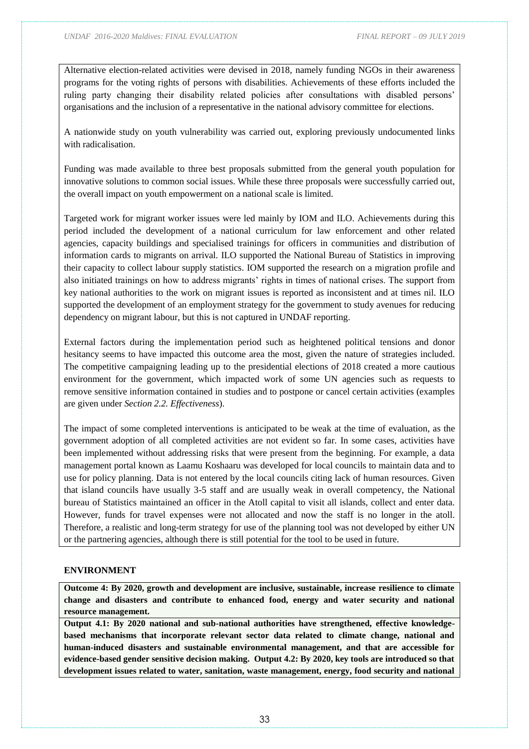Alternative election-related activities were devised in 2018, namely funding NGOs in their awareness programs for the voting rights of persons with disabilities. Achievements of these efforts included the ruling party changing their disability related policies after consultations with disabled persons' organisations and the inclusion of a representative in the national advisory committee for elections.

A nationwide study on youth vulnerability was carried out, exploring previously undocumented links with radicalisation.

Funding was made available to three best proposals submitted from the general youth population for innovative solutions to common social issues. While these three proposals were successfully carried out, the overall impact on youth empowerment on a national scale is limited.

Targeted work for migrant worker issues were led mainly by IOM and ILO. Achievements during this period included the development of a national curriculum for law enforcement and other related agencies, capacity buildings and specialised trainings for officers in communities and distribution of information cards to migrants on arrival. ILO supported the National Bureau of Statistics in improving their capacity to collect labour supply statistics. IOM supported the research on a migration profile and also initiated trainings on how to address migrants' rights in times of national crises. The support from key national authorities to the work on migrant issues is reported as inconsistent and at times nil. ILO supported the development of an employment strategy for the government to study avenues for reducing dependency on migrant labour, but this is not captured in UNDAF reporting.

External factors during the implementation period such as heightened political tensions and donor hesitancy seems to have impacted this outcome area the most, given the nature of strategies included. The competitive campaigning leading up to the presidential elections of 2018 created a more cautious environment for the government, which impacted work of some UN agencies such as requests to remove sensitive information contained in studies and to postpone or cancel certain activities (examples are given under *Section 2.2. Effectiveness*).

The impact of some completed interventions is anticipated to be weak at the time of evaluation, as the government adoption of all completed activities are not evident so far. In some cases, activities have been implemented without addressing risks that were present from the beginning. For example, a data management portal known as Laamu Koshaaru was developed for local councils to maintain data and to use for policy planning. Data is not entered by the local councils citing lack of human resources. Given that island councils have usually 3-5 staff and are usually weak in overall competency, the National bureau of Statistics maintained an officer in the Atoll capital to visit all islands, collect and enter data. However, funds for travel expenses were not allocated and now the staff is no longer in the atoll. Therefore, a realistic and long-term strategy for use of the planning tool was not developed by either UN or the partnering agencies, although there is still potential for the tool to be used in future.

**ENVIRONMENT**

**Outcome 4: By 2020, growth and development are inclusive, sustainable, increase resilience to climate change and disasters and contribute to enhanced food, energy and water security and national resource management.**

**Output 4.1: By 2020 national and sub-national authorities have strengthened, effective knowledge-based mechanisms that incorporate relevant sector data related to climate change, national and human-induced disasters and sustainable environmental management, and that are accessible for evidence-based gender sensitive decision making. Output 4.2: By 2020, key tools are introduced so that development issues related to water, sanitation, waste management, energy, food security and national**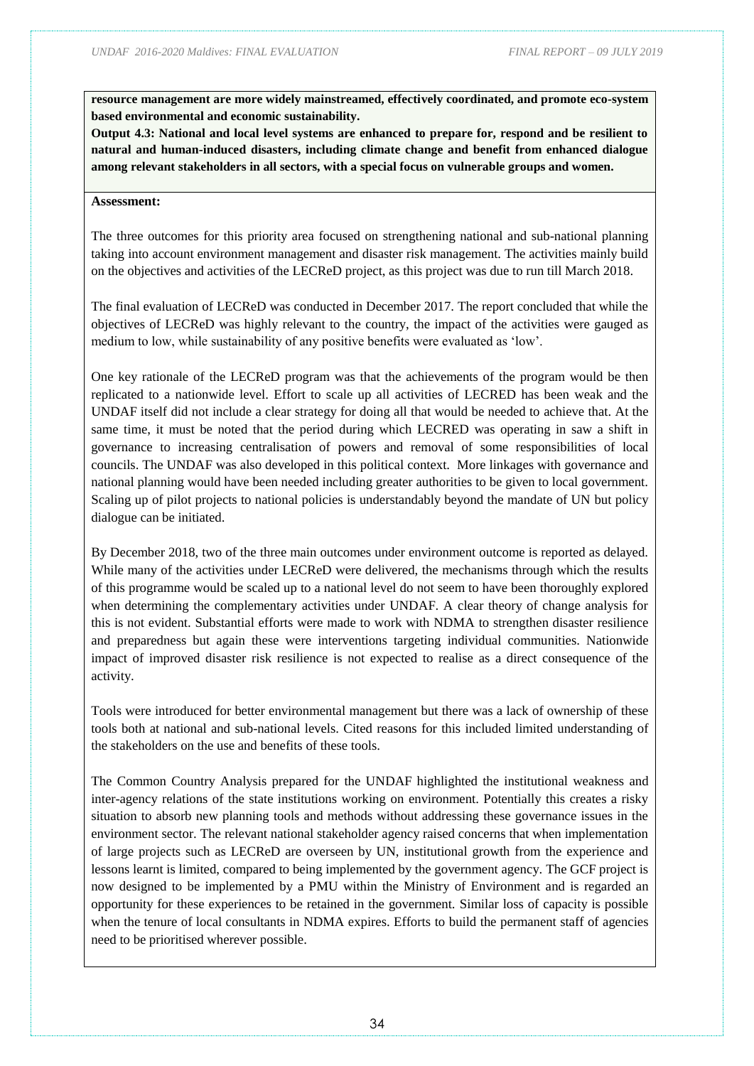**resource management are more widely mainstreamed, effectively coordinated, and promote eco-system based environmental and economic sustainability.**

**Output 4.3: National and local level systems are enhanced to prepare for, respond and be resilient to natural and human-induced disasters, including climate change and benefit from enhanced dialogue among relevant stakeholders in all sectors, with a special focus on vulnerable groups and women.**

**Assessment:**

The three outcomes for this priority area focused on strengthening national and sub-national planning taking into account environment management and disaster risk management. The activities mainly build on the objectives and activities of the LECReD project, as this project was due to run till March 2018.

The final evaluation of LECReD was conducted in December 2017. The report concluded that while the objectives of LECReD was highly relevant to the country, the impact of the activities were gauged as medium to low, while sustainability of any positive benefits were evaluated as 'low'.

One key rationale of the LECReD program was that the achievements of the program would be then replicated to a nationwide level. Effort to scale up all activities of LECRED has been weak and the UNDAF itself did not include a clear strategy for doing all that would be needed to achieve that. At the same time, it must be noted that the period during which LECRED was operating in saw a shift in governance to increasing centralisation of powers and removal of some responsibilities of local councils. The UNDAF was also developed in this political context. More linkages with governance and national planning would have been needed including greater authorities to be given to local government. Scaling up of pilot projects to national policies is understandably beyond the mandate of UN but policy dialogue can be initiated.

By December 2018, two of the three main outcomes under environment outcome is reported as delayed. While many of the activities under LECReD were delivered, the mechanisms through which the results of this programme would be scaled up to a national level do not seem to have been thoroughly explored when determining the complementary activities under UNDAF. A clear theory of change analysis for this is not evident. Substantial efforts were made to work with NDMA to strengthen disaster resilience and preparedness but again these were interventions targeting individual communities. Nationwide impact of improved disaster risk resilience is not expected to realise as a direct consequence of the activity.

Tools were introduced for better environmental management but there was a lack of ownership of these tools both at national and sub-national levels. Cited reasons for this included limited understanding of the stakeholders on the use and benefits of these tools.

The Common Country Analysis prepared for the UNDAF highlighted the institutional weakness and inter-agency relations of the state institutions working on environment. Potentially this creates a risky situation to absorb new planning tools and methods without addressing these governance issues in the environment sector. The relevant national stakeholder agency raised concerns that when implementation of large projects such as LECReD are overseen by UN, institutional growth from the experience and lessons learnt is limited, compared to being implemented by the government agency. The GCF project is now designed to be implemented by a PMU within the Ministry of Environment and is regarded an opportunity for these experiences to be retained in the government. Similar loss of capacity is possible when the tenure of local consultants in NDMA expires. Efforts to build the permanent staff of agencies need to be prioritised wherever possible.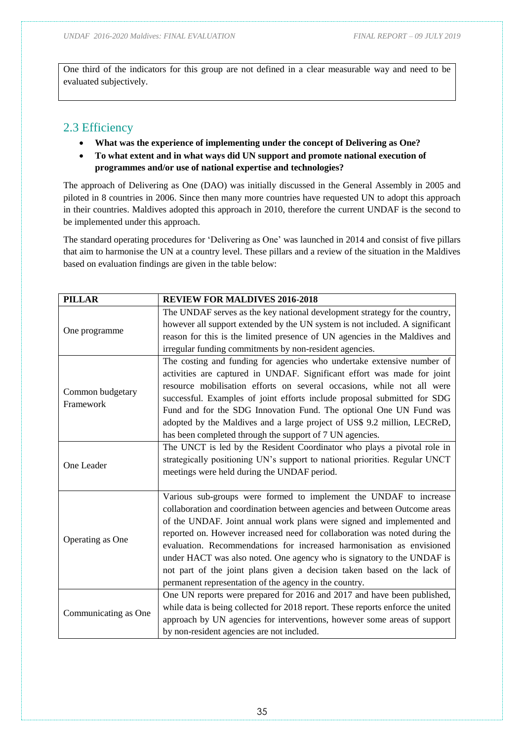One third of the indicators for this group are not defined in a clear measurable way and need to be evaluated subjectively.

## 2.3 Efficiency

- **What was the experience of implementing under the concept of Delivering as One?**
- **To what extent and in what ways did UN support and promote national execution of programmes and/or use of national expertise and technologies?**

The approach of Delivering as One (DAO) was initially discussed in the General Assembly in 2005 and piloted in 8 countries in 2006. Since then many more countries have requested UN to adopt this approach in their countries. Maldives adopted this approach in 2010, therefore the current UNDAF is the second to be implemented under this approach.

The standard operating procedures for 'Delivering as One' was launched in 2014 and consist of five pillars that aim to harmonise the UN at a country level. These pillars and a review of the situation in the Maldives based on evaluation findings are given in the table below:

| PILLAR | REVIEW FOR MALDIVES 2016-2018 |
|---|---|
| One programme | The UNDAF serves as the key national development strategy for the country, however all support extended by the UN system is not included. A significant reason for this is the limited presence of UN agencies in the Maldives and irregular funding commitments by non-resident agencies. |
| Common budgetary Framework | The costing and funding for agencies who undertake extensive number of activities are captured in UNDAF. Significant effort was made for joint resource mobilisation efforts on several occasions, while not all were successful. Examples of joint efforts include proposal submitted for SDG Fund and for the SDG Innovation Fund. The optional One UN Fund was adopted by the Maldives and a large project of US$ 9.2 million, LECReD, has been completed through the support of 7 UN agencies. |
| One Leader | The UNCT is led by the Resident Coordinator who plays a pivotal role in strategically positioning UN's support to national priorities. Regular UNCT meetings were held during the UNDAF period. |
| Operating as One | Various sub-groups were formed to implement the UNDAF to increase collaboration and coordination between agencies and between Outcome areas of the UNDAF. Joint annual work plans were signed and implemented and reported on. However increased need for collaboration was noted during the evaluation. Recommendations for increased harmonisation as envisioned under HACT was also noted. One agency who is signatory to the UNDAF is not part of the joint plans given a decision taken based on the lack of permanent representation of the agency in the country. |
| Communicating as One | One UN reports were prepared for 2016 and 2017 and have been published, while data is being collected for 2018 report. These reports enforce the united approach by UN agencies for interventions, however some areas of support by non-resident agencies are not included. |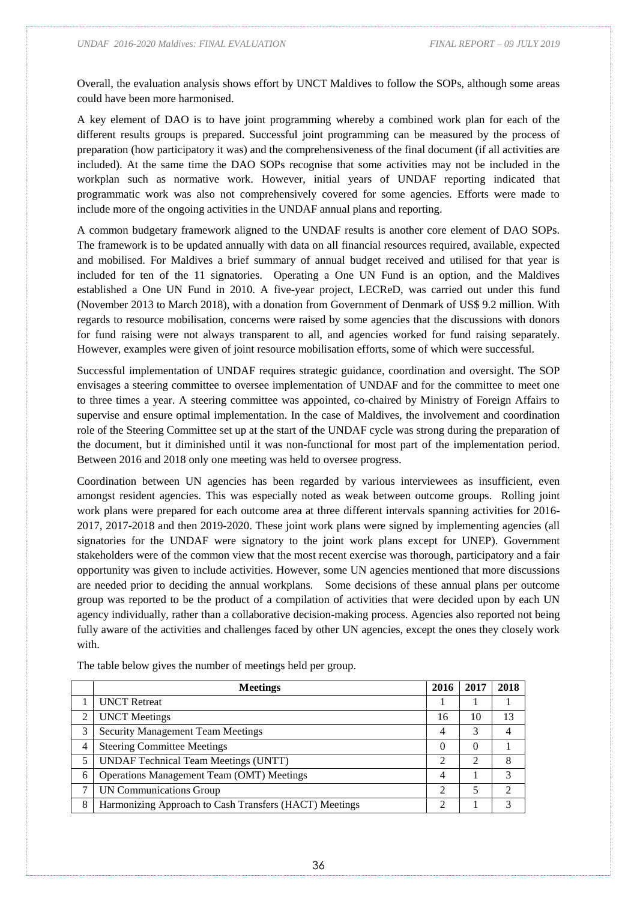Overall, the evaluation analysis shows effort by UNCT Maldives to follow the SOPs, although some areas could have been more harmonised.

A key element of DAO is to have joint programming whereby a combined work plan for each of the different results groups is prepared. Successful joint programming can be measured by the process of preparation (how participatory it was) and the comprehensiveness of the final document (if all activities are included). At the same time the DAO SOPs recognise that some activities may not be included in the workplan such as normative work. However, initial years of UNDAF reporting indicated that programmatic work was also not comprehensively covered for some agencies. Efforts were made to include more of the ongoing activities in the UNDAF annual plans and reporting.

A common budgetary framework aligned to the UNDAF results is another core element of DAO SOPs. The framework is to be updated annually with data on all financial resources required, available, expected and mobilised. For Maldives a brief summary of annual budget received and utilised for that year is included for ten of the 11 signatories. Operating a One UN Fund is an option, and the Maldives established a One UN Fund in 2010. A five-year project, LECReD, was carried out under this fund (November 2013 to March 2018), with a donation from Government of Denmark of US$ 9.2 million. With regards to resource mobilisation, concerns were raised by some agencies that the discussions with donors for fund raising were not always transparent to all, and agencies worked for fund raising separately. However, examples were given of joint resource mobilisation efforts, some of which were successful.

Successful implementation of UNDAF requires strategic guidance, coordination and oversight. The SOP envisages a steering committee to oversee implementation of UNDAF and for the committee to meet one to three times a year. A steering committee was appointed, co-chaired by Ministry of Foreign Affairs to supervise and ensure optimal implementation. In the case of Maldives, the involvement and coordination role of the Steering Committee set up at the start of the UNDAF cycle was strong during the preparation of the document, but it diminished until it was non-functional for most part of the implementation period. Between 2016 and 2018 only one meeting was held to oversee progress.

Coordination between UN agencies has been regarded by various interviewees as insufficient, even amongst resident agencies. This was especially noted as weak between outcome groups. Rolling joint work plans were prepared for each outcome area at three different intervals spanning activities for 2016-2017, 2017-2018 and then 2019-2020. These joint work plans were signed by implementing agencies (all signatories for the UNDAF were signatory to the joint work plans except for UNEP). Government stakeholders were of the common view that the most recent exercise was thorough, participatory and a fair opportunity was given to include activities. However, some UN agencies mentioned that more discussions are needed prior to deciding the annual workplans. Some decisions of these annual plans per outcome group was reported to be the product of a compilation of activities that were decided upon by each UN agency individually, rather than a collaborative decision-making process. Agencies also reported not being fully aware of the activities and challenges faced by other UN agencies, except the ones they closely work with.

The table below gives the number of meetings held per group.

| | Meetings | 2016 | 2017 | 2018 |
|---|---|---|---|---|
| 1 | UNCT Retreat | 1 | 1 | 1 |
| 2 | UNCT Meetings | 16 | 10 | 13 |
| 3 | Security Management Team Meetings | 4 | 3 | 4 |
| 4 | Steering Committee Meetings | 0 | 0 | 1 |
| 5 | UNDAF Technical Team Meetings (UNTT) | 2 | 2 | 8 |
| 6 | Operations Management Team (OMT) Meetings | 4 | 1 | 3 |
| 7 | UN Communications Group | 2 | 5 | 2 |
| 8 | Harmonizing Approach to Cash Transfers (HACT) Meetings | 2 | 1 | 3 |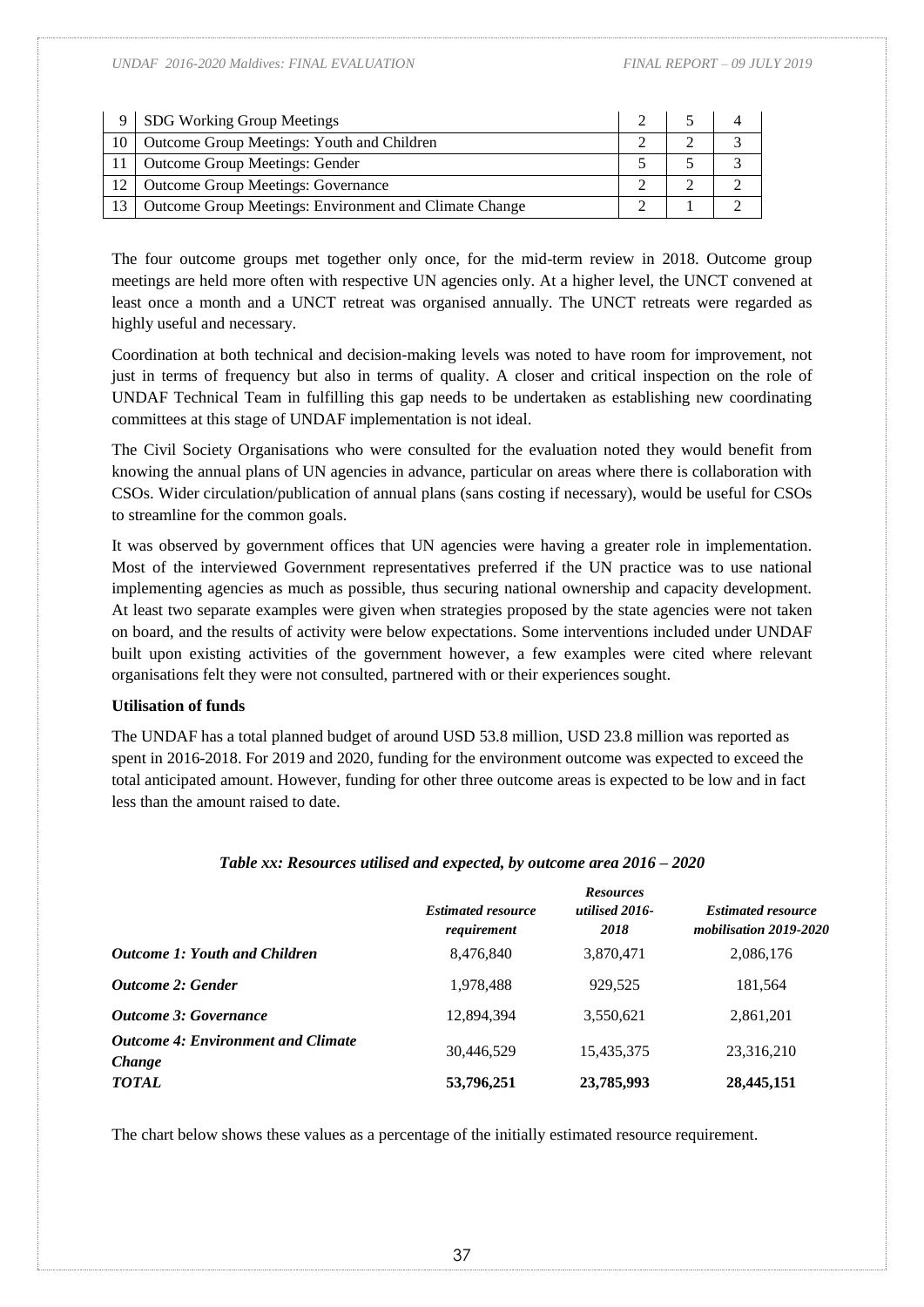| 9 | SDG Working Group Meetings | 2 | 5 | 4 |
|---|---|---|---|---|
| 10 | Outcome Group Meetings: Youth and Children | 2 | 2 | 3 |
| 11 | Outcome Group Meetings: Gender | 5 | 5 | 3 |
| 12 | Outcome Group Meetings: Governance | 2 | 2 | 2 |
| 13 | Outcome Group Meetings: Environment and Climate Change | 2 | 1 | 2 |

The four outcome groups met together only once, for the mid-term review in 2018. Outcome group meetings are held more often with respective UN agencies only. At a higher level, the UNCT convened at least once a month and a UNCT retreat was organised annually. The UNCT retreats were regarded as highly useful and necessary.

Coordination at both technical and decision-making levels was noted to have room for improvement, not just in terms of frequency but also in terms of quality. A closer and critical inspection on the role of UNDAF Technical Team in fulfilling this gap needs to be undertaken as establishing new coordinating committees at this stage of UNDAF implementation is not ideal.

The Civil Society Organisations who were consulted for the evaluation noted they would benefit from knowing the annual plans of UN agencies in advance, particular on areas where there is collaboration with CSOs. Wider circulation/publication of annual plans (sans costing if necessary), would be useful for CSOs to streamline for the common goals.

It was observed by government offices that UN agencies were having a greater role in implementation. Most of the interviewed Government representatives preferred if the UN practice was to use national implementing agencies as much as possible, thus securing national ownership and capacity development. At least two separate examples were given when strategies proposed by the state agencies were not taken on board, and the results of activity were below expectations. Some interventions included under UNDAF built upon existing activities of the government however, a few examples were cited where relevant organisations felt they were not consulted, partnered with or their experiences sought.

**Utilisation of funds**

The UNDAF has a total planned budget of around USD 53.8 million, USD 23.8 million was reported as spent in 2016-2018. For 2019 and 2020, funding for the environment outcome was expected to exceed the total anticipated amount. However, funding for other three outcome areas is expected to be low and in fact less than the amount raised to date.

***Table xx: Resources utilised and expected, by outcome area 2016 – 2020***

| | *Estimated resource requirement* | *Resources utilised 2016-2018* | *Estimated resource mobilisation 2019-2020* |
|---|---|---|---|
| ***Outcome 1: Youth and Children*** | 8,476,840 | 3,870,471 | 2,086,176 |
| ***Outcome 2: Gender*** | 1,978,488 | 929,525 | 181,564 |
| ***Outcome 3: Governance*** | 12,894,394 | 3,550,621 | 2,861,201 |
| ***Outcome 4: Environment and Climate Change*** | 30,446,529 | 15,435,375 | 23,316,210 |
| ***TOTAL*** | **53,796,251** | **23,785,993** | **28,445,151** |

The chart below shows these values as a percentage of the initially estimated resource requirement.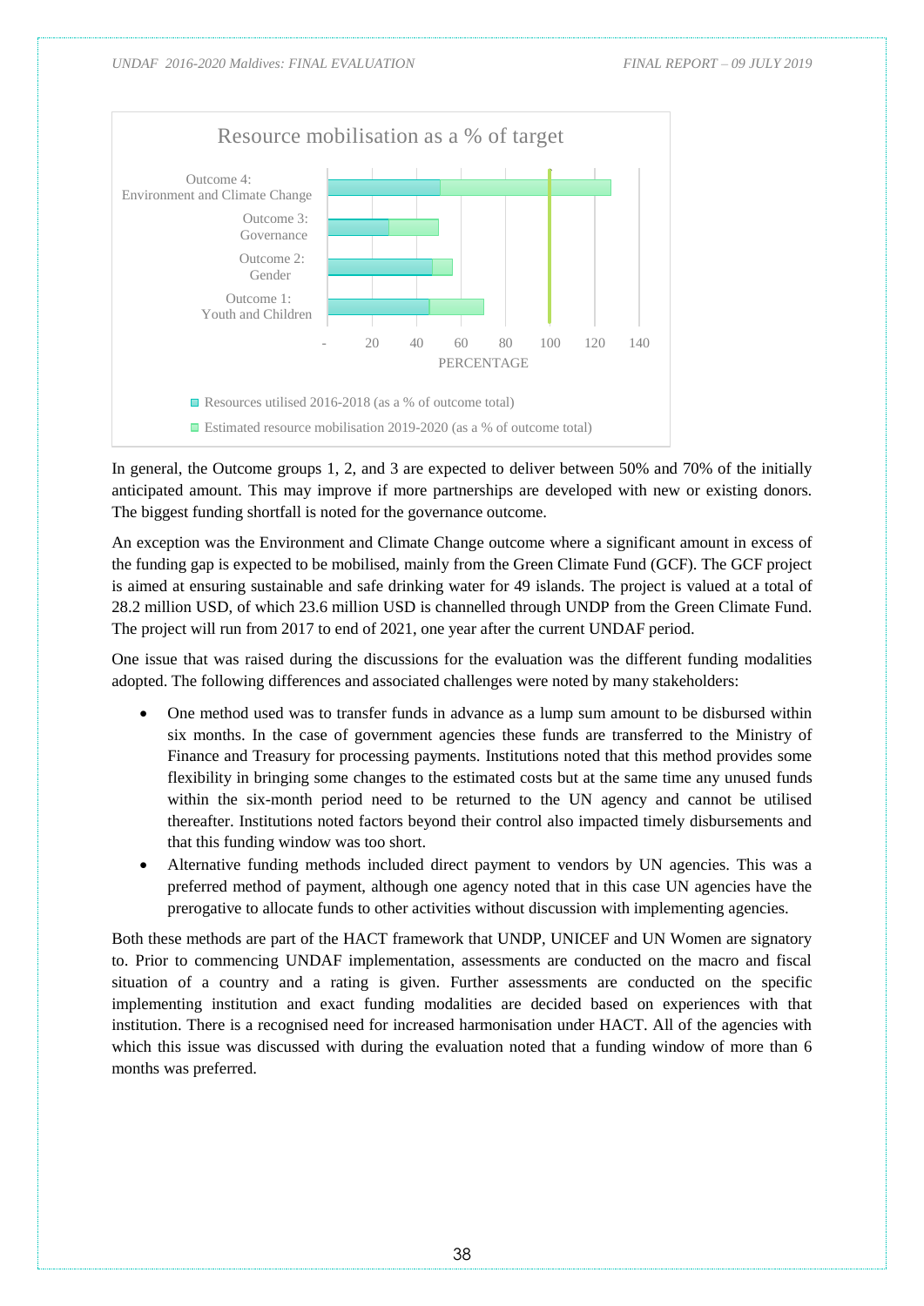Resource mobilisation as a % of target

Outcome 4: Environment and Climate Change

Outcome 3: Governance

Outcome 2: Gender

Outcome 1: Youth and Children

- 20 40 60 80 100 120 140

PERCENTAGE

Resources utilised 2016-2018 (as a % of outcome total)

Estimated resource mobilisation 2019-2020 (as a % of outcome total)

In general, the Outcome groups 1, 2, and 3 are expected to deliver between 50% and 70% of the initially anticipated amount. This may improve if more partnerships are developed with new or existing donors. The biggest funding shortfall is noted for the governance outcome.

An exception was the Environment and Climate Change outcome where a significant amount in excess of the funding gap is expected to be mobilised, mainly from the Green Climate Fund (GCF). The GCF project is aimed at ensuring sustainable and safe drinking water for 49 islands. The project is valued at a total of 28.2 million USD, of which 23.6 million USD is channelled through UNDP from the Green Climate Fund. The project will run from 2017 to end of 2021, one year after the current UNDAF period.

One issue that was raised during the discussions for the evaluation was the different funding modalities adopted. The following differences and associated challenges were noted by many stakeholders:

- One method used was to transfer funds in advance as a lump sum amount to be disbursed within six months. In the case of government agencies these funds are transferred to the Ministry of Finance and Treasury for processing payments. Institutions noted that this method provides some flexibility in bringing some changes to the estimated costs but at the same time any unused funds within the six-month period need to be returned to the UN agency and cannot be utilised thereafter. Institutions noted factors beyond their control also impacted timely disbursements and that this funding window was too short.
- Alternative funding methods included direct payment to vendors by UN agencies. This was a preferred method of payment, although one agency noted that in this case UN agencies have the prerogative to allocate funds to other activities without discussion with implementing agencies.

Both these methods are part of the HACT framework that UNDP, UNICEF and UN Women are signatory to. Prior to commencing UNDAF implementation, assessments are conducted on the macro and fiscal situation of a country and a rating is given. Further assessments are conducted on the specific implementing institution and exact funding modalities are decided based on experiences with that institution. There is a recognised need for increased harmonisation under HACT. All of the agencies with which this issue was discussed with during the evaluation noted that a funding window of more than 6 months was preferred.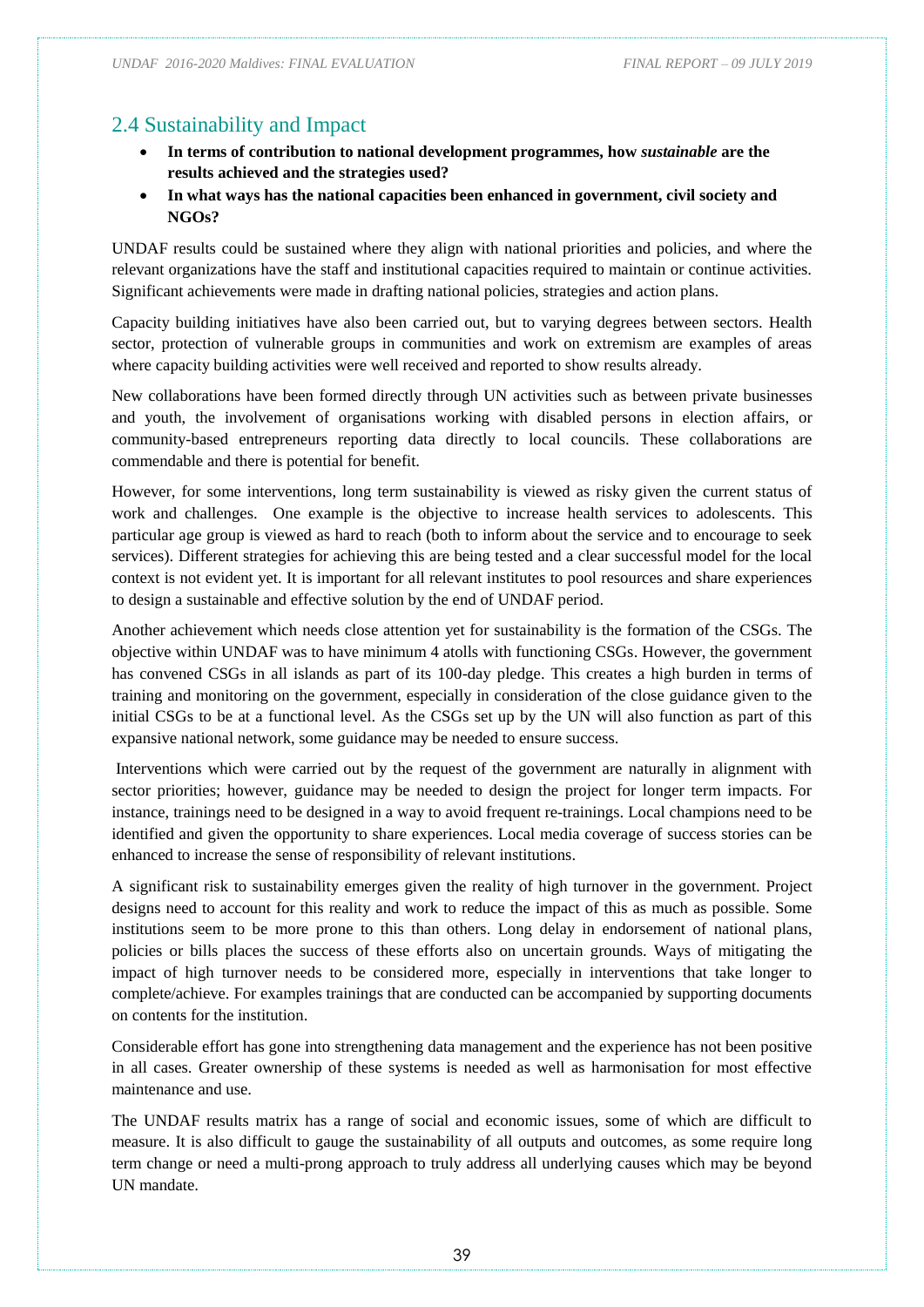## 2.4 Sustainability and Impact

- **In terms of contribution to national development programmes, how *sustainable* are the results achieved and the strategies used?**
- **In what ways has the national capacities been enhanced in government, civil society and NGOs?**

UNDAF results could be sustained where they align with national priorities and policies, and where the relevant organizations have the staff and institutional capacities required to maintain or continue activities. Significant achievements were made in drafting national policies, strategies and action plans.

Capacity building initiatives have also been carried out, but to varying degrees between sectors. Health sector, protection of vulnerable groups in communities and work on extremism are examples of areas where capacity building activities were well received and reported to show results already.

New collaborations have been formed directly through UN activities such as between private businesses and youth, the involvement of organisations working with disabled persons in election affairs, or community-based entrepreneurs reporting data directly to local councils. These collaborations are commendable and there is potential for benefit.

However, for some interventions, long term sustainability is viewed as risky given the current status of work and challenges. One example is the objective to increase health services to adolescents. This particular age group is viewed as hard to reach (both to inform about the service and to encourage to seek services). Different strategies for achieving this are being tested and a clear successful model for the local context is not evident yet. It is important for all relevant institutes to pool resources and share experiences to design a sustainable and effective solution by the end of UNDAF period.

Another achievement which needs close attention yet for sustainability is the formation of the CSGs. The objective within UNDAF was to have minimum 4 atolls with functioning CSGs. However, the government has convened CSGs in all islands as part of its 100-day pledge. This creates a high burden in terms of training and monitoring on the government, especially in consideration of the close guidance given to the initial CSGs to be at a functional level. As the CSGs set up by the UN will also function as part of this expansive national network, some guidance may be needed to ensure success.

Interventions which were carried out by the request of the government are naturally in alignment with sector priorities; however, guidance may be needed to design the project for longer term impacts. For instance, trainings need to be designed in a way to avoid frequent re-trainings. Local champions need to be identified and given the opportunity to share experiences. Local media coverage of success stories can be enhanced to increase the sense of responsibility of relevant institutions.

A significant risk to sustainability emerges given the reality of high turnover in the government. Project designs need to account for this reality and work to reduce the impact of this as much as possible. Some institutions seem to be more prone to this than others. Long delay in endorsement of national plans, policies or bills places the success of these efforts also on uncertain grounds. Ways of mitigating the impact of high turnover needs to be considered more, especially in interventions that take longer to complete/achieve. For examples trainings that are conducted can be accompanied by supporting documents on contents for the institution.

Considerable effort has gone into strengthening data management and the experience has not been positive in all cases. Greater ownership of these systems is needed as well as harmonisation for most effective maintenance and use.

The UNDAF results matrix has a range of social and economic issues, some of which are difficult to measure. It is also difficult to gauge the sustainability of all outputs and outcomes, as some require long term change or need a multi-prong approach to truly address all underlying causes which may be beyond UN mandate.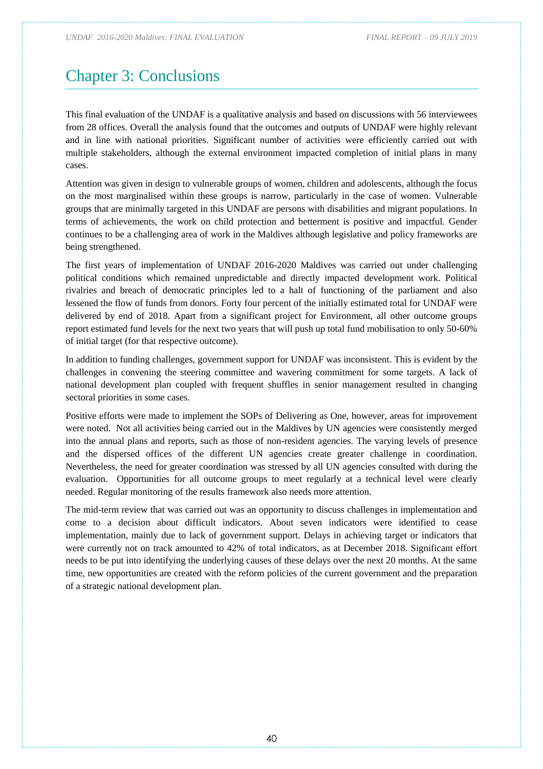# Chapter 3: Conclusions

This final evaluation of the UNDAF is a qualitative analysis and based on discussions with 56 interviewees from 28 offices. Overall the analysis found that the outcomes and outputs of UNDAF were highly relevant and in line with national priorities. Significant number of activities were efficiently carried out with multiple stakeholders, although the external environment impacted completion of initial plans in many cases.

Attention was given in design to vulnerable groups of women, children and adolescents, although the focus on the most marginalised within these groups is narrow, particularly in the case of women. Vulnerable groups that are minimally targeted in this UNDAF are persons with disabilities and migrant populations. In terms of achievements, the work on child protection and betterment is positive and impactful. Gender continues to be a challenging area of work in the Maldives although legislative and policy frameworks are being strengthened.

The first years of implementation of UNDAF 2016-2020 Maldives was carried out under challenging political conditions which remained unpredictable and directly impacted development work. Political rivalries and breach of democratic principles led to a halt of functioning of the parliament and also lessened the flow of funds from donors. Forty four percent of the initially estimated total for UNDAF were delivered by end of 2018. Apart from a significant project for Environment, all other outcome groups report estimated fund levels for the next two years that will push up total fund mobilisation to only 50-60% of initial target (for that respective outcome).

In addition to funding challenges, government support for UNDAF was inconsistent. This is evident by the challenges in convening the steering committee and wavering commitment for some targets. A lack of national development plan coupled with frequent shuffles in senior management resulted in changing sectoral priorities in some cases.

Positive efforts were made to implement the SOPs of Delivering as One, however, areas for improvement were noted. Not all activities being carried out in the Maldives by UN agencies were consistently merged into the annual plans and reports, such as those of non-resident agencies. The varying levels of presence and the dispersed offices of the different UN agencies create greater challenge in coordination. Nevertheless, the need for greater coordination was stressed by all UN agencies consulted with during the evaluation. Opportunities for all outcome groups to meet regularly at a technical level were clearly needed. Regular monitoring of the results framework also needs more attention.

The mid-term review that was carried out was an opportunity to discuss challenges in implementation and come to a decision about difficult indicators. About seven indicators were identified to cease implementation, mainly due to lack of government support. Delays in achieving target or indicators that were currently not on track amounted to 42% of total indicators, as at December 2018. Significant effort needs to be put into identifying the underlying causes of these delays over the next 20 months. At the same time, new opportunities are created with the reform policies of the current government and the preparation of a strategic national development plan.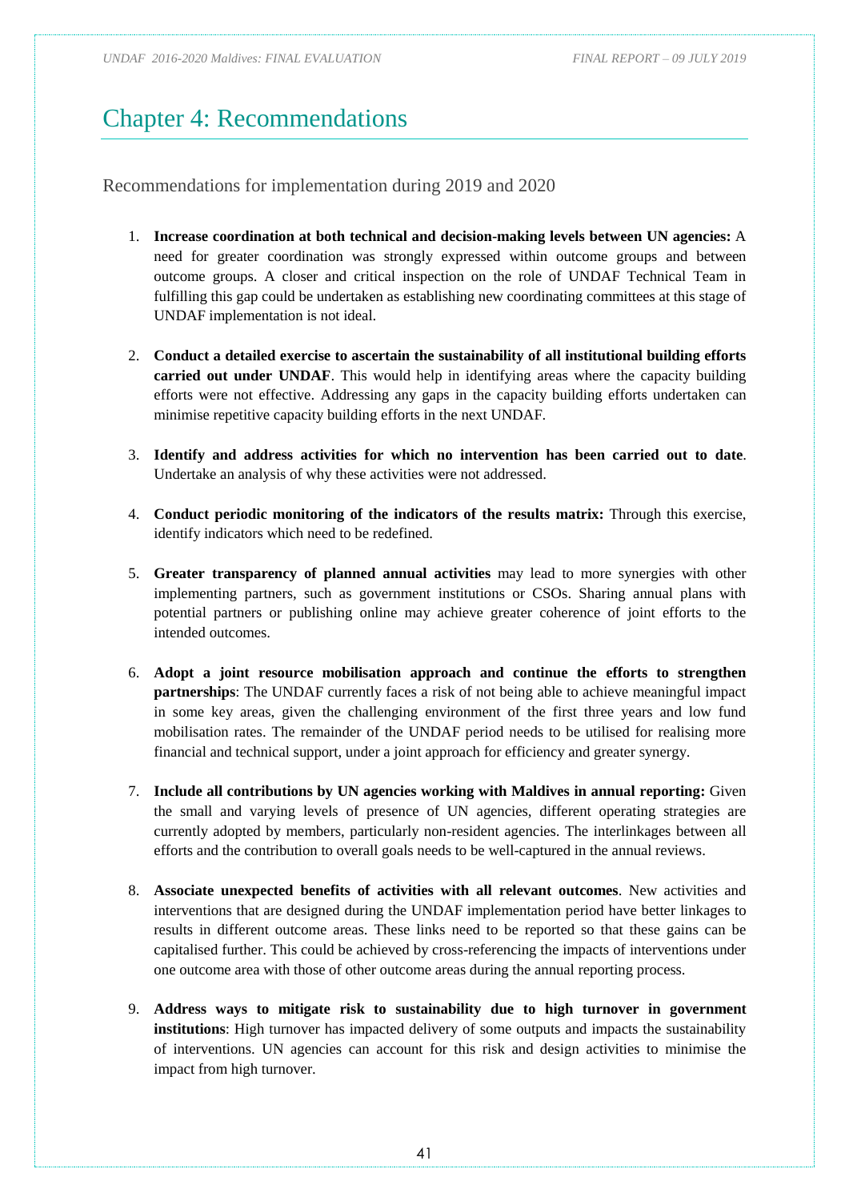# Chapter 4: Recommendations

## Recommendations for implementation during 2019 and 2020

1. **Increase coordination at both technical and decision-making levels between UN agencies:** A need for greater coordination was strongly expressed within outcome groups and between outcome groups. A closer and critical inspection on the role of UNDAF Technical Team in fulfilling this gap could be undertaken as establishing new coordinating committees at this stage of UNDAF implementation is not ideal.

2. **Conduct a detailed exercise to ascertain the sustainability of all institutional building efforts carried out under UNDAF**. This would help in identifying areas where the capacity building efforts were not effective. Addressing any gaps in the capacity building efforts undertaken can minimise repetitive capacity building efforts in the next UNDAF.

3. **Identify and address activities for which no intervention has been carried out to date**. Undertake an analysis of why these activities were not addressed.

4. **Conduct periodic monitoring of the indicators of the results matrix:** Through this exercise, identify indicators which need to be redefined.

5. **Greater transparency of planned annual activities** may lead to more synergies with other implementing partners, such as government institutions or CSOs. Sharing annual plans with potential partners or publishing online may achieve greater coherence of joint efforts to the intended outcomes.

6. **Adopt a joint resource mobilisation approach and continue the efforts to strengthen partnerships**: The UNDAF currently faces a risk of not being able to achieve meaningful impact in some key areas, given the challenging environment of the first three years and low fund mobilisation rates. The remainder of the UNDAF period needs to be utilised for realising more financial and technical support, under a joint approach for efficiency and greater synergy.

7. **Include all contributions by UN agencies working with Maldives in annual reporting:** Given the small and varying levels of presence of UN agencies, different operating strategies are currently adopted by members, particularly non-resident agencies. The interlinkages between all efforts and the contribution to overall goals needs to be well-captured in the annual reviews.

8. **Associate unexpected benefits of activities with all relevant outcomes**. New activities and interventions that are designed during the UNDAF implementation period have better linkages to results in different outcome areas. These links need to be reported so that these gains can be capitalised further. This could be achieved by cross-referencing the impacts of interventions under one outcome area with those of other outcome areas during the annual reporting process.

9. **Address ways to mitigate risk to sustainability due to high turnover in government institutions**: High turnover has impacted delivery of some outputs and impacts the sustainability of interventions. UN agencies can account for this risk and design activities to minimise the impact from high turnover.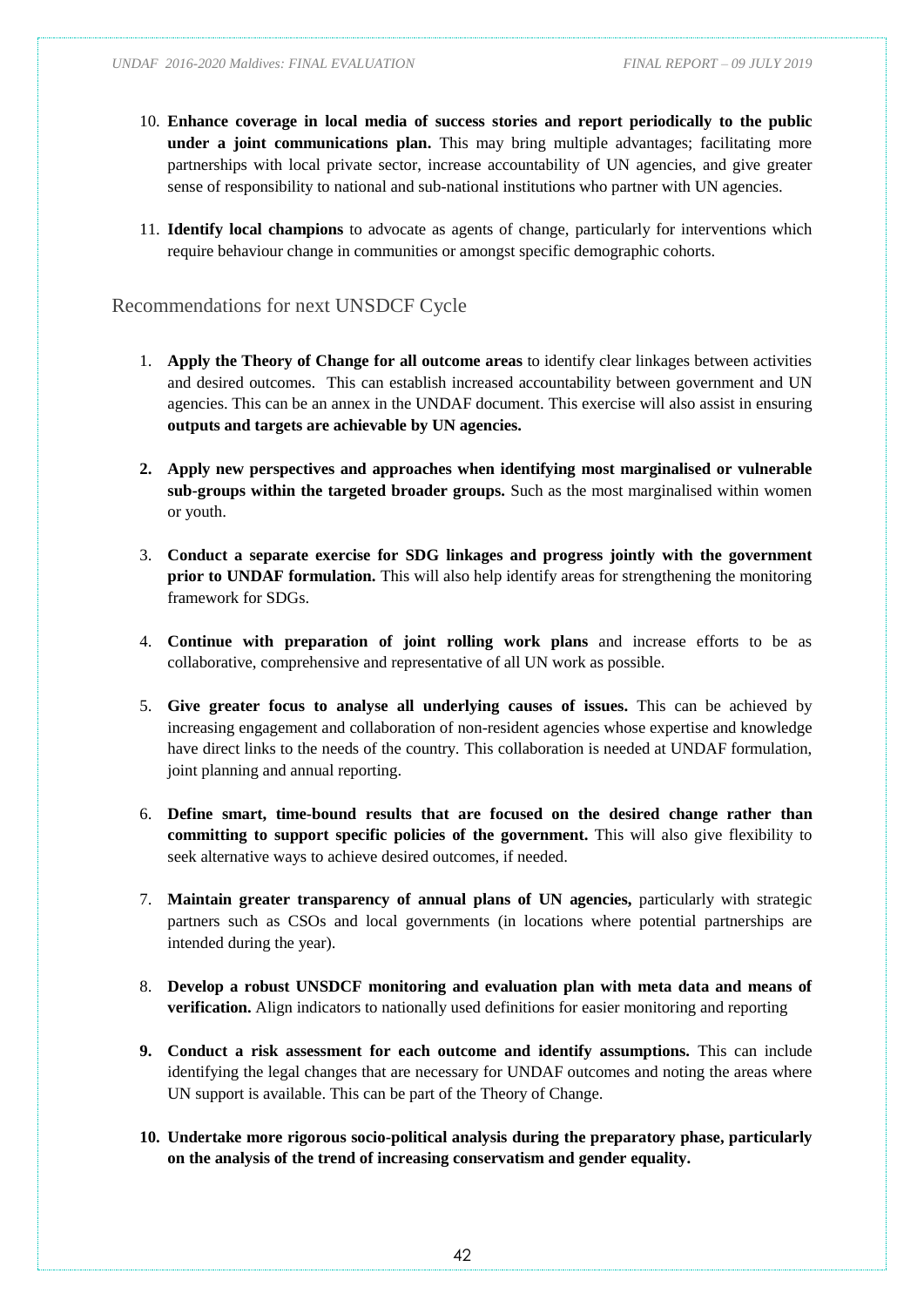10. **Enhance coverage in local media of success stories and report periodically to the public under a joint communications plan.** This may bring multiple advantages; facilitating more partnerships with local private sector, increase accountability of UN agencies, and give greater sense of responsibility to national and sub-national institutions who partner with UN agencies.

11. **Identify local champions** to advocate as agents of change, particularly for interventions which require behaviour change in communities or amongst specific demographic cohorts.

## Recommendations for next UNSDCF Cycle

1. **Apply the Theory of Change for all outcome areas** to identify clear linkages between activities and desired outcomes. This can establish increased accountability between government and UN agencies. This can be an annex in the UNDAF document. This exercise will also assist in ensuring **outputs and targets are achievable by UN agencies.**

2. **Apply new perspectives and approaches when identifying most marginalised or vulnerable sub-groups within the targeted broader groups.** Such as the most marginalised within women or youth.

3. **Conduct a separate exercise for SDG linkages and progress jointly with the government prior to UNDAF formulation.** This will also help identify areas for strengthening the monitoring framework for SDGs.

4. **Continue with preparation of joint rolling work plans** and increase efforts to be as collaborative, comprehensive and representative of all UN work as possible.

5. **Give greater focus to analyse all underlying causes of issues.** This can be achieved by increasing engagement and collaboration of non-resident agencies whose expertise and knowledge have direct links to the needs of the country. This collaboration is needed at UNDAF formulation, joint planning and annual reporting.

6. **Define smart, time-bound results that are focused on the desired change rather than committing to support specific policies of the government.** This will also give flexibility to seek alternative ways to achieve desired outcomes, if needed.

7. **Maintain greater transparency of annual plans of UN agencies,** particularly with strategic partners such as CSOs and local governments (in locations where potential partnerships are intended during the year).

8. **Develop a robust UNSDCF monitoring and evaluation plan with meta data and means of verification.** Align indicators to nationally used definitions for easier monitoring and reporting

9. **Conduct a risk assessment for each outcome and identify assumptions.** This can include identifying the legal changes that are necessary for UNDAF outcomes and noting the areas where UN support is available. This can be part of the Theory of Change.

10. **Undertake more rigorous socio-political analysis during the preparatory phase, particularly on the analysis of the trend of increasing conservatism and gender equality.**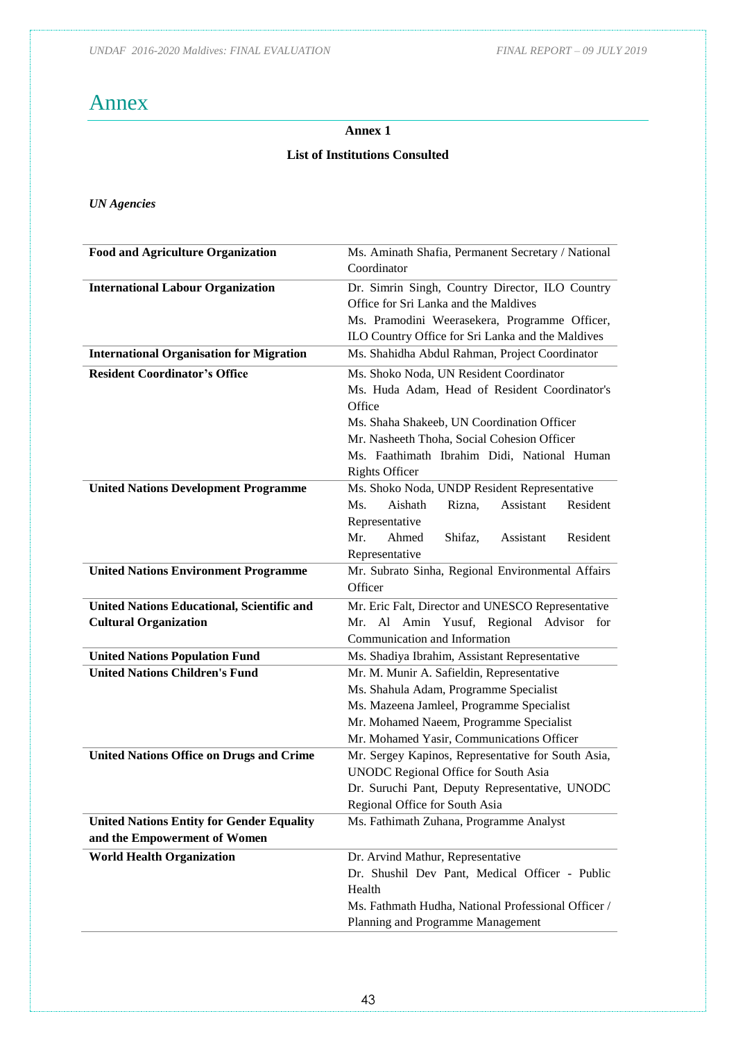# Annex

**Annex 1**

**List of Institutions Consulted**

*UN Agencies*

| | |
|---|---|
| **Food and Agriculture Organization** | Ms. Aminath Shafia, Permanent Secretary / National Coordinator |
| **International Labour Organization** | Dr. Simrin Singh, Country Director, ILO Country Office for Sri Lanka and the Maldives<br>Ms. Pramodini Weerasekera, Programme Officer, ILO Country Office for Sri Lanka and the Maldives |
| **International Organisation for Migration** | Ms. Shahidha Abdul Rahman, Project Coordinator |
| **Resident Coordinator's Office** | Ms. Shoko Noda, UN Resident Coordinator<br>Ms. Huda Adam, Head of Resident Coordinator's Office<br>Ms. Shaha Shakeeb, UN Coordination Officer<br>Mr. Nasheeth Thoha, Social Cohesion Officer<br>Ms. Faathimath Ibrahim Didi, National Human Rights Officer |
| **United Nations Development Programme** | Ms. Shoko Noda, UNDP Resident Representative<br>Ms. Aishath Rizna, Assistant Resident Representative<br>Mr. Ahmed Shifaz, Assistant Resident Representative |
| **United Nations Environment Programme** | Mr. Subrato Sinha, Regional Environmental Affairs Officer |
| **United Nations Educational, Scientific and Cultural Organization** | Mr. Eric Falt, Director and UNESCO Representative<br>Mr. Al Amin Yusuf, Regional Advisor for Communication and Information |
| **United Nations Population Fund** | Ms. Shadiya Ibrahim, Assistant Representative |
| **United Nations Children's Fund** | Mr. M. Munir A. Safieldin, Representative<br>Ms. Shahula Adam, Programme Specialist<br>Ms. Mazeena Jamleel, Programme Specialist<br>Mr. Mohamed Naeem, Programme Specialist<br>Mr. Mohamed Yasir, Communications Officer |
| **United Nations Office on Drugs and Crime** | Mr. Sergey Kapinos, Representative for South Asia, UNODC Regional Office for South Asia<br>Dr. Suruchi Pant, Deputy Representative, UNODC Regional Office for South Asia |
| **United Nations Entity for Gender Equality and the Empowerment of Women** | Ms. Fathimath Zuhana, Programme Analyst |
| **World Health Organization** | Dr. Arvind Mathur, Representative<br>Dr. Shushil Dev Pant, Medical Officer - Public Health<br>Ms. Fathmath Hudha, National Professional Officer / Planning and Programme Management |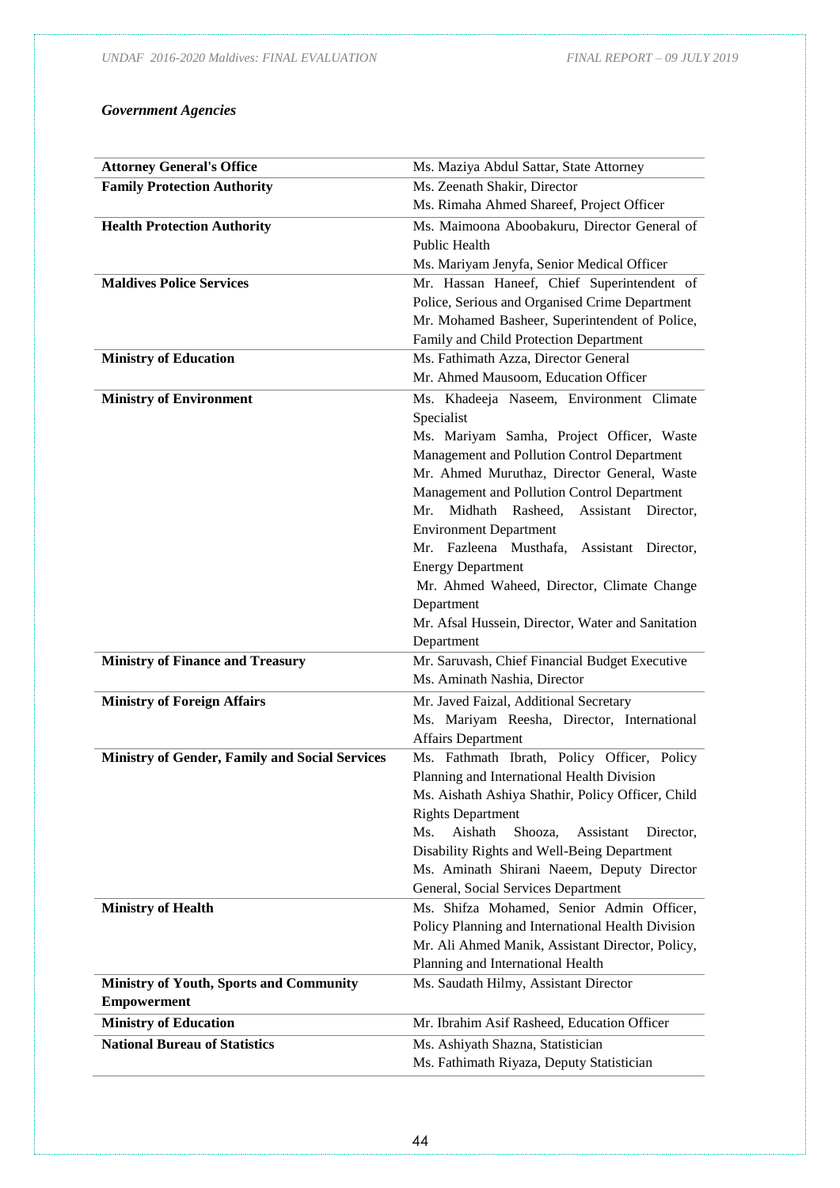### *Government Agencies*

| | |
|---|---|
| **Attorney General's Office** | Ms. Maziya Abdul Sattar, State Attorney |
| **Family Protection Authority** | Ms. Zeenath Shakir, Director<br>Ms. Rimaha Ahmed Shareef, Project Officer |
| **Health Protection Authority** | Ms. Maimoona Aboobakuru, Director General of Public Health<br>Ms. Mariyam Jenyfa, Senior Medical Officer |
| **Maldives Police Services** | Mr. Hassan Haneef, Chief Superintendent of Police, Serious and Organised Crime Department<br>Mr. Mohamed Basheer, Superintendent of Police, Family and Child Protection Department |
| **Ministry of Education** | Ms. Fathimath Azza, Director General<br>Mr. Ahmed Mausoom, Education Officer |
| **Ministry of Environment** | Ms. Khadeeja Naseem, Environment Climate Specialist<br>Ms. Mariyam Samha, Project Officer, Waste Management and Pollution Control Department<br>Mr. Ahmed Muruthaz, Director General, Waste Management and Pollution Control Department<br>Mr. Midhath Rasheed, Assistant Director, Environment Department<br>Mr. Fazleena Musthafa, Assistant Director, Energy Department<br>Mr. Ahmed Waheed, Director, Climate Change Department<br>Mr. Afsal Hussein, Director, Water and Sanitation Department |
| **Ministry of Finance and Treasury** | Mr. Saruvash, Chief Financial Budget Executive<br>Ms. Aminath Nashia, Director |
| **Ministry of Foreign Affairs** | Mr. Javed Faizal, Additional Secretary<br>Ms. Mariyam Reesha, Director, International Affairs Department |
| **Ministry of Gender, Family and Social Services** | Ms. Fathmath Ibrath, Policy Officer, Policy Planning and International Health Division<br>Ms. Aishath Ashiya Shathir, Policy Officer, Child Rights Department<br>Ms. Aishath Shooza, Assistant Director, Disability Rights and Well-Being Department<br>Ms. Aminath Shirani Naeem, Deputy Director General, Social Services Department |
| **Ministry of Health** | Ms. Shifza Mohamed, Senior Admin Officer, Policy Planning and International Health Division<br>Mr. Ali Ahmed Manik, Assistant Director, Policy, Planning and International Health |
| **Ministry of Youth, Sports and Community Empowerment** | Ms. Saudath Hilmy, Assistant Director |
| **Ministry of Education** | Mr. Ibrahim Asif Rasheed, Education Officer |
| **National Bureau of Statistics** | Ms. Ashiyath Shazna, Statistician<br>Ms. Fathimath Riyaza, Deputy Statistician |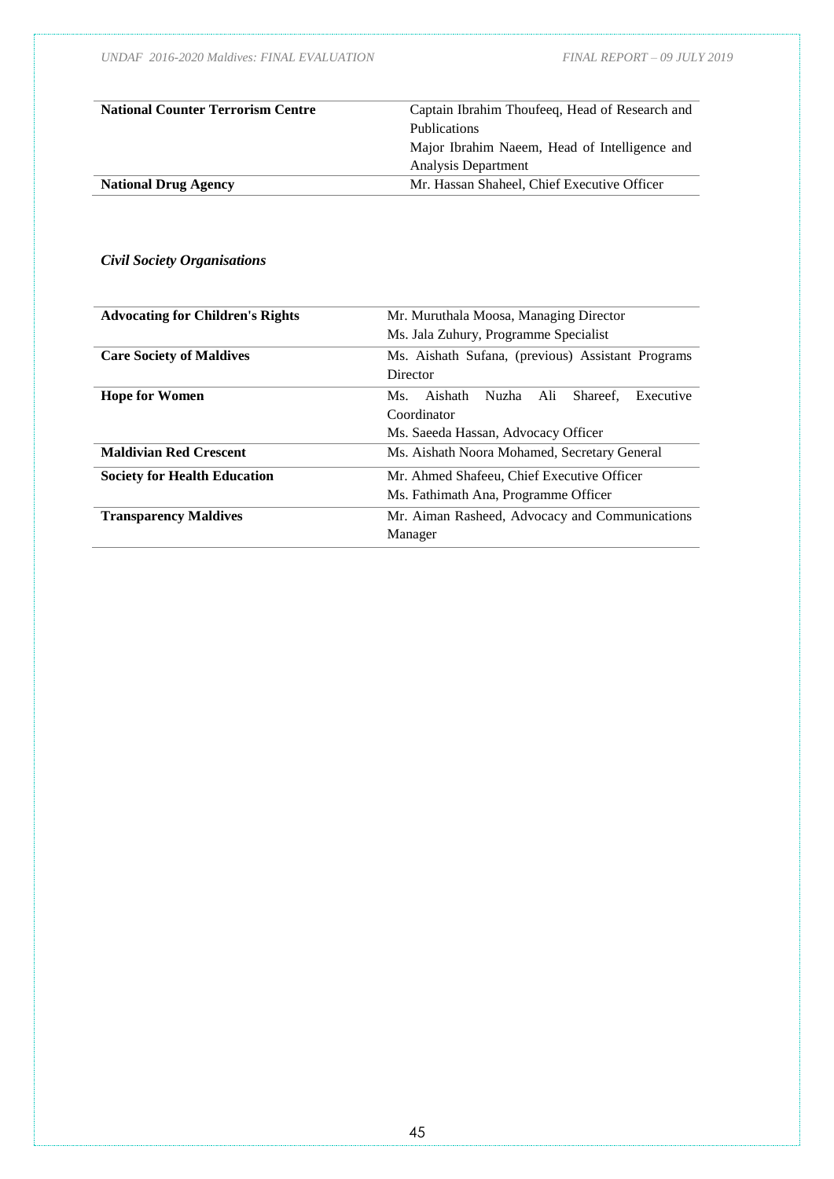| | |
|---|---|
| **National Counter Terrorism Centre** | Captain Ibrahim Thoufeeq, Head of Research and Publications<br>Major Ibrahim Naeem, Head of Intelligence and Analysis Department |
| **National Drug Agency** | Mr. Hassan Shaheel, Chief Executive Officer |

*Civil Society Organisations*

| | |
|---|---|
| **Advocating for Children's Rights** | Mr. Muruthala Moosa, Managing Director<br>Ms. Jala Zuhury, Programme Specialist |
| **Care Society of Maldives** | Ms. Aishath Sufana, (previous) Assistant Programs Director |
| **Hope for Women** | Ms. Aishath Nuzha Ali Shareef, Executive Coordinator<br>Ms. Saeeda Hassan, Advocacy Officer |
| **Maldivian Red Crescent** | Ms. Aishath Noora Mohamed, Secretary General |
| **Society for Health Education** | Mr. Ahmed Shafeeu, Chief Executive Officer<br>Ms. Fathimath Ana, Programme Officer |
| **Transparency Maldives** | Mr. Aiman Rasheed, Advocacy and Communications Manager |